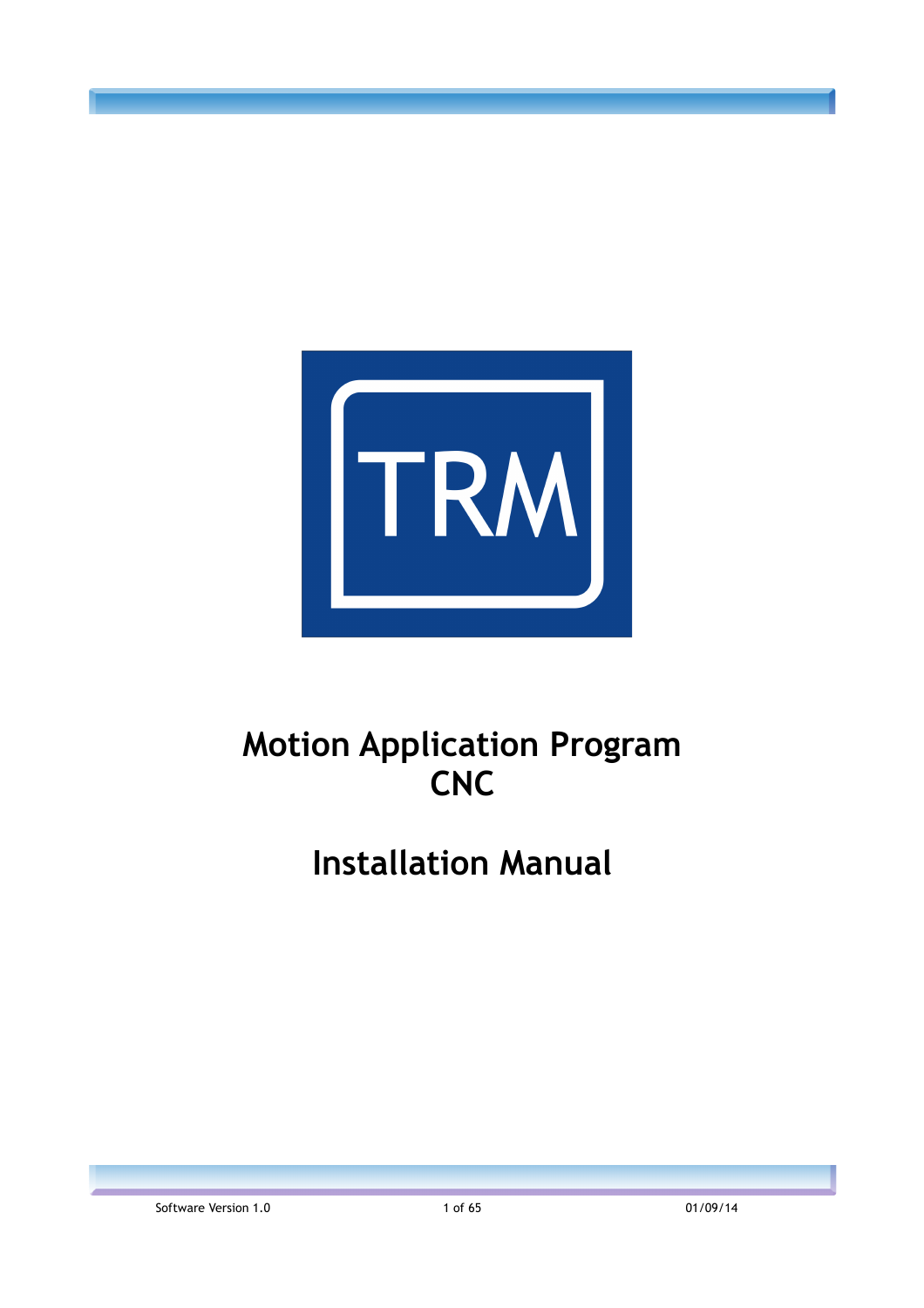# Motion Application Program
# CNC

# Installation Manual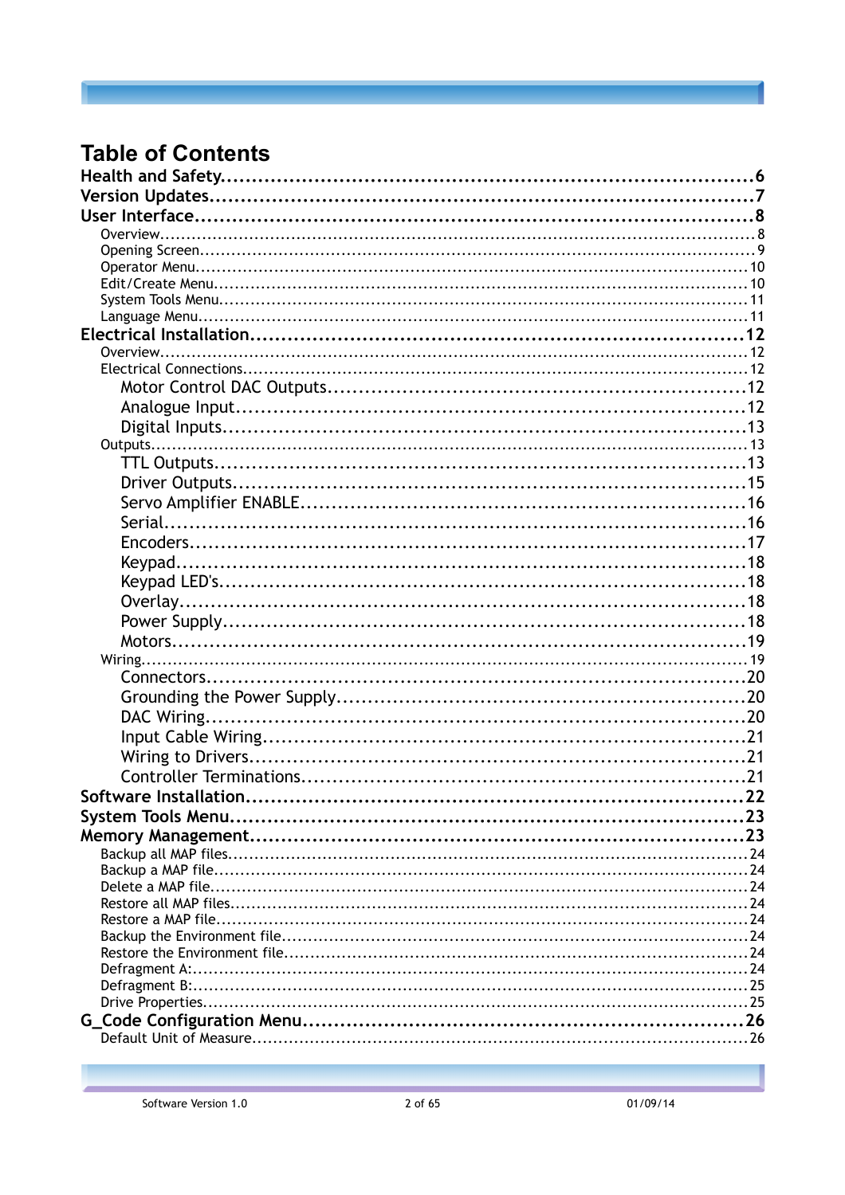# Table of Contents

**Health and Safety** ... 6
**Version Updates** ... 7
**User Interface** ... 8
- Overview ... 8
- Opening Screen ... 9
- Operator Menu ... 10
- Edit/Create Menu ... 10
- System Tools Menu ... 11
- Language Menu ... 11

**Electrical Installation** ... 12
- Overview ... 12
- Electrical Connections ... 12
  - Motor Control DAC Outputs ... 12
  - Analogue Input ... 12
  - Digital Inputs ... 13
- Outputs ... 13
  - TTL Outputs ... 13
  - Driver Outputs ... 15
  - Servo Amplifier ENABLE ... 16
  - Serial ... 16
  - Encoders ... 17
  - Keypad ... 18
  - Keypad LED's ... 18
  - Overlay ... 18
  - Power Supply ... 18
  - Motors ... 19
- Wiring ... 19
  - Connectors ... 20
  - Grounding the Power Supply ... 20
  - DAC Wiring ... 20
  - Input Cable Wiring ... 21
  - Wiring to Drivers ... 21
  - Controller Terminations ... 21

**Software Installation** ... 22
**System Tools Menu** ... 23
**Memory Management** ... 23
- Backup all MAP files ... 24
- Backup a MAP file ... 24
- Delete a MAP file ... 24
- Restore all MAP files ... 24
- Restore a MAP file ... 24
- Backup the Environment file ... 24
- Restore the Environment file ... 24
- Defragment A: ... 24
- Defragment B: ... 25
- Drive Properties ... 25

**G_Code Configuration Menu** ... 26
- Default Unit of Measure ... 26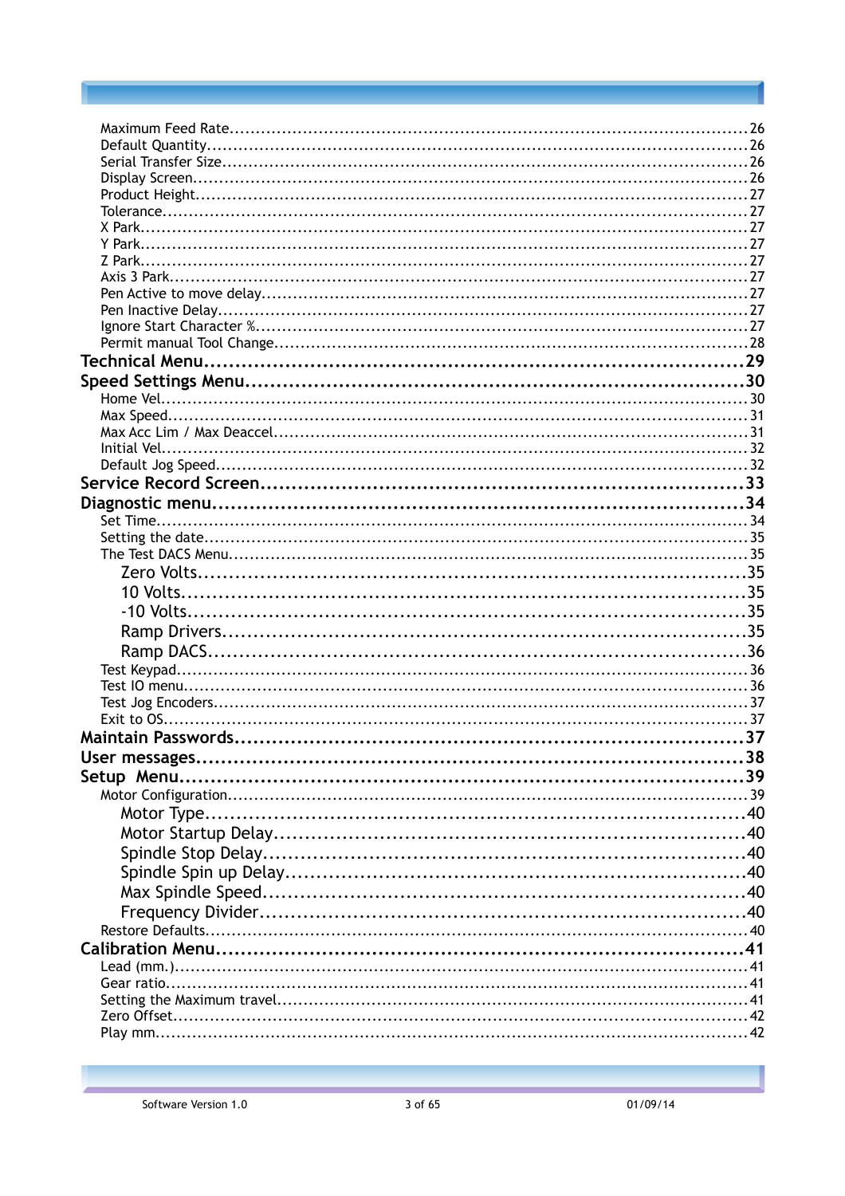Maximum Feed Rate......................................................................................26
Default Quantity.........................................................................................26
Serial Transfer Size.....................................................................................26
Display Screen...........................................................................................26
Product Height...........................................................................................27
Tolerance...................................................................................................27
X Park........................................................................................................27
Y Park........................................................................................................27
Z Park........................................................................................................27
Axis 3 Park.................................................................................................27
Pen Active to move delay............................................................................27
Pen Inactive Delay......................................................................................27
Ignore Start Character %.............................................................................27
Permit manual Tool Change.........................................................................28

Technical Menu........................................................................29

Speed Settings Menu...............................................................30

Home Vel....................................................................................................30
Max Speed..................................................................................................31
Max Acc Lim / Max Deaccel.........................................................................31
Initial Vel.....................................................................................................32
Default Jog Speed........................................................................................32

Service Record Screen.............................................................33

Diagnostic menu......................................................................34

Set Time......................................................................................................34
Setting the date...........................................................................................35
The Test DACS Menu....................................................................................35

Zero Volts..................................................................................35
10 Volts......................................................................................35
-10 Volts.....................................................................................35
Ramp Drivers..............................................................................35
Ramp DACS.................................................................................36

Test Keypad.................................................................................................36
Test IO menu...............................................................................................36
Test Jog Encoders........................................................................................37
Exit to OS.....................................................................................................37

Maintain Passwords.................................................................37

User messages.........................................................................38

Setup Menu.............................................................................39

Motor Configuration......................................................................................39

Motor Type.................................................................................40
Motor Startup Delay.....................................................................40
Spindle Stop Delay.......................................................................40
Spindle Spin up Delay..................................................................40
Max Spindle Speed.......................................................................40
Frequency Divider........................................................................40

Restore Defaults...........................................................................................40

Calibration Menu......................................................................41

Lead (mm.)...................................................................................................41
Gear ratio.....................................................................................................41
Setting the Maximum travel..........................................................................41
Zero Offset...................................................................................................42
Play mm.......................................................................................................42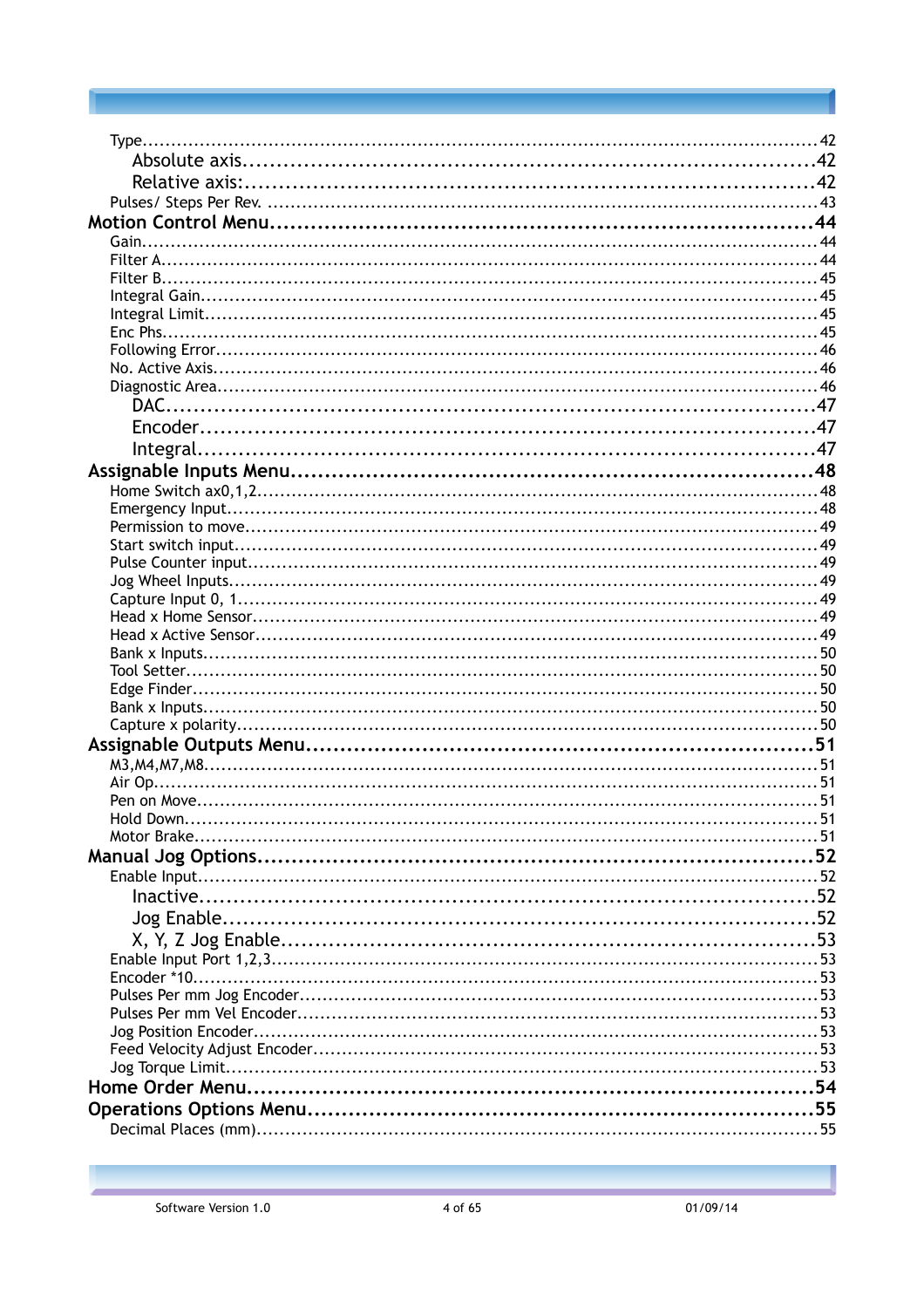Type .......................................................... 42

Absolute axis .......................................................... 42

Relative axis: .......................................................... 42

Pulses/ Steps Per Rev. .......................................................... 43

**Motion Control Menu .......................................................... 44**

Gain .......................................................... 44

Filter A .......................................................... 44

Filter B .......................................................... 45

Integral Gain .......................................................... 45

Integral Limit .......................................................... 45

Enc Phs .......................................................... 45

Following Error .......................................................... 46

No. Active Axis .......................................................... 46

Diagnostic Area .......................................................... 46

DAC .......................................................... 47

Encoder .......................................................... 47

Integral .......................................................... 47

**Assignable Inputs Menu .......................................................... 48**

Home Switch ax0,1,2 .......................................................... 48

Emergency Input .......................................................... 48

Permission to move .......................................................... 49

Start switch input .......................................................... 49

Pulse Counter input .......................................................... 49

Jog Wheel Inputs .......................................................... 49

Capture Input 0, 1 .......................................................... 49

Head x Home Sensor .......................................................... 49

Head x Active Sensor .......................................................... 49

Bank x Inputs .......................................................... 50

Tool Setter .......................................................... 50

Edge Finder .......................................................... 50

Bank x Inputs .......................................................... 50

Capture x polarity .......................................................... 50

**Assignable Outputs Menu .......................................................... 51**

M3,M4,M7,M8 .......................................................... 51

Air Op .......................................................... 51

Pen on Move .......................................................... 51

Hold Down .......................................................... 51

Motor Brake .......................................................... 51

**Manual Jog Options .......................................................... 52**

Enable Input .......................................................... 52

Inactive .......................................................... 52

Jog Enable .......................................................... 52

X, Y, Z Jog Enable .......................................................... 53

Enable Input Port 1,2,3 .......................................................... 53

Encoder *10 .......................................................... 53

Pulses Per mm Jog Encoder .......................................................... 53

Pulses Per mm Vel Encoder .......................................................... 53

Jog Position Encoder .......................................................... 53

Feed Velocity Adjust Encoder .......................................................... 53

Jog Torque Limit .......................................................... 53

**Home Order Menu .......................................................... 54**

**Operations Options Menu .......................................................... 55**

Decimal Places (mm) .......................................................... 55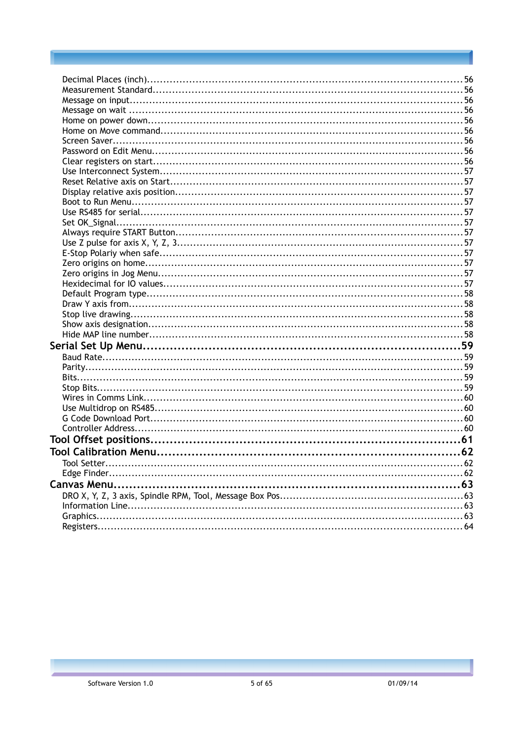Decimal Places (inch).......................................................................................56
Measurement Standard.......................................................................................56
Message on input.............................................................................................56
Message on wait ..............................................................................................56
Home on power down........................................................................................56
Home on Move command...................................................................................56
Screen Saver.....................................................................................................56
Password on Edit Menu......................................................................................56
Clear registers on start.......................................................................................56
Use Interconnect System....................................................................................57
Reset Relative axis on Start................................................................................57
Display relative axis position...............................................................................57
Boot to Run Menu..............................................................................................57
Use RS485 for serial..........................................................................................57
Set OK_Signal...................................................................................................57
Always require START Button..............................................................................57
Use Z pulse for axis X, Y, Z, 3..............................................................................57
E-Stop Polariy when safe....................................................................................57
Zero origins on home.........................................................................................57
Zero origins in Jog Menu....................................................................................57
Hexidecimal for IO values...................................................................................57
Default Program type.........................................................................................58
Draw Y axis from...............................................................................................58
Stop live drawing...............................................................................................58
Show axis designation........................................................................................58
Hide MAP line number........................................................................................58

**Serial Set Up Menu..........................................................................59**

Baud Rate.........................................................................................................59
Parity................................................................................................................59
Bits...................................................................................................................59
Stop Bits...........................................................................................................59
Wires in Comms Link..........................................................................................60
Use Multidrop on RS485......................................................................................60
G Code Download Port........................................................................................60
Controller Address..............................................................................................60

**Tool Offset positions..........................................................................61**

**Tool Calibration Menu.......................................................................62**

Tool Setter.........................................................................................................62
Edge Finder.......................................................................................................62

**Canvas Menu.....................................................................................63**

DRO X, Y, Z, 3 axis, Spindle RPM, Tool, Message Box Pos........................................63
Information Line.................................................................................................63
Graphics............................................................................................................63
Registers............................................................................................................64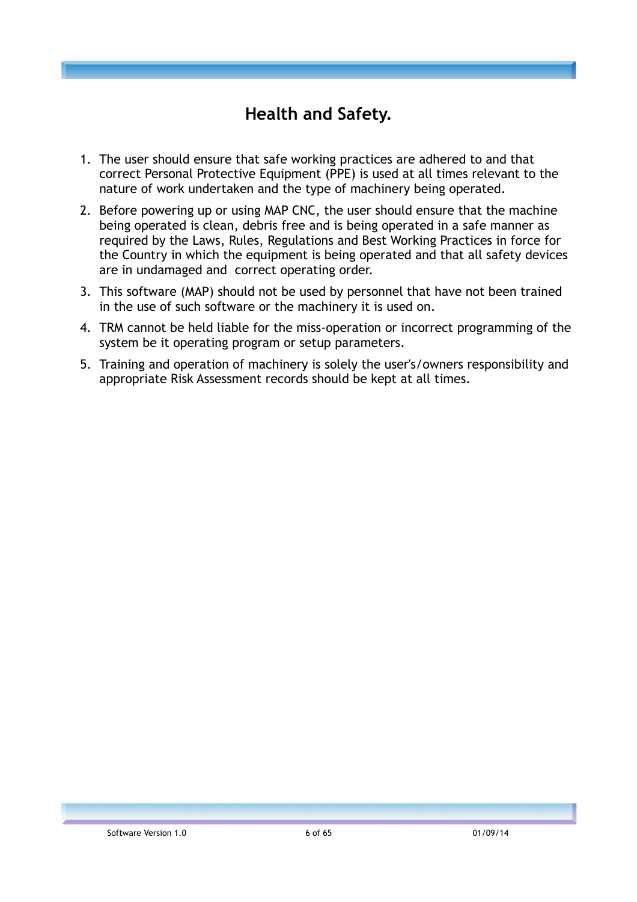# Health and Safety.

1. The user should ensure that safe working practices are adhered to and that correct Personal Protective Equipment (PPE) is used at all times relevant to the nature of work undertaken and the type of machinery being operated.
2. Before powering up or using MAP CNC, the user should ensure that the machine being operated is clean, debris free and is being operated in a safe manner as required by the Laws, Rules, Regulations and Best Working Practices in force for the Country in which the equipment is being operated and that all safety devices are in undamaged and correct operating order.
3. This software (MAP) should not be used by personnel that have not been trained in the use of such software or the machinery it is used on.
4. TRM cannot be held liable for the miss-operation or incorrect programming of the system be it operating program or setup parameters.
5. Training and operation of machinery is solely the user's/owners responsibility and appropriate Risk Assessment records should be kept at all times.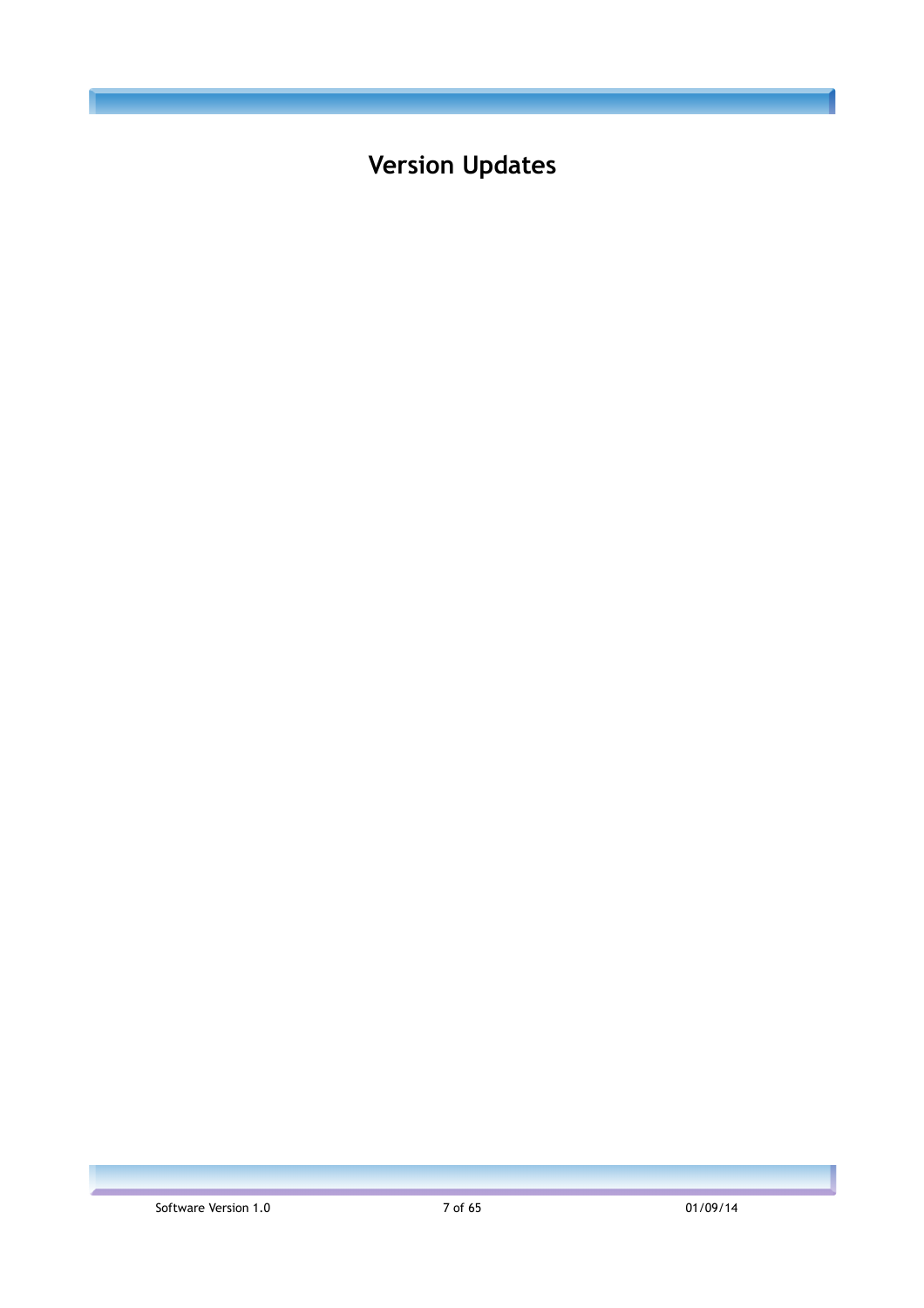# Version Updates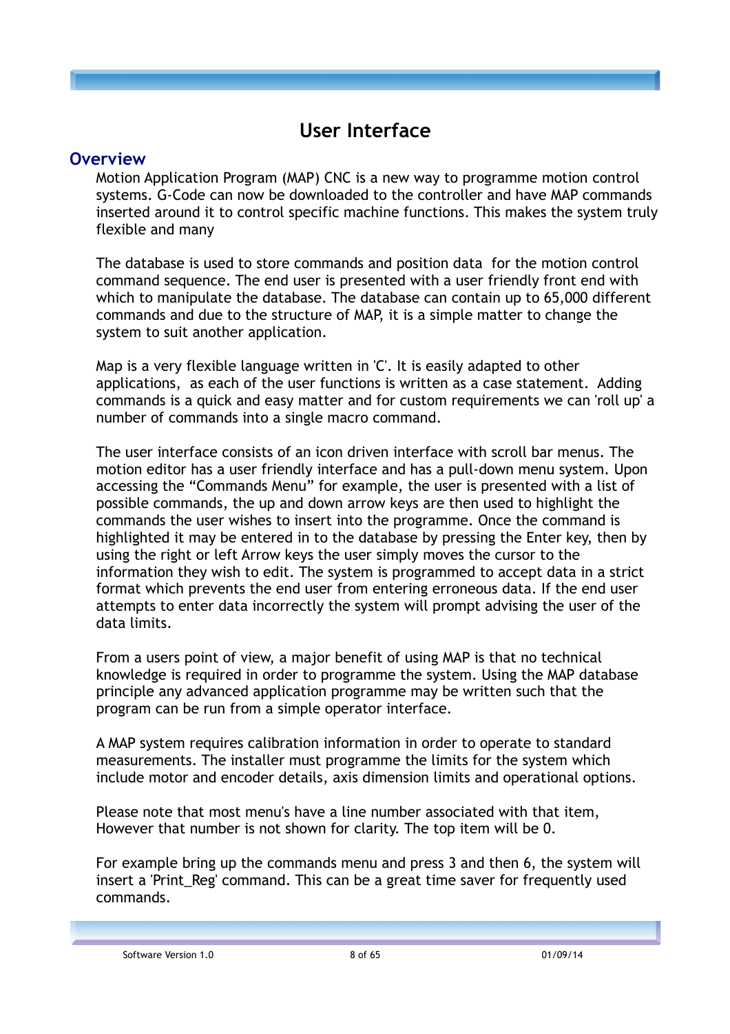# User Interface

## Overview

Motion Application Program (MAP) CNC is a new way to programme motion control systems. G-Code can now be downloaded to the controller and have MAP commands inserted around it to control specific machine functions. This makes the system truly flexible and many

The database is used to store commands and position data for the motion control command sequence. The end user is presented with a user friendly front end with which to manipulate the database. The database can contain up to 65,000 different commands and due to the structure of MAP, it is a simple matter to change the system to suit another application.

Map is a very flexible language written in 'C'. It is easily adapted to other applications, as each of the user functions is written as a case statement. Adding commands is a quick and easy matter and for custom requirements we can 'roll up' a number of commands into a single macro command.

The user interface consists of an icon driven interface with scroll bar menus. The motion editor has a user friendly interface and has a pull-down menu system. Upon accessing the "Commands Menu" for example, the user is presented with a list of possible commands, the up and down arrow keys are then used to highlight the commands the user wishes to insert into the programme. Once the command is highlighted it may be entered in to the database by pressing the Enter key, then by using the right or left Arrow keys the user simply moves the cursor to the information they wish to edit. The system is programmed to accept data in a strict format which prevents the end user from entering erroneous data. If the end user attempts to enter data incorrectly the system will prompt advising the user of the data limits.

From a users point of view, a major benefit of using MAP is that no technical knowledge is required in order to programme the system. Using the MAP database principle any advanced application programme may be written such that the program can be run from a simple operator interface.

A MAP system requires calibration information in order to operate to standard measurements. The installer must programme the limits for the system which include motor and encoder details, axis dimension limits and operational options.

Please note that most menu's have a line number associated with that item, However that number is not shown for clarity. The top item will be 0.

For example bring up the commands menu and press 3 and then 6, the system will insert a 'Print_Reg' command. This can be a great time saver for frequently used commands.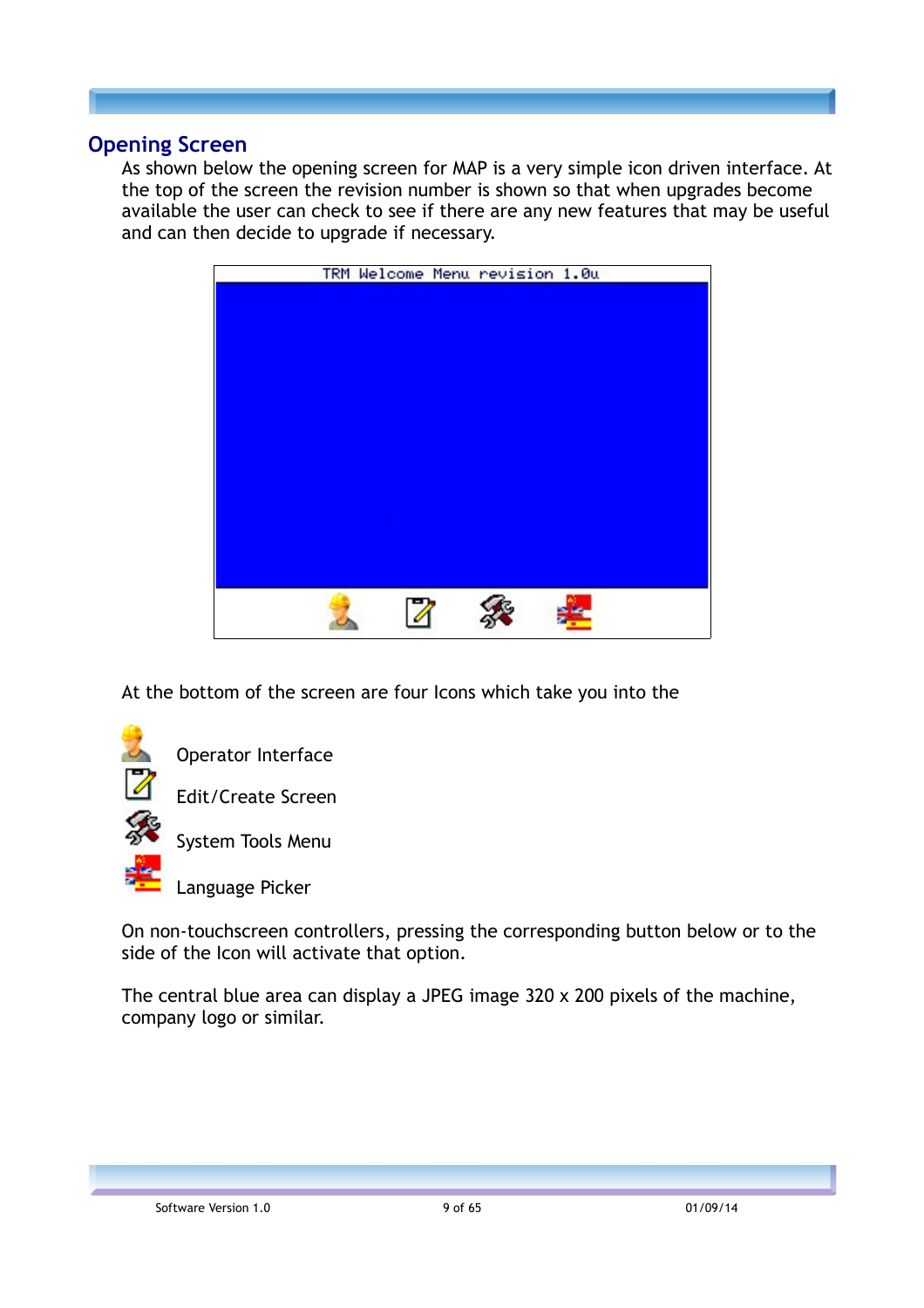## Opening Screen

As shown below the opening screen for MAP is a very simple icon driven interface. At the top of the screen the revision number is shown so that when upgrades become available the user can check to see if there are any new features that may be useful and can then decide to upgrade if necessary.

TRM Welcome Menu revision 1.0u

At the bottom of the screen are four Icons which take you into the

- Operator Interface
- Edit/Create Screen
- System Tools Menu
- Language Picker

On non-touchscreen controllers, pressing the corresponding button below or to the side of the Icon will activate that option.

The central blue area can display a JPEG image 320 x 200 pixels of the machine, company logo or similar.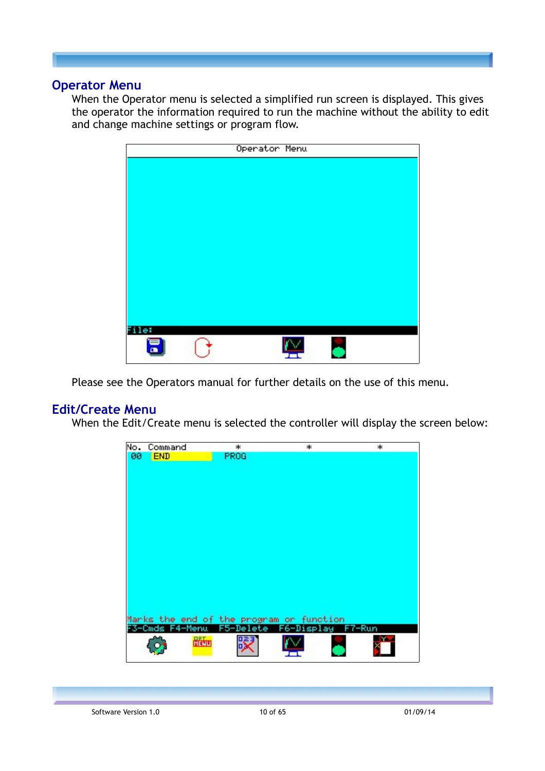## Operator Menu

When the Operator menu is selected a simplified run screen is displayed. This gives the operator the information required to run the machine without the ability to edit and change machine settings or program flow.

Please see the Operators manual for further details on the use of this menu.

## Edit/Create Menu

When the Edit/Create menu is selected the controller will display the screen below: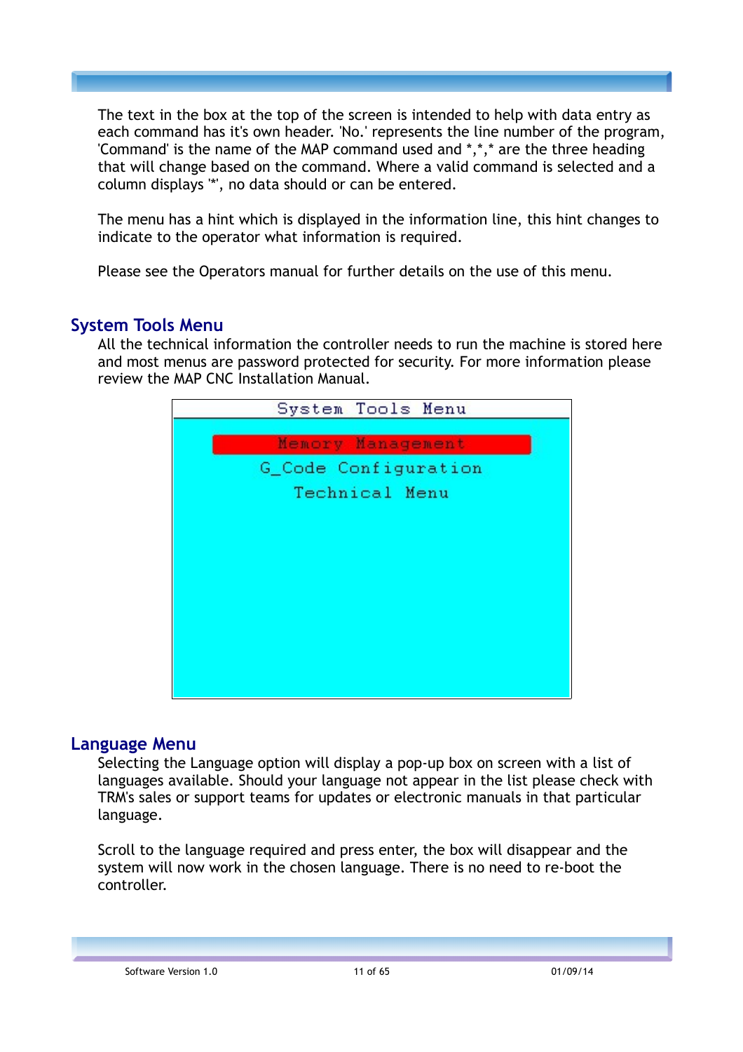The text in the box at the top of the screen is intended to help with data entry as each command has it's own header. 'No.' represents the line number of the program, 'Command' is the name of the MAP command used and *,*,* are the three heading that will change based on the command. Where a valid command is selected and a column displays '*', no data should or can be entered.

The menu has a hint which is displayed in the information line, this hint changes to indicate to the operator what information is required.

Please see the Operators manual for further details on the use of this menu.

## System Tools Menu

All the technical information the controller needs to run the machine is stored here and most menus are password protected for security. For more information please review the MAP CNC Installation Manual.

System Tools Menu

Memory Management
G_Code Configuration
Technical Menu

## Language Menu

Selecting the Language option will display a pop-up box on screen with a list of languages available. Should your language not appear in the list please check with TRM's sales or support teams for updates or electronic manuals in that particular language.

Scroll to the language required and press enter, the box will disappear and the system will now work in the chosen language. There is no need to re-boot the controller.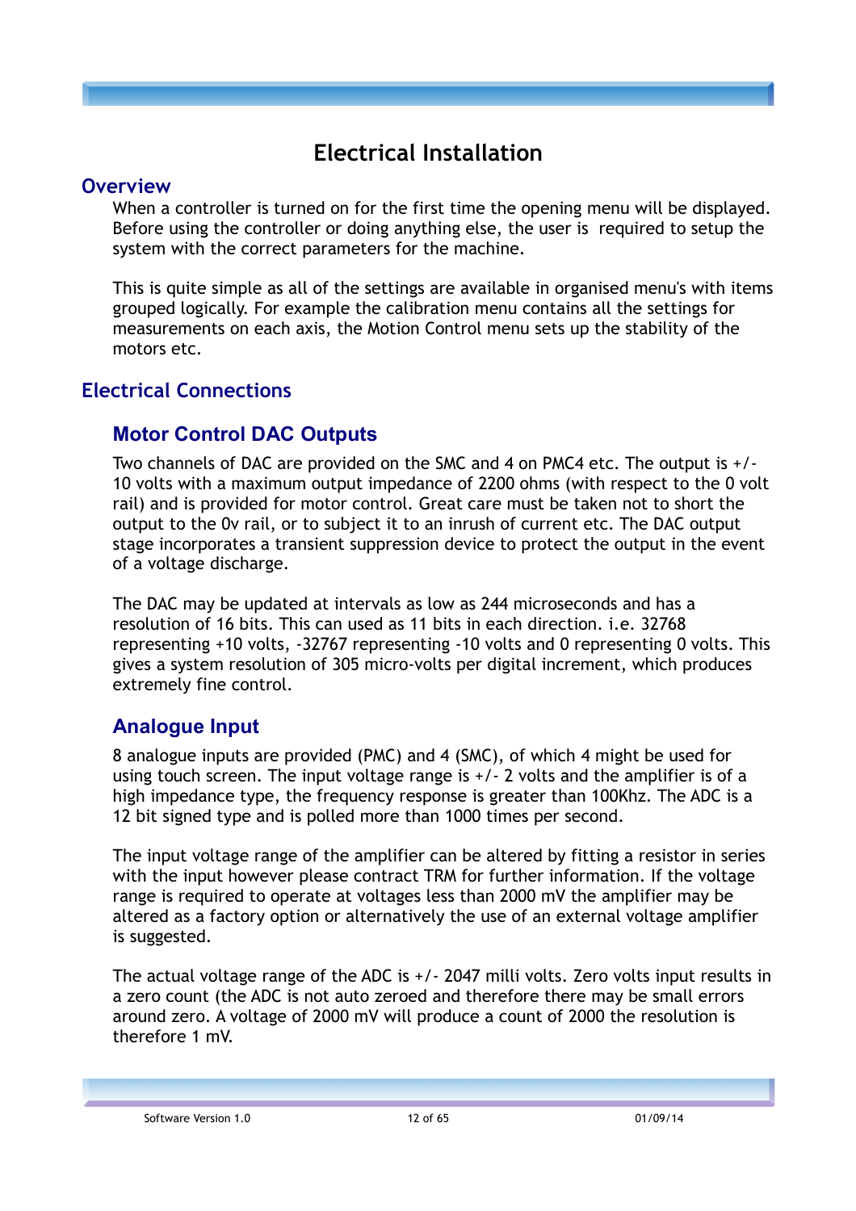# Electrical Installation

## Overview

When a controller is turned on for the first time the opening menu will be displayed. Before using the controller or doing anything else, the user is required to setup the system with the correct parameters for the machine.

This is quite simple as all of the settings are available in organised menu's with items grouped logically. For example the calibration menu contains all the settings for measurements on each axis, the Motion Control menu sets up the stability of the motors etc.

## Electrical Connections

### Motor Control DAC Outputs

Two channels of DAC are provided on the SMC and 4 on PMC4 etc. The output is +/- 10 volts with a maximum output impedance of 2200 ohms (with respect to the 0 volt rail) and is provided for motor control. Great care must be taken not to short the output to the 0v rail, or to subject it to an inrush of current etc. The DAC output stage incorporates a transient suppression device to protect the output in the event of a voltage discharge.

The DAC may be updated at intervals as low as 244 microseconds and has a resolution of 16 bits. This can used as 11 bits in each direction. i.e. 32768 representing +10 volts, -32767 representing -10 volts and 0 representing 0 volts. This gives a system resolution of 305 micro-volts per digital increment, which produces extremely fine control.

### Analogue Input

8 analogue inputs are provided (PMC) and 4 (SMC), of which 4 might be used for using touch screen. The input voltage range is +/- 2 volts and the amplifier is of a high impedance type, the frequency response is greater than 100Khz. The ADC is a 12 bit signed type and is polled more than 1000 times per second.

The input voltage range of the amplifier can be altered by fitting a resistor in series with the input however please contract TRM for further information. If the voltage range is required to operate at voltages less than 2000 mV the amplifier may be altered as a factory option or alternatively the use of an external voltage amplifier is suggested.

The actual voltage range of the ADC is +/- 2047 milli volts. Zero volts input results in a zero count (the ADC is not auto zeroed and therefore there may be small errors around zero. A voltage of 2000 mV will produce a count of 2000 the resolution is therefore 1 mV.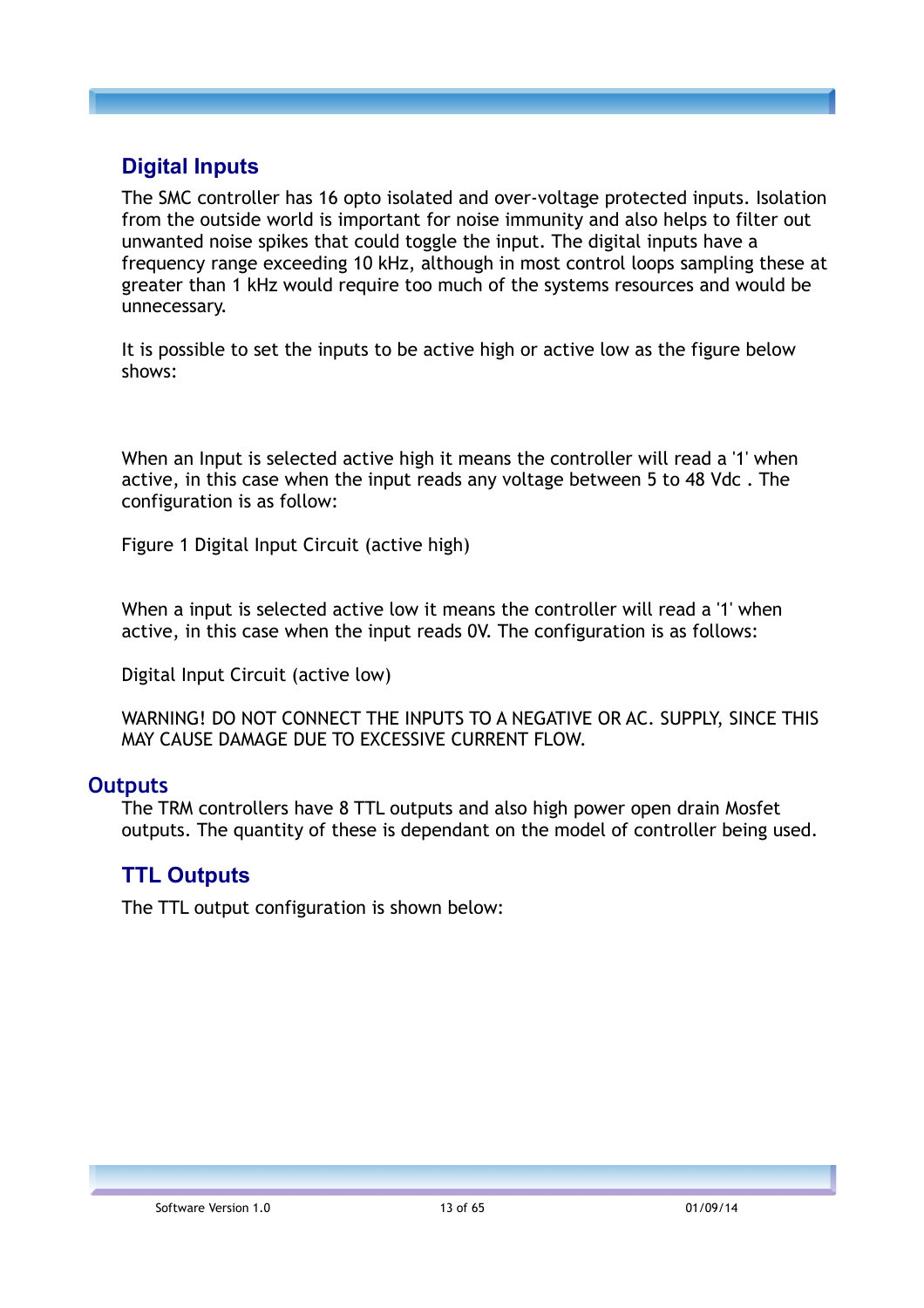## Digital Inputs

The SMC controller has 16 opto isolated and over-voltage protected inputs. Isolation from the outside world is important for noise immunity and also helps to filter out unwanted noise spikes that could toggle the input. The digital inputs have a frequency range exceeding 10 kHz, although in most control loops sampling these at greater than 1 kHz would require too much of the systems resources and would be unnecessary.

It is possible to set the inputs to be active high or active low as the figure below shows:

When an Input is selected active high it means the controller will read a '1' when active, in this case when the input reads any voltage between 5 to 48 Vdc . The configuration is as follow:

Figure 1 Digital Input Circuit (active high)

When a input is selected active low it means the controller will read a '1' when active, in this case when the input reads 0V. The configuration is as follows:

Digital Input Circuit (active low)

WARNING! DO NOT CONNECT THE INPUTS TO A NEGATIVE OR AC. SUPPLY, SINCE THIS MAY CAUSE DAMAGE DUE TO EXCESSIVE CURRENT FLOW.

## Outputs

The TRM controllers have 8 TTL outputs and also high power open drain Mosfet outputs. The quantity of these is dependant on the model of controller being used.

## TTL Outputs

The TTL output configuration is shown below: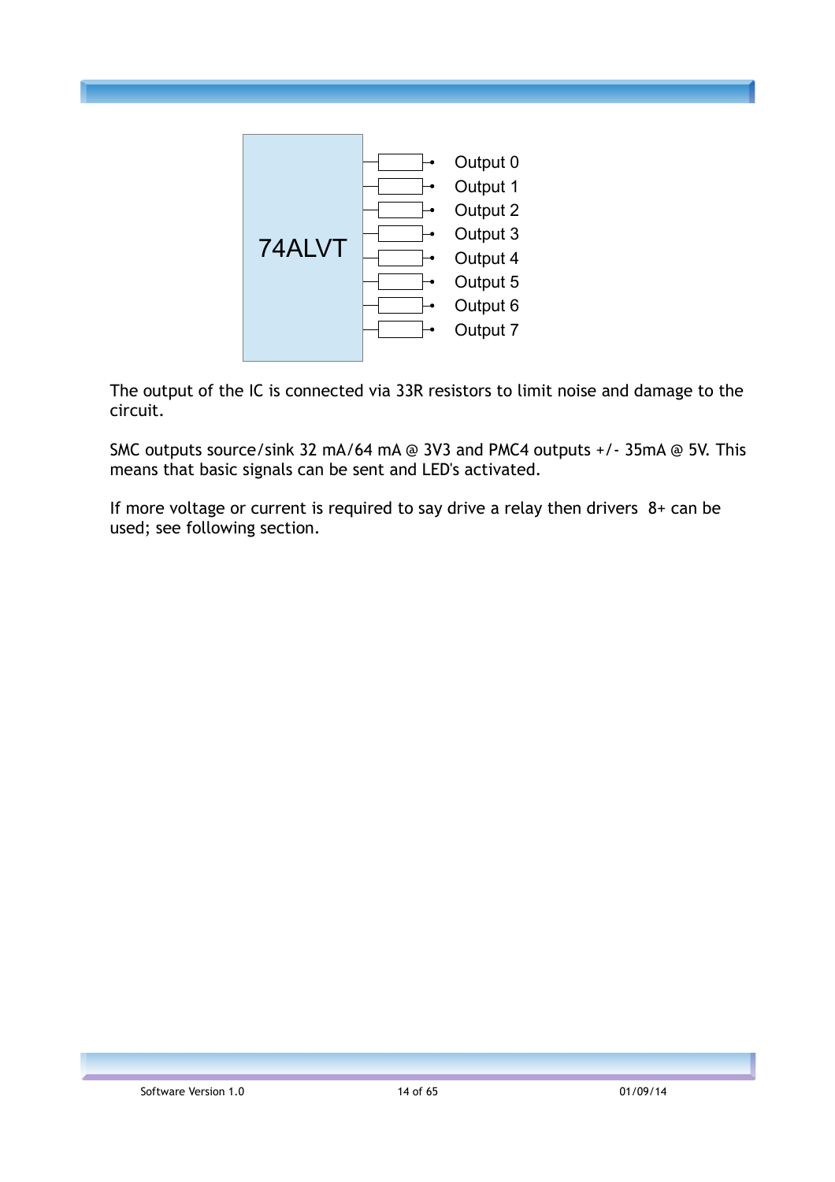74ALVT

Output 0
Output 1
Output 2
Output 3
Output 4
Output 5
Output 6
Output 7

The output of the IC is connected via 33R resistors to limit noise and damage to the circuit.

SMC outputs source/sink 32 mA/64 mA @ 3V3 and PMC4 outputs +/- 35mA @ 5V. This means that basic signals can be sent and LED's activated.

If more voltage or current is required to say drive a relay then drivers 8+ can be used; see following section.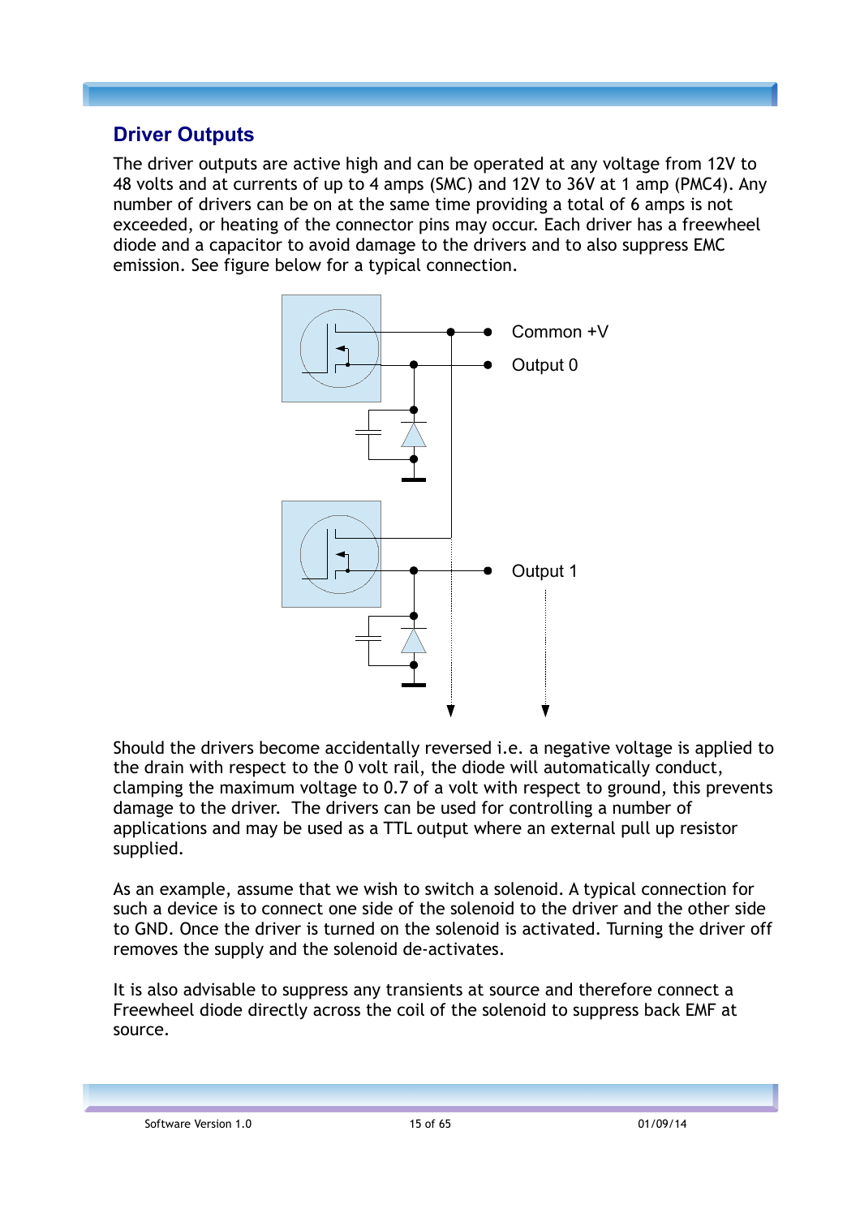## Driver Outputs

The driver outputs are active high and can be operated at any voltage from 12V to 48 volts and at currents of up to 4 amps (SMC) and 12V to 36V at 1 amp (PMC4). Any number of drivers can be on at the same time providing a total of 6 amps is not exceeded, or heating of the connector pins may occur. Each driver has a freewheel diode and a capacitor to avoid damage to the drivers and to also suppress EMC emission. See figure below for a typical connection.

Common +V

Output 0

Output 1

Should the drivers become accidentally reversed i.e. a negative voltage is applied to the drain with respect to the 0 volt rail, the diode will automatically conduct, clamping the maximum voltage to 0.7 of a volt with respect to ground, this prevents damage to the driver. The drivers can be used for controlling a number of applications and may be used as a TTL output where an external pull up resistor supplied.

As an example, assume that we wish to switch a solenoid. A typical connection for such a device is to connect one side of the solenoid to the driver and the other side to GND. Once the driver is turned on the solenoid is activated. Turning the driver off removes the supply and the solenoid de-activates.

It is also advisable to suppress any transients at source and therefore connect a Freewheel diode directly across the coil of the solenoid to suppress back EMF at source.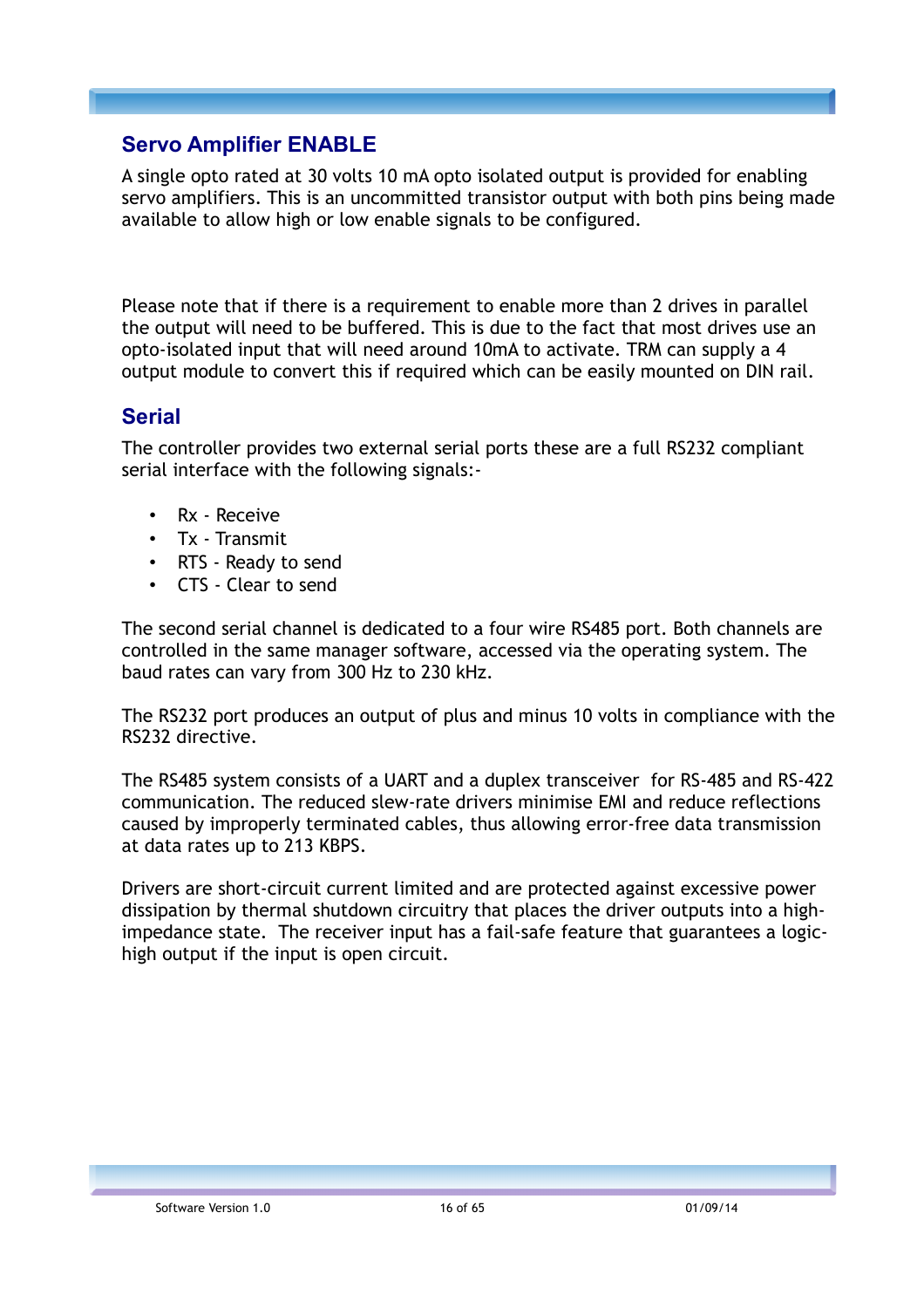## Servo Amplifier ENABLE

A single opto rated at 30 volts 10 mA opto isolated output is provided for enabling servo amplifiers. This is an uncommitted transistor output with both pins being made available to allow high or low enable signals to be configured.

Please note that if there is a requirement to enable more than 2 drives in parallel the output will need to be buffered. This is due to the fact that most drives use an opto-isolated input that will need around 10mA to activate. TRM can supply a 4 output module to convert this if required which can be easily mounted on DIN rail.

## Serial

The controller provides two external serial ports these are a full RS232 compliant serial interface with the following signals:-

- Rx - Receive
- Tx - Transmit
- RTS - Ready to send
- CTS - Clear to send

The second serial channel is dedicated to a four wire RS485 port. Both channels are controlled in the same manager software, accessed via the operating system. The baud rates can vary from 300 Hz to 230 kHz.

The RS232 port produces an output of plus and minus 10 volts in compliance with the RS232 directive.

The RS485 system consists of a UART and a duplex transceiver for RS-485 and RS-422 communication. The reduced slew-rate drivers minimise EMI and reduce reflections caused by improperly terminated cables, thus allowing error-free data transmission at data rates up to 213 KBPS.

Drivers are short-circuit current limited and are protected against excessive power dissipation by thermal shutdown circuitry that places the driver outputs into a high-impedance state. The receiver input has a fail-safe feature that guarantees a logic-high output if the input is open circuit.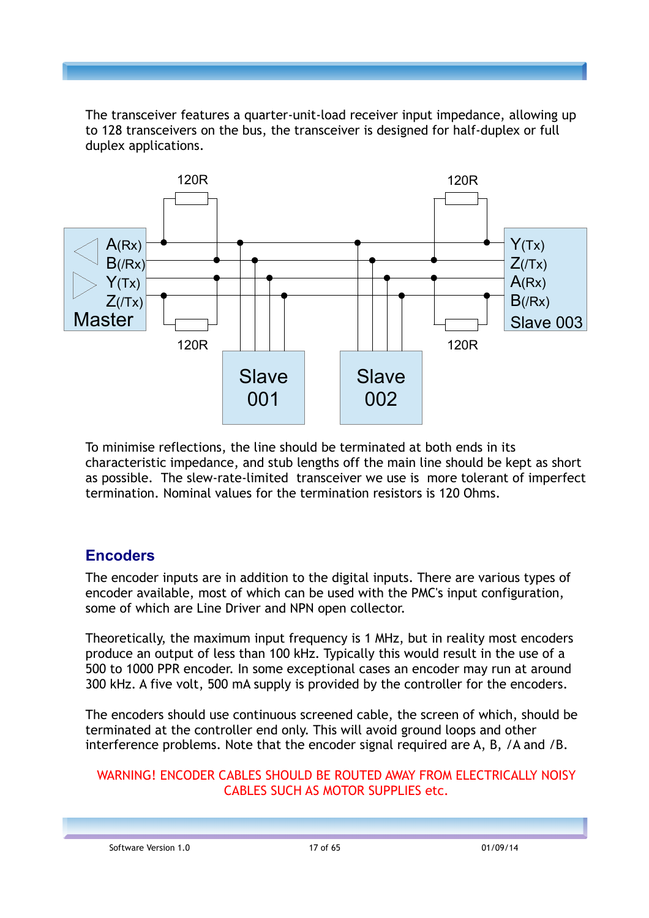The transceiver features a quarter-unit-load receiver input impedance, allowing up to 128 transceivers on the bus, the transceiver is designed for half-duplex or full duplex applications.

To minimise reflections, the line should be terminated at both ends in its characteristic impedance, and stub lengths off the main line should be kept as short as possible. The slew-rate-limited transceiver we use is more tolerant of imperfect termination. Nominal values for the termination resistors is 120 Ohms.

## Encoders

The encoder inputs are in addition to the digital inputs. There are various types of encoder available, most of which can be used with the PMC's input configuration, some of which are Line Driver and NPN open collector.

Theoretically, the maximum input frequency is 1 MHz, but in reality most encoders produce an output of less than 100 kHz. Typically this would result in the use of a 500 to 1000 PPR encoder. In some exceptional cases an encoder may run at around 300 kHz. A five volt, 500 mA supply is provided by the controller for the encoders.

The encoders should use continuous screened cable, the screen of which, should be terminated at the controller end only. This will avoid ground loops and other interference problems. Note that the encoder signal required are A, B, /A and /B.

WARNING! ENCODER CABLES SHOULD BE ROUTED AWAY FROM ELECTRICALLY NOISY CABLES SUCH AS MOTOR SUPPLIES etc.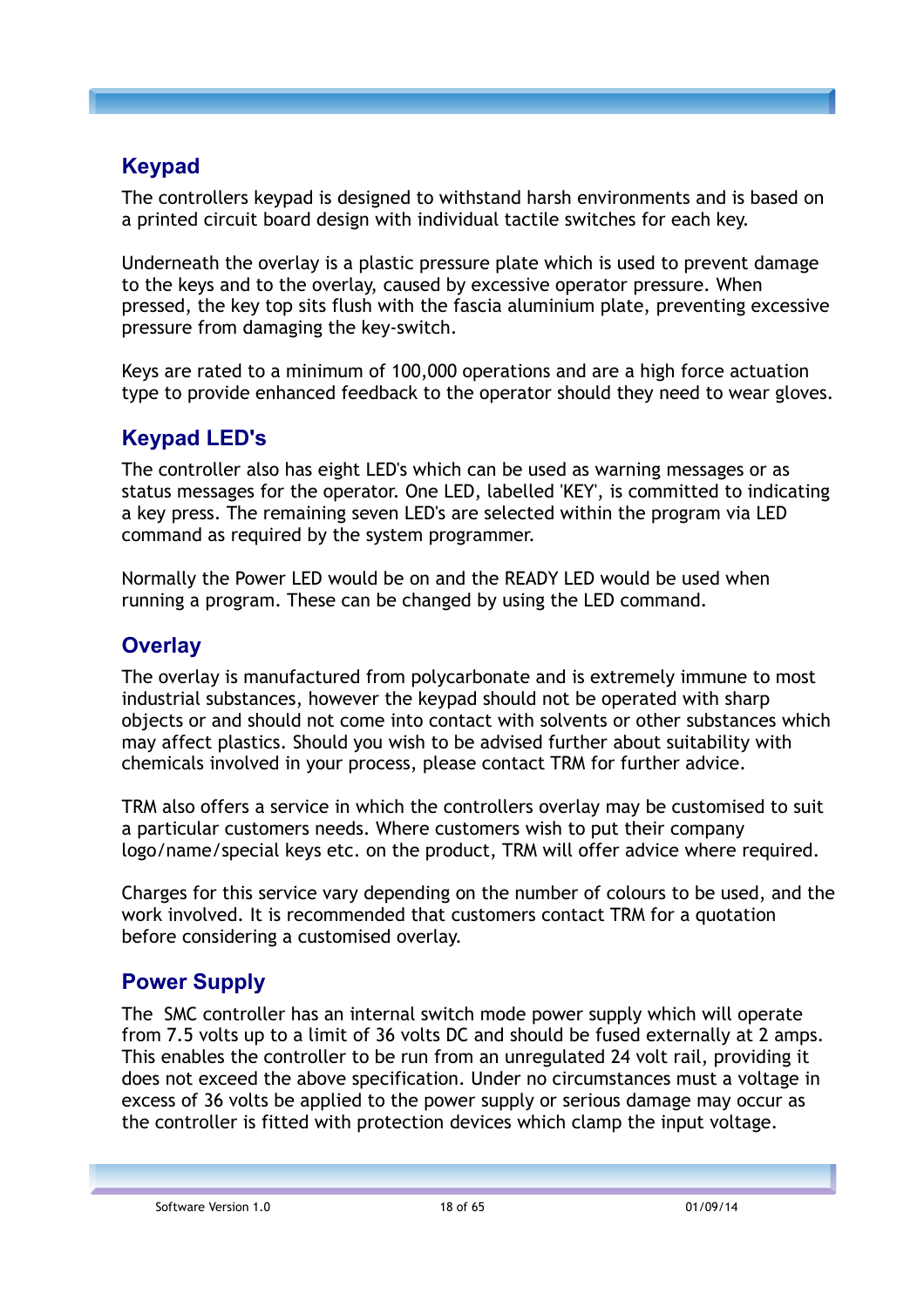## Keypad

The controllers keypad is designed to withstand harsh environments and is based on a printed circuit board design with individual tactile switches for each key.

Underneath the overlay is a plastic pressure plate which is used to prevent damage to the keys and to the overlay, caused by excessive operator pressure. When pressed, the key top sits flush with the fascia aluminium plate, preventing excessive pressure from damaging the key-switch.

Keys are rated to a minimum of 100,000 operations and are a high force actuation type to provide enhanced feedback to the operator should they need to wear gloves.

## Keypad LED's

The controller also has eight LED's which can be used as warning messages or as status messages for the operator. One LED, labelled 'KEY', is committed to indicating a key press. The remaining seven LED's are selected within the program via LED command as required by the system programmer.

Normally the Power LED would be on and the READY LED would be used when running a program. These can be changed by using the LED command.

## Overlay

The overlay is manufactured from polycarbonate and is extremely immune to most industrial substances, however the keypad should not be operated with sharp objects or and should not come into contact with solvents or other substances which may affect plastics. Should you wish to be advised further about suitability with chemicals involved in your process, please contact TRM for further advice.

TRM also offers a service in which the controllers overlay may be customised to suit a particular customers needs. Where customers wish to put their company logo/name/special keys etc. on the product, TRM will offer advice where required.

Charges for this service vary depending on the number of colours to be used, and the work involved. It is recommended that customers contact TRM for a quotation before considering a customised overlay.

## Power Supply

The SMC controller has an internal switch mode power supply which will operate from 7.5 volts up to a limit of 36 volts DC and should be fused externally at 2 amps. This enables the controller to be run from an unregulated 24 volt rail, providing it does not exceed the above specification. Under no circumstances must a voltage in excess of 36 volts be applied to the power supply or serious damage may occur as the controller is fitted with protection devices which clamp the input voltage.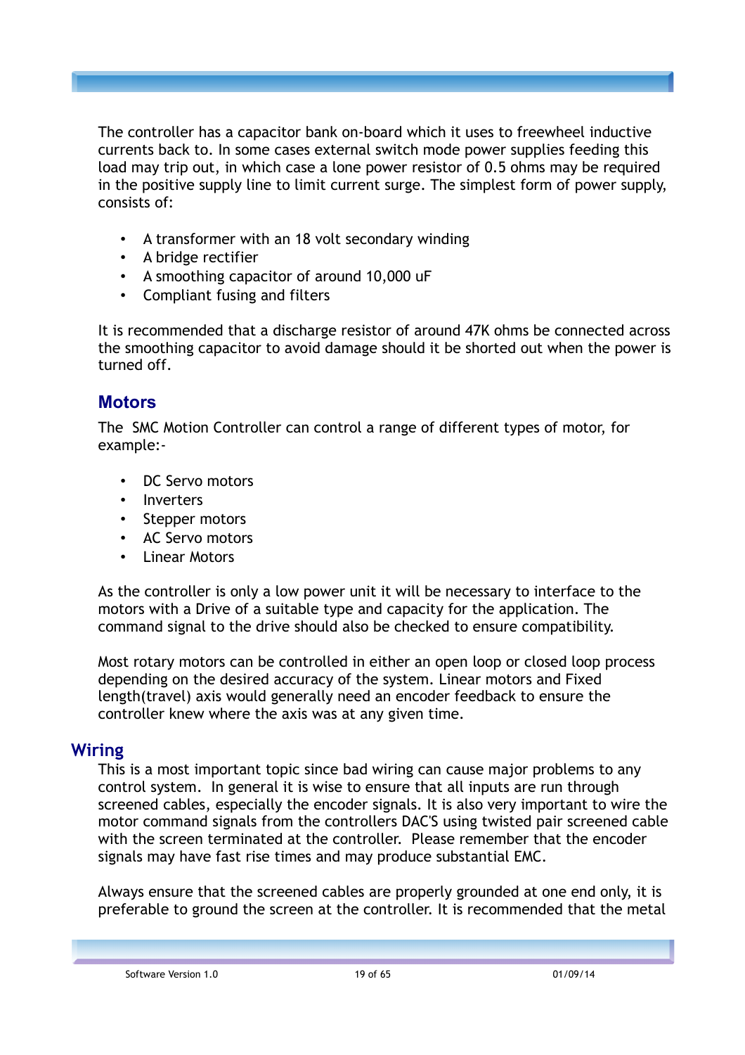The controller has a capacitor bank on-board which it uses to freewheel inductive currents back to. In some cases external switch mode power supplies feeding this load may trip out, in which case a lone power resistor of 0.5 ohms may be required in the positive supply line to limit current surge. The simplest form of power supply, consists of:

- A transformer with an 18 volt secondary winding
- A bridge rectifier
- A smoothing capacitor of around 10,000 uF
- Compliant fusing and filters

It is recommended that a discharge resistor of around 47K ohms be connected across the smoothing capacitor to avoid damage should it be shorted out when the power is turned off.

## Motors

The SMC Motion Controller can control a range of different types of motor, for example:-

- DC Servo motors
- Inverters
- Stepper motors
- AC Servo motors
- Linear Motors

As the controller is only a low power unit it will be necessary to interface to the motors with a Drive of a suitable type and capacity for the application. The command signal to the drive should also be checked to ensure compatibility.

Most rotary motors can be controlled in either an open loop or closed loop process depending on the desired accuracy of the system. Linear motors and Fixed length(travel) axis would generally need an encoder feedback to ensure the controller knew where the axis was at any given time.

## Wiring

This is a most important topic since bad wiring can cause major problems to any control system. In general it is wise to ensure that all inputs are run through screened cables, especially the encoder signals. It is also very important to wire the motor command signals from the controllers DAC'S using twisted pair screened cable with the screen terminated at the controller. Please remember that the encoder signals may have fast rise times and may produce substantial EMC.

Always ensure that the screened cables are properly grounded at one end only, it is preferable to ground the screen at the controller. It is recommended that the metal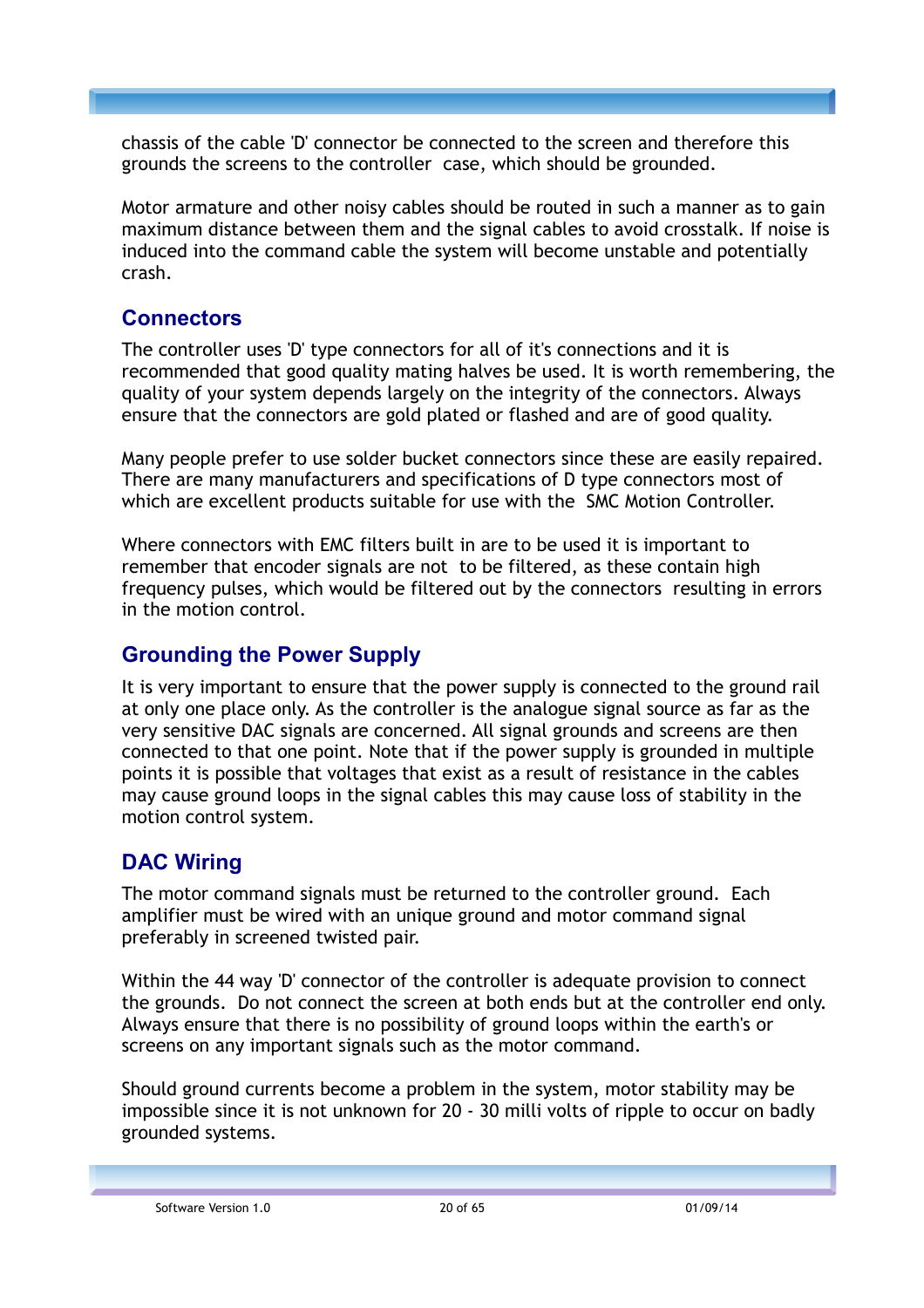chassis of the cable 'D' connector be connected to the screen and therefore this grounds the screens to the controller case, which should be grounded.

Motor armature and other noisy cables should be routed in such a manner as to gain maximum distance between them and the signal cables to avoid crosstalk. If noise is induced into the command cable the system will become unstable and potentially crash.

## Connectors

The controller uses 'D' type connectors for all of it's connections and it is recommended that good quality mating halves be used. It is worth remembering, the quality of your system depends largely on the integrity of the connectors. Always ensure that the connectors are gold plated or flashed and are of good quality.

Many people prefer to use solder bucket connectors since these are easily repaired. There are many manufacturers and specifications of D type connectors most of which are excellent products suitable for use with the SMC Motion Controller.

Where connectors with EMC filters built in are to be used it is important to remember that encoder signals are not to be filtered, as these contain high frequency pulses, which would be filtered out by the connectors resulting in errors in the motion control.

## Grounding the Power Supply

It is very important to ensure that the power supply is connected to the ground rail at only one place only. As the controller is the analogue signal source as far as the very sensitive DAC signals are concerned. All signal grounds and screens are then connected to that one point. Note that if the power supply is grounded in multiple points it is possible that voltages that exist as a result of resistance in the cables may cause ground loops in the signal cables this may cause loss of stability in the motion control system.

## DAC Wiring

The motor command signals must be returned to the controller ground. Each amplifier must be wired with an unique ground and motor command signal preferably in screened twisted pair.

Within the 44 way 'D' connector of the controller is adequate provision to connect the grounds. Do not connect the screen at both ends but at the controller end only. Always ensure that there is no possibility of ground loops within the earth's or screens on any important signals such as the motor command.

Should ground currents become a problem in the system, motor stability may be impossible since it is not unknown for 20 - 30 milli volts of ripple to occur on badly grounded systems.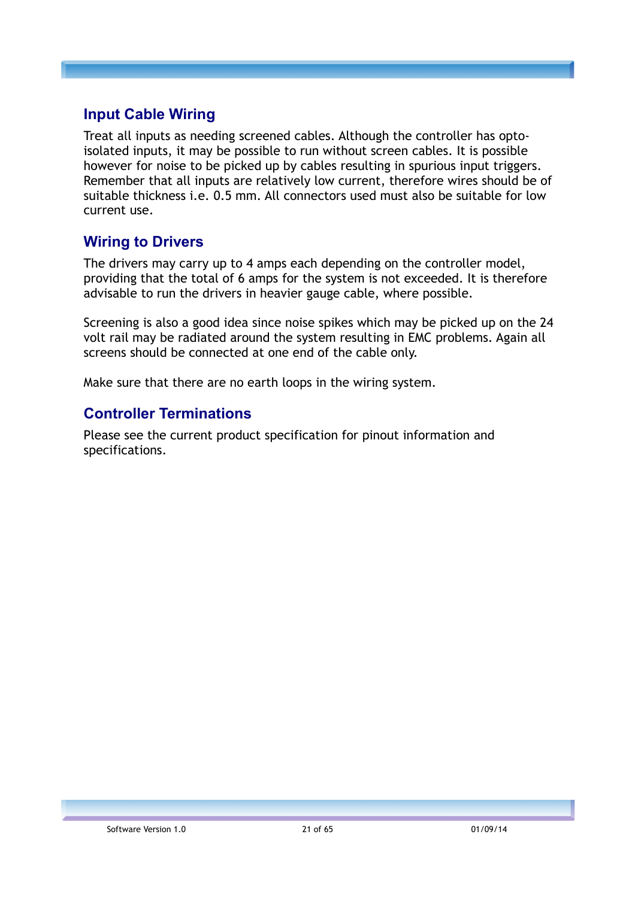## Input Cable Wiring

Treat all inputs as needing screened cables. Although the controller has opto-isolated inputs, it may be possible to run without screen cables. It is possible however for noise to be picked up by cables resulting in spurious input triggers. Remember that all inputs are relatively low current, therefore wires should be of suitable thickness i.e. 0.5 mm. All connectors used must also be suitable for low current use.

## Wiring to Drivers

The drivers may carry up to 4 amps each depending on the controller model, providing that the total of 6 amps for the system is not exceeded. It is therefore advisable to run the drivers in heavier gauge cable, where possible.

Screening is also a good idea since noise spikes which may be picked up on the 24 volt rail may be radiated around the system resulting in EMC problems. Again all screens should be connected at one end of the cable only.

Make sure that there are no earth loops in the wiring system.

## Controller Terminations

Please see the current product specification for pinout information and specifications.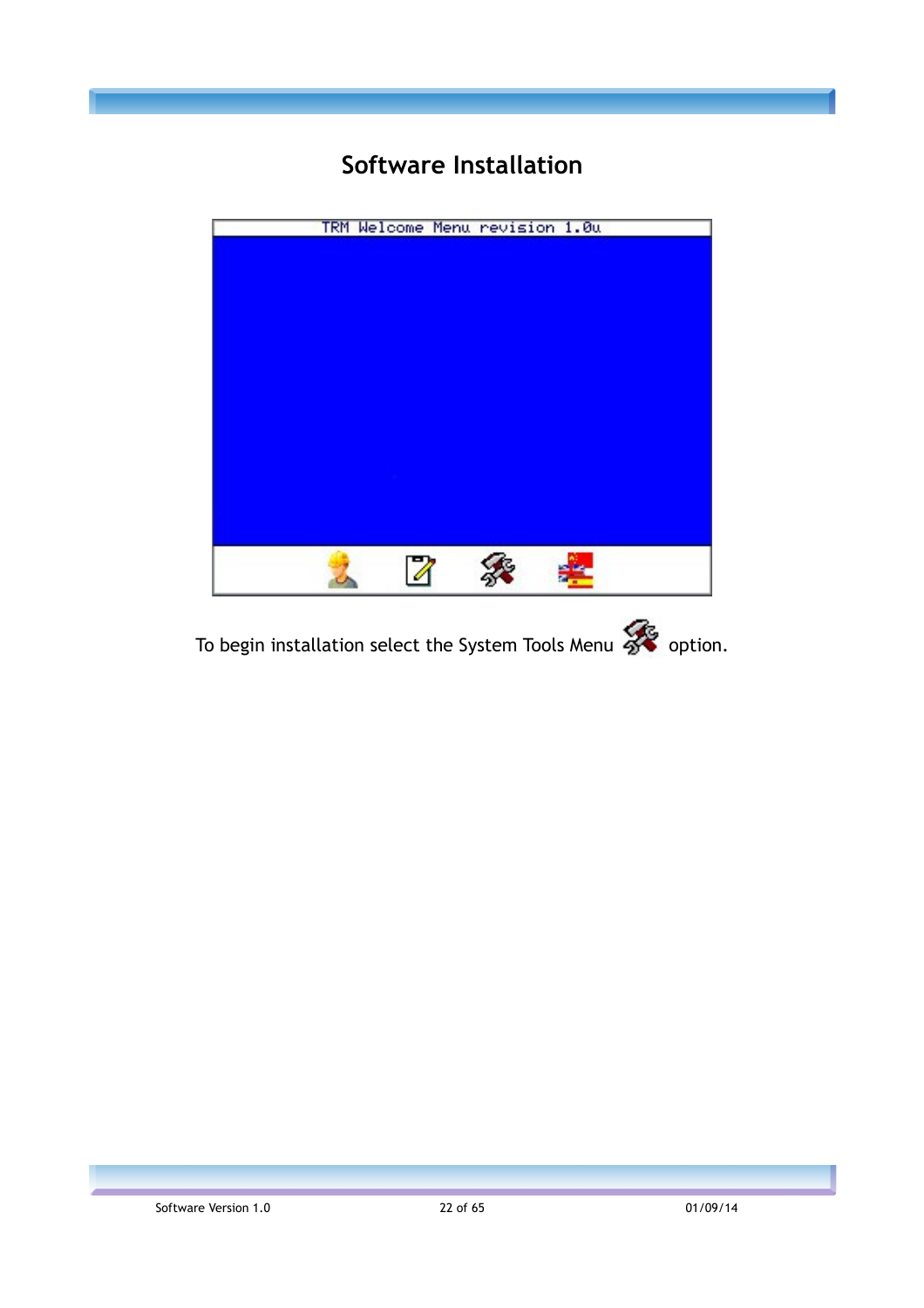# Software Installation

To begin installation select the System Tools Menu option.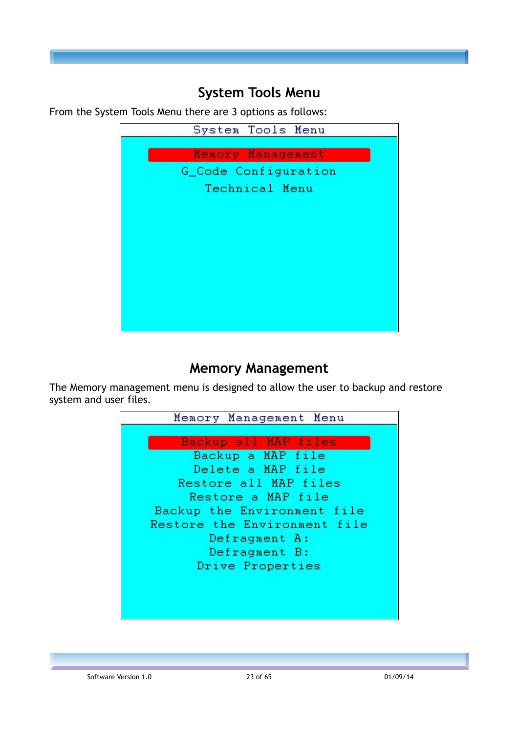## System Tools Menu

From the System Tools Menu there are 3 options as follows:

```
System Tools Menu

Memory Management
G_Code Configuration
Technical Menu
```

## Memory Management

The Memory management menu is designed to allow the user to backup and restore system and user files.

```
Memory Management Menu

Backup all MAP files
Backup a MAP file
Delete a MAP file
Restore all MAP files
Restore a MAP file
Backup the Environment file
Restore the Environment file
Defragment A:
Defragment B:
Drive Properties
```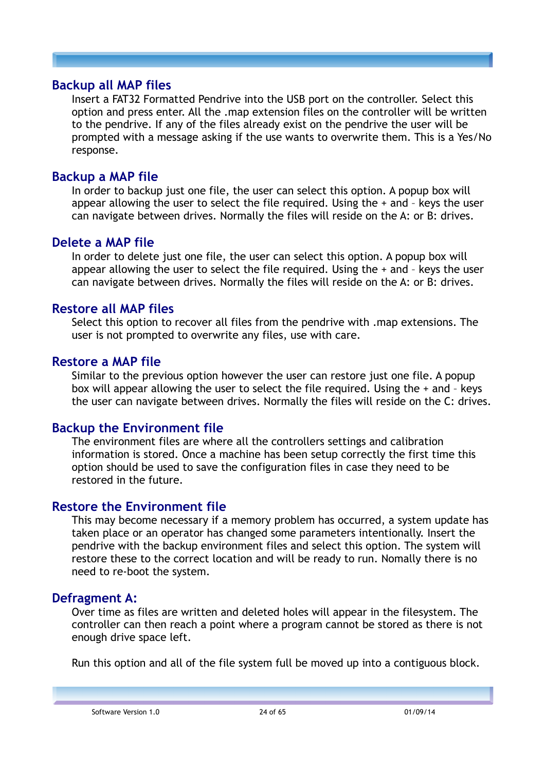## Backup all MAP files

Insert a FAT32 Formatted Pendrive into the USB port on the controller. Select this option and press enter. All the .map extension files on the controller will be written to the pendrive. If any of the files already exist on the pendrive the user will be prompted with a message asking if the use wants to overwrite them. This is a Yes/No response.

## Backup a MAP file

In order to backup just one file, the user can select this option. A popup box will appear allowing the user to select the file required. Using the + and – keys the user can navigate between drives. Normally the files will reside on the A: or B: drives.

## Delete a MAP file

In order to delete just one file, the user can select this option. A popup box will appear allowing the user to select the file required. Using the + and – keys the user can navigate between drives. Normally the files will reside on the A: or B: drives.

## Restore all MAP files

Select this option to recover all files from the pendrive with .map extensions. The user is not prompted to overwrite any files, use with care.

## Restore a MAP file

Similar to the previous option however the user can restore just one file. A popup box will appear allowing the user to select the file required. Using the + and – keys the user can navigate between drives. Normally the files will reside on the C: drives.

## Backup the Environment file

The environment files are where all the controllers settings and calibration information is stored. Once a machine has been setup correctly the first time this option should be used to save the configuration files in case they need to be restored in the future.

## Restore the Environment file

This may become necessary if a memory problem has occurred, a system update has taken place or an operator has changed some parameters intentionally. Insert the pendrive with the backup environment files and select this option. The system will restore these to the correct location and will be ready to run. Nomally there is no need to re-boot the system.

## Defragment A:

Over time as files are written and deleted holes will appear in the filesystem. The controller can then reach a point where a program cannot be stored as there is not enough drive space left.

Run this option and all of the file system full be moved up into a contiguous block.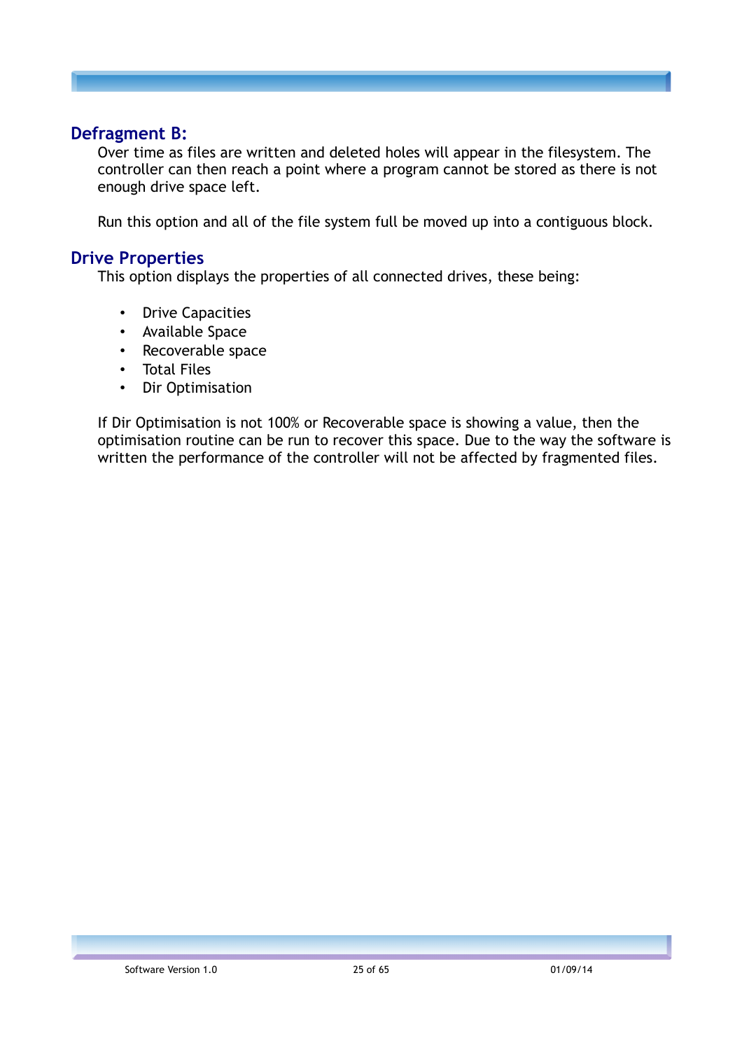## Defragment B:

Over time as files are written and deleted holes will appear in the filesystem. The controller can then reach a point where a program cannot be stored as there is not enough drive space left.

Run this option and all of the file system full be moved up into a contiguous block.

## Drive Properties

This option displays the properties of all connected drives, these being:

- Drive Capacities
- Available Space
- Recoverable space
- Total Files
- Dir Optimisation

If Dir Optimisation is not 100% or Recoverable space is showing a value, then the optimisation routine can be run to recover this space. Due to the way the software is written the performance of the controller will not be affected by fragmented files.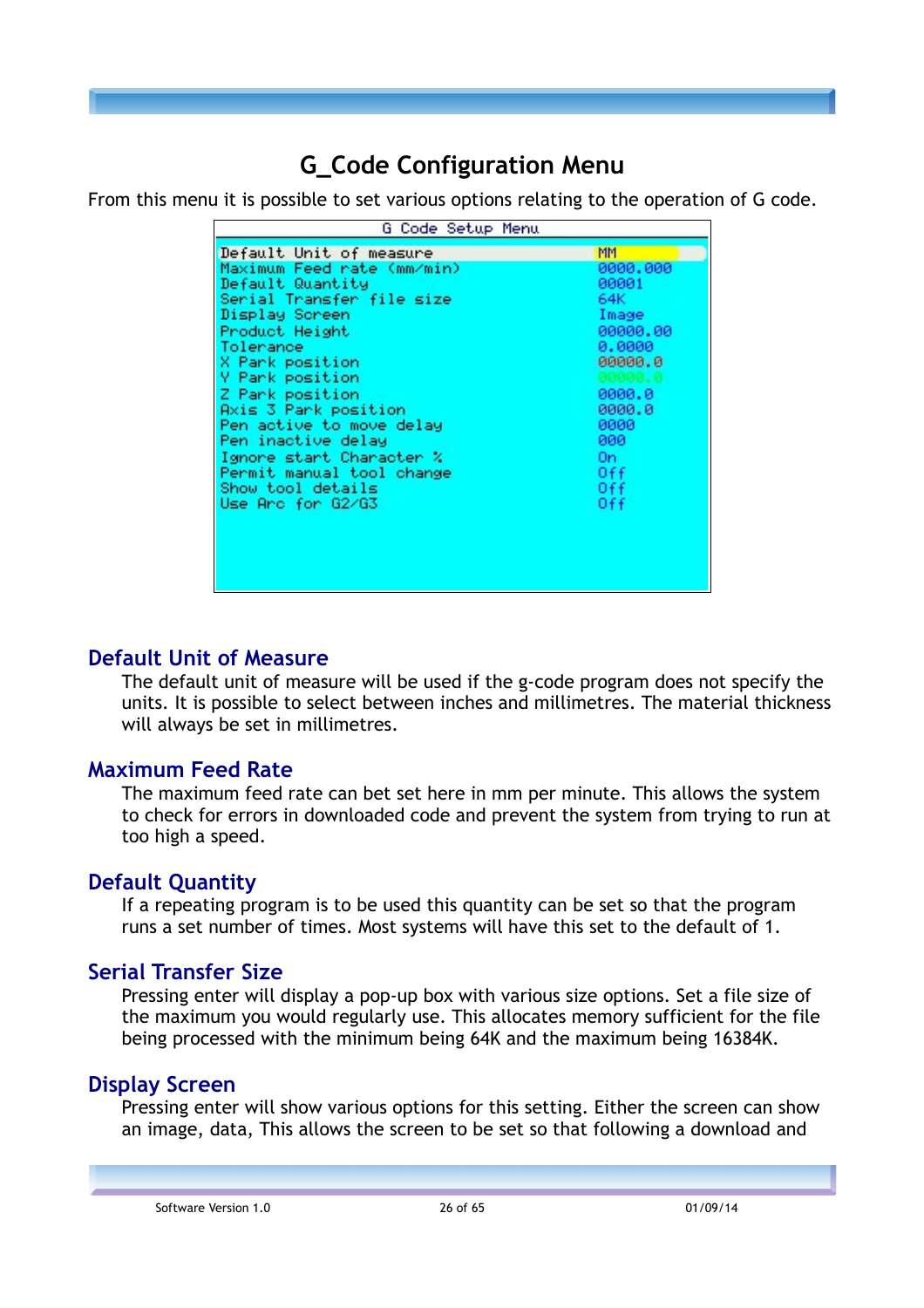# G_Code Configuration Menu

From this menu it is possible to set various options relating to the operation of G code.

| G Code Setup Menu | |
|---|---|
| Default Unit of measure | MM |
| Maximum Feed rate (mm/min) | 0000.000 |
| Default Quantity | 00001 |
| Serial Transfer file size | 64K |
| Display Screen | Image |
| Product Height | 00000.00 |
| Tolerance | 0.0000 |
| X Park position | 00000.0 |
| Y Park position | 00000.0 |
| Z Park position | 0000.0 |
| Axis 3 Park position | 0000.0 |
| Pen active to move delay | 0000 |
| Pen inactive delay | 000 |
| Ignore start Character % | On |
| Permit manual tool change | Off |
| Show tool details | Off |
| Use Arc for G2/G3 | Off |

## Default Unit of Measure

The default unit of measure will be used if the g-code program does not specify the units. It is possible to select between inches and millimetres. The material thickness will always be set in millimetres.

## Maximum Feed Rate

The maximum feed rate can bet set here in mm per minute. This allows the system to check for errors in downloaded code and prevent the system from trying to run at too high a speed.

## Default Quantity

If a repeating program is to be used this quantity can be set so that the program runs a set number of times. Most systems will have this set to the default of 1.

## Serial Transfer Size

Pressing enter will display a pop-up box with various size options. Set a file size of the maximum you would regularly use. This allocates memory sufficient for the file being processed with the minimum being 64K and the maximum being 16384K.

## Display Screen

Pressing enter will show various options for this setting. Either the screen can show an image, data, This allows the screen to be set so that following a download and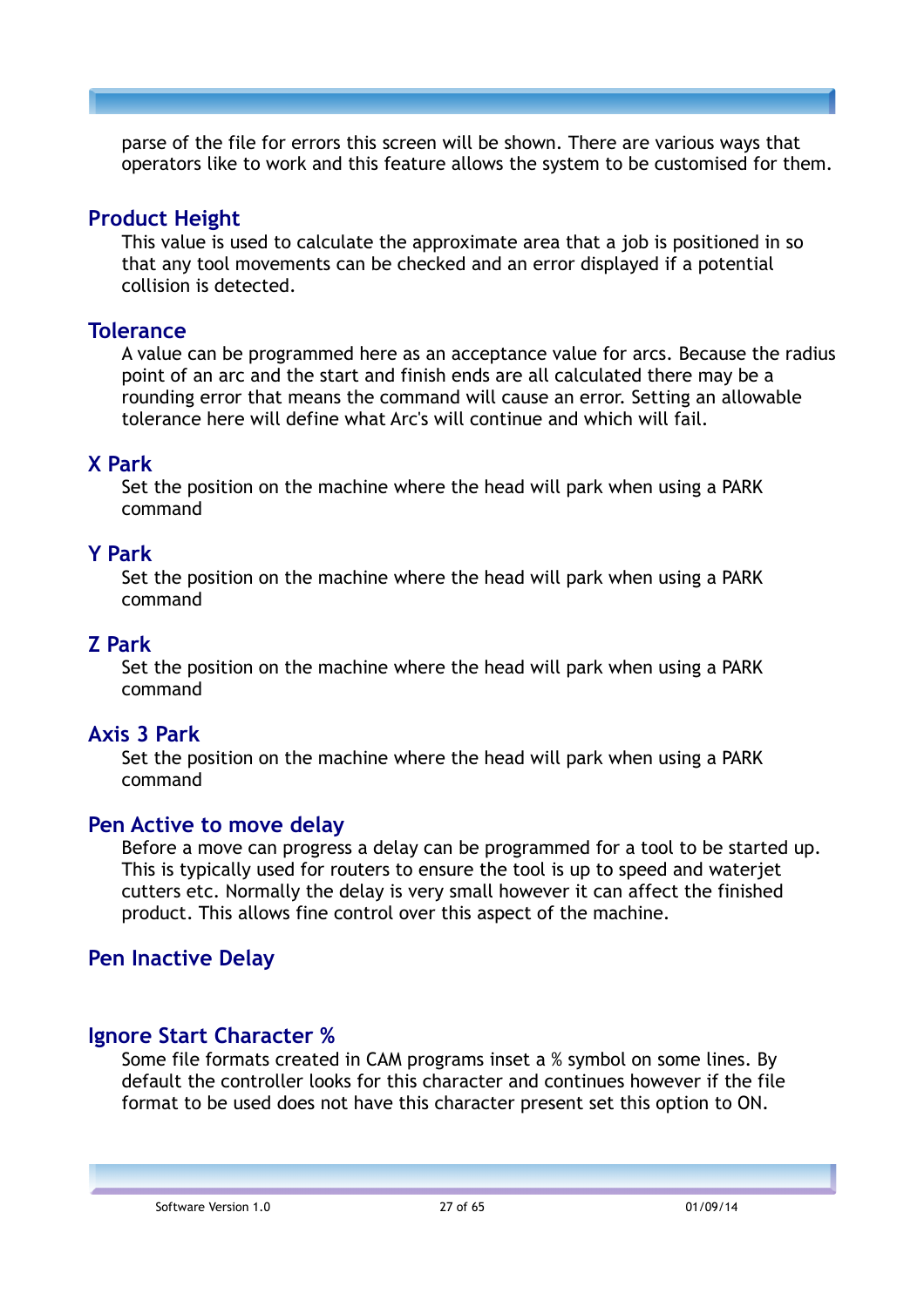parse of the file for errors this screen will be shown. There are various ways that operators like to work and this feature allows the system to be customised for them.

## Product Height

This value is used to calculate the approximate area that a job is positioned in so that any tool movements can be checked and an error displayed if a potential collision is detected.

## Tolerance

A value can be programmed here as an acceptance value for arcs. Because the radius point of an arc and the start and finish ends are all calculated there may be a rounding error that means the command will cause an error. Setting an allowable tolerance here will define what Arc's will continue and which will fail.

## X Park

Set the position on the machine where the head will park when using a PARK command

## Y Park

Set the position on the machine where the head will park when using a PARK command

## Z Park

Set the position on the machine where the head will park when using a PARK command

## Axis 3 Park

Set the position on the machine where the head will park when using a PARK command

## Pen Active to move delay

Before a move can progress a delay can be programmed for a tool to be started up. This is typically used for routers to ensure the tool is up to speed and waterjet cutters etc. Normally the delay is very small however it can affect the finished product. This allows fine control over this aspect of the machine.

## Pen Inactive Delay

## Ignore Start Character %

Some file formats created in CAM programs inset a % symbol on some lines. By default the controller looks for this character and continues however if the file format to be used does not have this character present set this option to ON.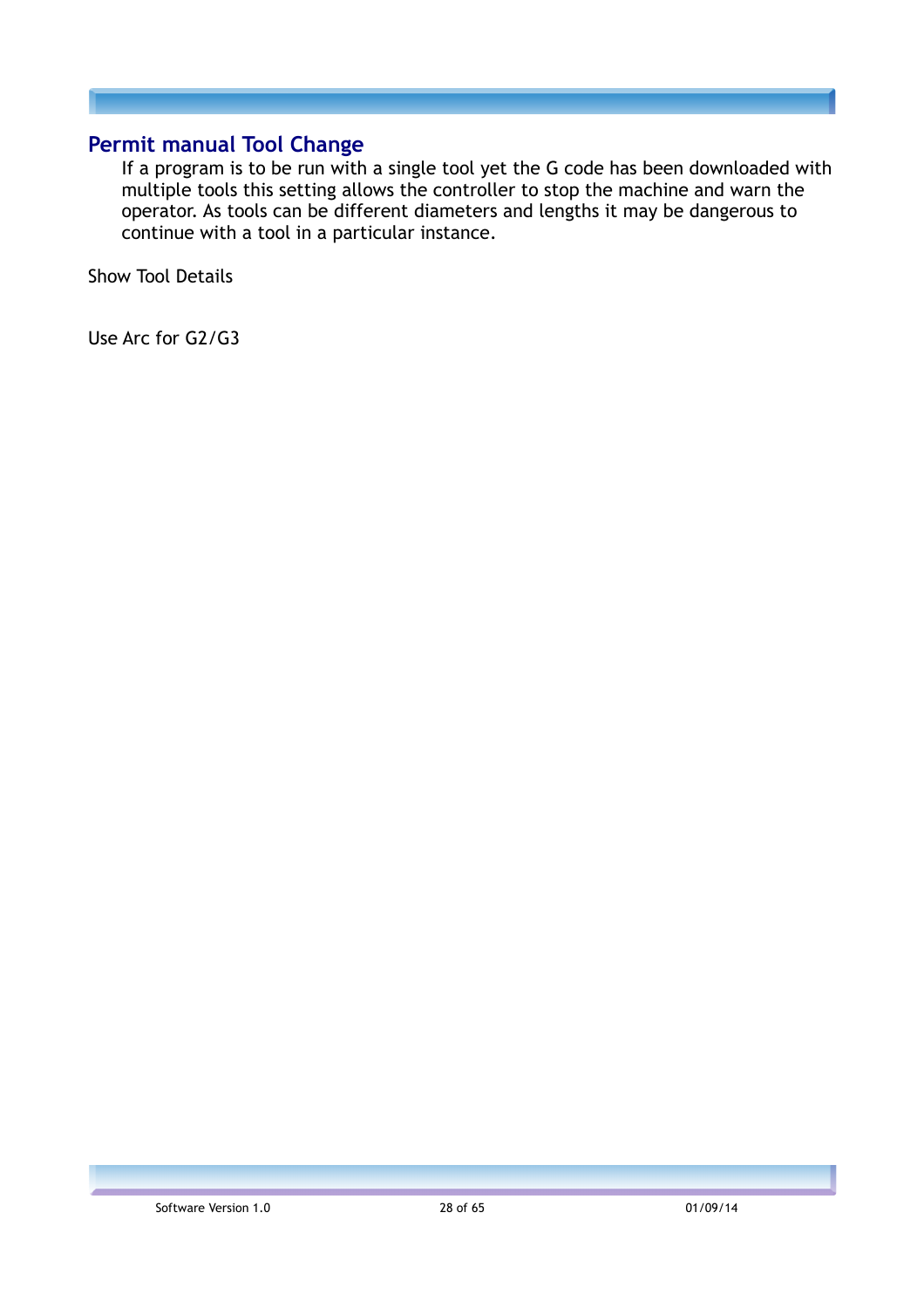## Permit manual Tool Change

If a program is to be run with a single tool yet the G code has been downloaded with multiple tools this setting allows the controller to stop the machine and warn the operator. As tools can be different diameters and lengths it may be dangerous to continue with a tool in a particular instance.

Show Tool Details

Use Arc for G2/G3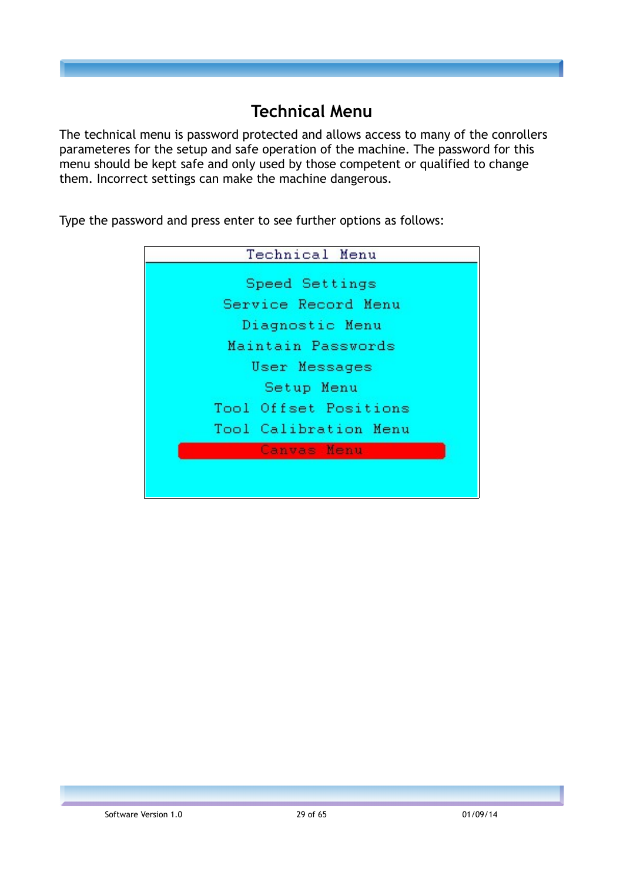# Technical Menu

The technical menu is password protected and allows access to many of the conrollers parameteres for the setup and safe operation of the machine. The password for this menu should be kept safe and only used by those competent or qualified to change them. Incorrect settings can make the machine dangerous.

Type the password and press enter to see further options as follows:

```
Technical Menu

Speed Settings
Service Record Menu
Diagnostic Menu
Maintain Passwords
User Messages
Setup Menu
Tool Offset Positions
Tool Calibration Menu
Canvas Menu
```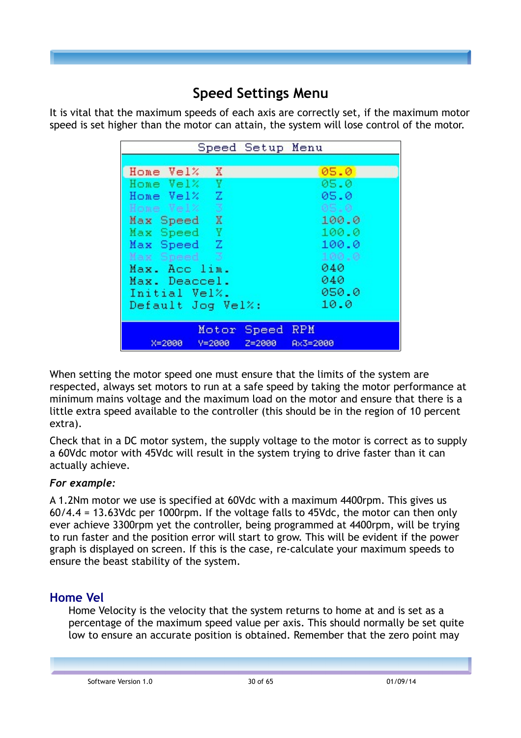## Speed Settings Menu

It is vital that the maximum speeds of each axis are correctly set, if the maximum motor speed is set higher than the motor can attain, the system will lose control of the motor.

| Speed Setup Menu | |
|---|---|
| Home Vel% X | 05.0 |
| Home Vel% Y | 05.0 |
| Home Vel% Z | 05.0 |
| Home Vel% 3 | 05.0 |
| Max Speed X | 100.0 |
| Max Speed Y | 100.0 |
| Max Speed Z | 100.0 |
| Max Speed 3 | 100.0 |
| Max. Acc lim. | 040 |
| Max. Deaccel. | 040 |
| Initial Vel%. | 050.0 |
| Default Jog Vel%: | 10.0 |

**Motor Speed RPM**

X=2000 Y=2000 Z=2000 Ax3=2000

When setting the motor speed one must ensure that the limits of the system are respected, always set motors to run at a safe speed by taking the motor performance at minimum mains voltage and the maximum load on the motor and ensure that there is a little extra speed available to the controller (this should be in the region of 10 percent extra).

Check that in a DC motor system, the supply voltage to the motor is correct as to supply a 60Vdc motor with 45Vdc will result in the system trying to drive faster than it can actually achieve.

***For example:***

A 1.2Nm motor we use is specified at 60Vdc with a maximum 4400rpm. This gives us 60/4.4 = 13.63Vdc per 1000rpm. If the voltage falls to 45Vdc, the motor can then only ever achieve 3300rpm yet the controller, being programmed at 4400rpm, will be trying to run faster and the position error will start to grow. This will be evident if the power graph is displayed on screen. If this is the case, re-calculate your maximum speeds to ensure the beast stability of the system.

### Home Vel

Home Velocity is the velocity that the system returns to home at and is set as a percentage of the maximum speed value per axis. This should normally be set quite low to ensure an accurate position is obtained. Remember that the zero point may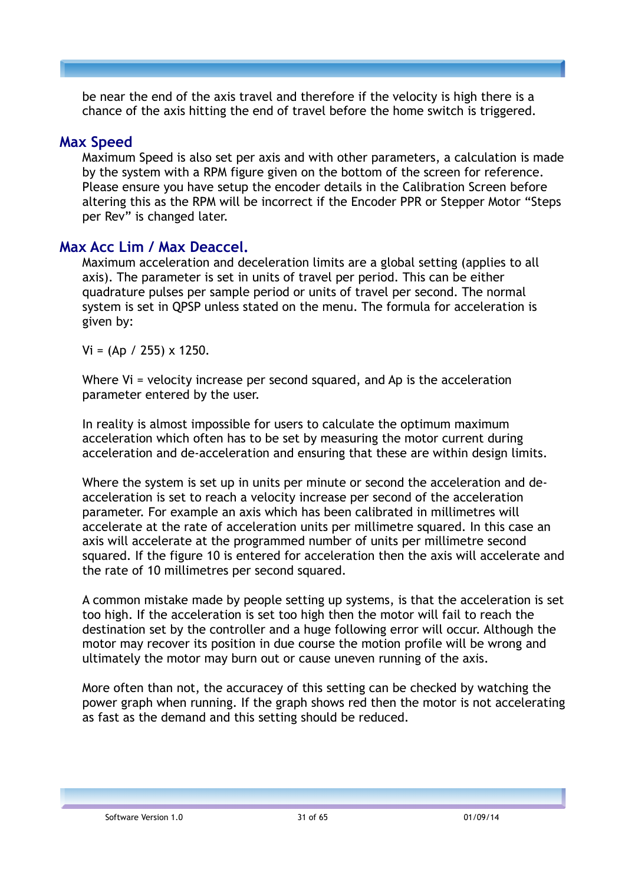be near the end of the axis travel and therefore if the velocity is high there is a chance of the axis hitting the end of travel before the home switch is triggered.

## Max Speed

Maximum Speed is also set per axis and with other parameters, a calculation is made by the system with a RPM figure given on the bottom of the screen for reference. Please ensure you have setup the encoder details in the Calibration Screen before altering this as the RPM will be incorrect if the Encoder PPR or Stepper Motor “Steps per Rev” is changed later.

## Max Acc Lim / Max Deaccel.

Maximum acceleration and deceleration limits are a global setting (applies to all axis). The parameter is set in units of travel per period. This can be either quadrature pulses per sample period or units of travel per second. The normal system is set in QPSP unless stated on the menu. The formula for acceleration is given by:

$V_i = (A_p / 255) \times 1250.$

Where $V_i$ = velocity increase per second squared, and $A_p$ is the acceleration parameter entered by the user.

In reality is almost impossible for users to calculate the optimum maximum acceleration which often has to be set by measuring the motor current during acceleration and de-acceleration and ensuring that these are within design limits.

Where the system is set up in units per minute or second the acceleration and de-acceleration is set to reach a velocity increase per second of the acceleration parameter. For example an axis which has been calibrated in millimetres will accelerate at the rate of acceleration units per millimetre squared. In this case an axis will accelerate at the programmed number of units per millimetre second squared. If the figure 10 is entered for acceleration then the axis will accelerate and the rate of 10 millimetres per second squared.

A common mistake made by people setting up systems, is that the acceleration is set too high. If the acceleration is set too high then the motor will fail to reach the destination set by the controller and a huge following error will occur. Although the motor may recover its position in due course the motion profile will be wrong and ultimately the motor may burn out or cause uneven running of the axis.

More often than not, the accuracey of this setting can be checked by watching the power graph when running. If the graph shows red then the motor is not accelerating as fast as the demand and this setting should be reduced.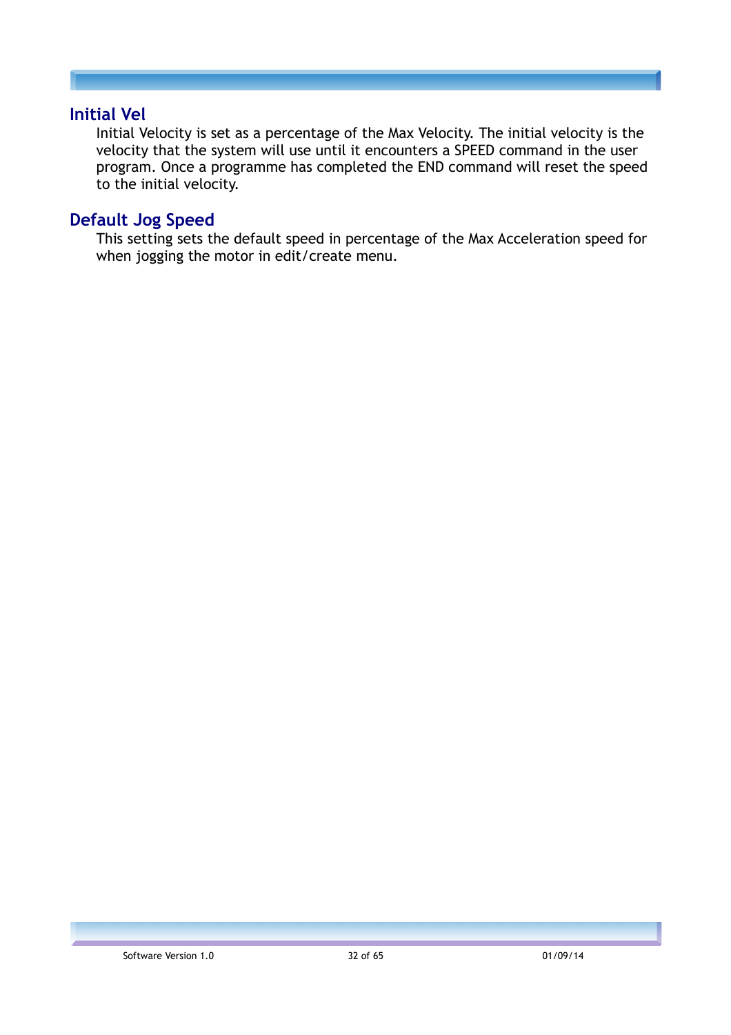## Initial Vel

Initial Velocity is set as a percentage of the Max Velocity. The initial velocity is the velocity that the system will use until it encounters a SPEED command in the user program. Once a programme has completed the END command will reset the speed to the initial velocity.

## Default Jog Speed

This setting sets the default speed in percentage of the Max Acceleration speed for when jogging the motor in edit/create menu.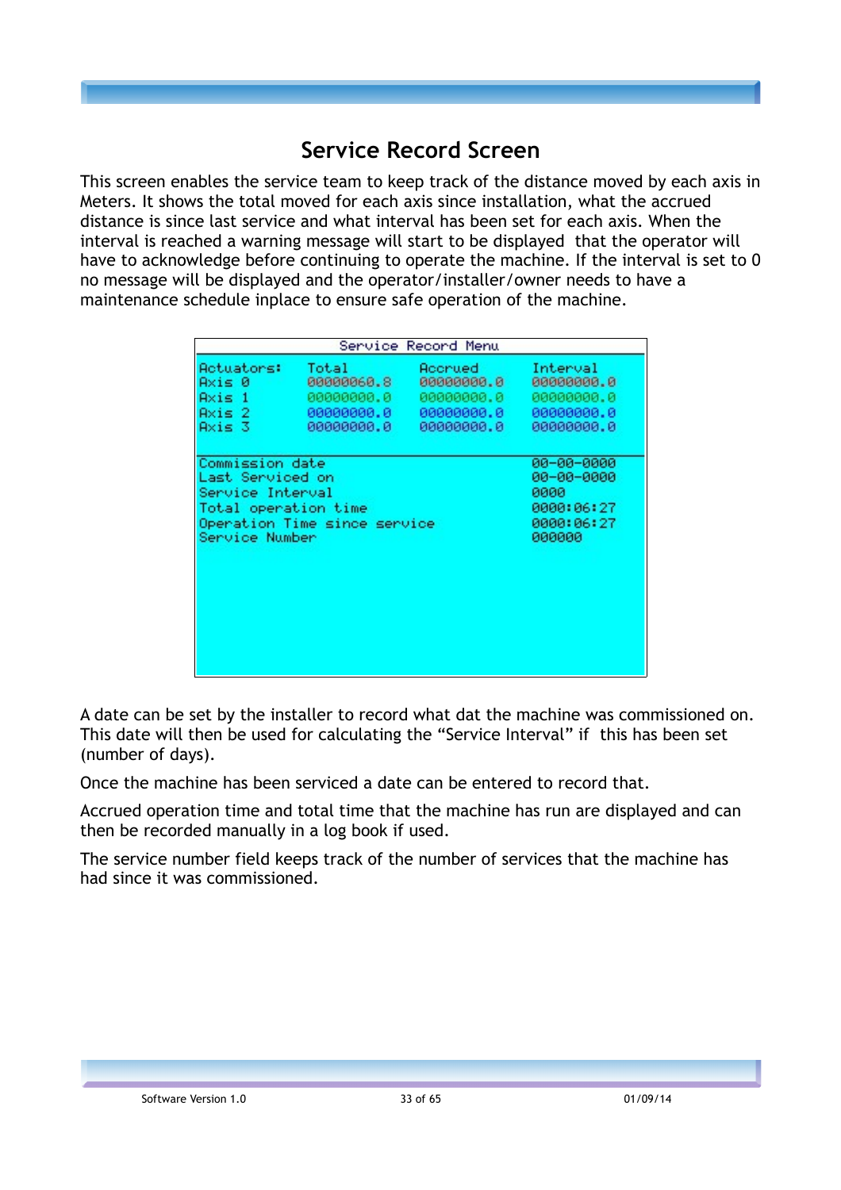## Service Record Screen

This screen enables the service team to keep track of the distance moved by each axis in Meters. It shows the total moved for each axis since installation, what the accrued distance is since last service and what interval has been set for each axis. When the interval is reached a warning message will start to be displayed that the operator will have to acknowledge before continuing to operate the machine. If the interval is set to 0 no message will be displayed and the operator/installer/owner needs to have a maintenance schedule inplace to ensure safe operation of the machine.

Service Record Menu

| Actuators: | Total | Accrued | Interval |
|---|---|---|---|
| Axis 0 | 00000060.8 | 00000000.0 | 00000000.0 |
| Axis 1 | 00000000.0 | 00000000.0 | 00000000.0 |
| Axis 2 | 00000000.0 | 00000000.0 | 00000000.0 |
| Axis 3 | 00000000.0 | 00000000.0 | 00000000.0 |

| | |
|---|---|
| Commission date | 00-00-0000 |
| Last Serviced on | 00-00-0000 |
| Service Interval | 0000 |
| Total operation time | 0000:06:27 |
| Operation Time since service | 0000:06:27 |
| Service Number | 000000 |

A date can be set by the installer to record what dat the machine was commissioned on. This date will then be used for calculating the “Service Interval” if this has been set (number of days).

Once the machine has been serviced a date can be entered to record that.

Accrued operation time and total time that the machine has run are displayed and can then be recorded manually in a log book if used.

The service number field keeps track of the number of services that the machine has had since it was commissioned.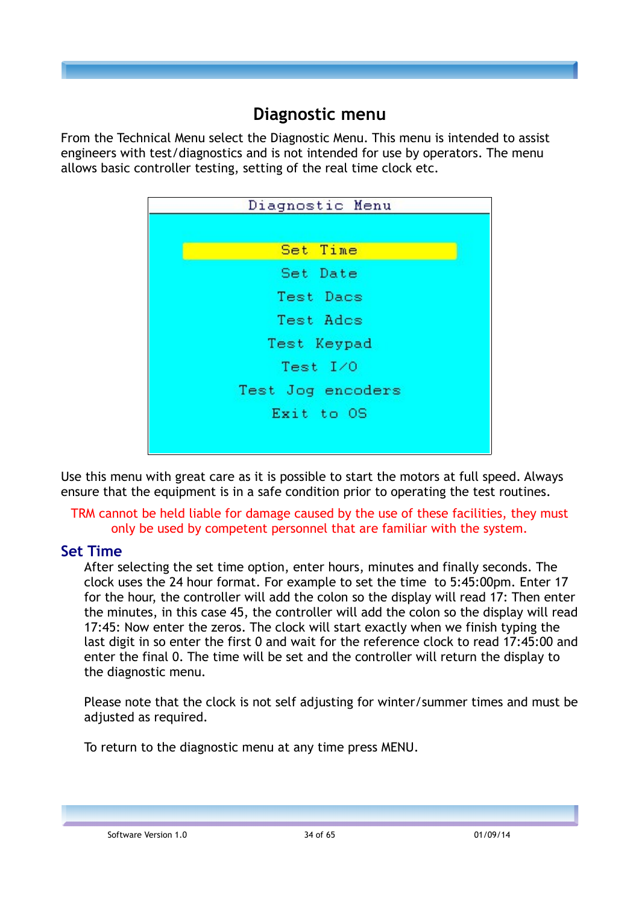# Diagnostic menu

From the Technical Menu select the Diagnostic Menu. This menu is intended to assist engineers with test/diagnostics and is not intended for use by operators. The menu allows basic controller testing, setting of the real time clock etc.

Diagnostic Menu

- Set Time
- Set Date
- Test Dacs
- Test Adcs
- Test Keypad
- Test I/O
- Test Jog encoders
- Exit to OS

Use this menu with great care as it is possible to start the motors at full speed. Always ensure that the equipment is in a safe condition prior to operating the test routines.

TRM cannot be held liable for damage caused by the use of these facilities, they must only be used by competent personnel that are familiar with the system.

## Set Time

After selecting the set time option, enter hours, minutes and finally seconds. The clock uses the 24 hour format. For example to set the time to 5:45:00pm. Enter 17 for the hour, the controller will add the colon so the display will read 17: Then enter the minutes, in this case 45, the controller will add the colon so the display will read 17:45: Now enter the zeros. The clock will start exactly when we finish typing the last digit in so enter the first 0 and wait for the reference clock to read 17:45:00 and enter the final 0. The time will be set and the controller will return the display to the diagnostic menu.

Please note that the clock is not self adjusting for winter/summer times and must be adjusted as required.

To return to the diagnostic menu at any time press MENU.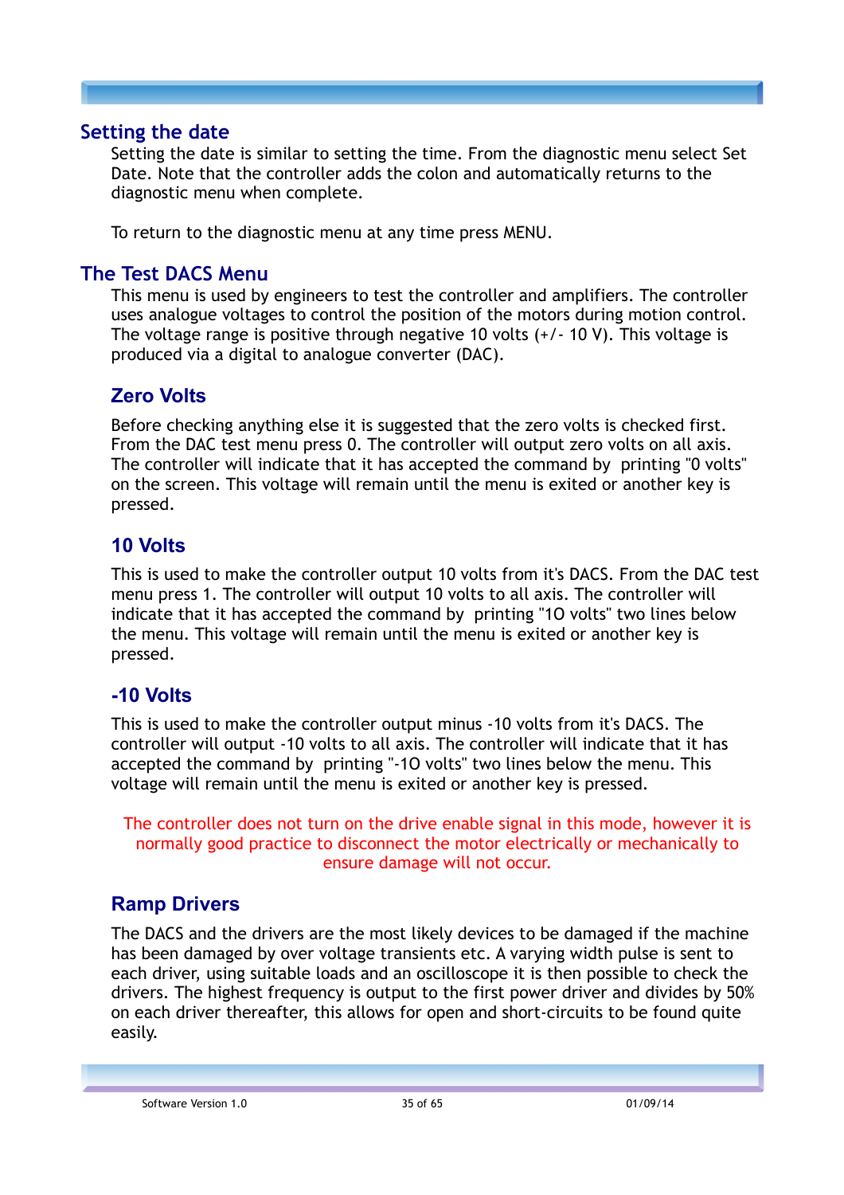## Setting the date

Setting the date is similar to setting the time. From the diagnostic menu select Set Date. Note that the controller adds the colon and automatically returns to the diagnostic menu when complete.

To return to the diagnostic menu at any time press MENU.

## The Test DACS Menu

This menu is used by engineers to test the controller and amplifiers. The controller uses analogue voltages to control the position of the motors during motion control. The voltage range is positive through negative 10 volts (+/- 10 V). This voltage is produced via a digital to analogue converter (DAC).

### Zero Volts

Before checking anything else it is suggested that the zero volts is checked first. From the DAC test menu press 0. The controller will output zero volts on all axis. The controller will indicate that it has accepted the command by printing "0 volts" on the screen. This voltage will remain until the menu is exited or another key is pressed.

### 10 Volts

This is used to make the controller output 10 volts from it's DACS. From the DAC test menu press 1. The controller will output 10 volts to all axis. The controller will indicate that it has accepted the command by printing "1O volts" two lines below the menu. This voltage will remain until the menu is exited or another key is pressed.

### -10 Volts

This is used to make the controller output minus -10 volts from it's DACS. The controller will output -10 volts to all axis. The controller will indicate that it has accepted the command by printing "-1O volts" two lines below the menu. This voltage will remain until the menu is exited or another key is pressed.

The controller does not turn on the drive enable signal in this mode, however it is normally good practice to disconnect the motor electrically or mechanically to ensure damage will not occur.

### Ramp Drivers

The DACS and the drivers are the most likely devices to be damaged if the machine has been damaged by over voltage transients etc. A varying width pulse is sent to each driver, using suitable loads and an oscilloscope it is then possible to check the drivers. The highest frequency is output to the first power driver and divides by 50% on each driver thereafter, this allows for open and short-circuits to be found quite easily.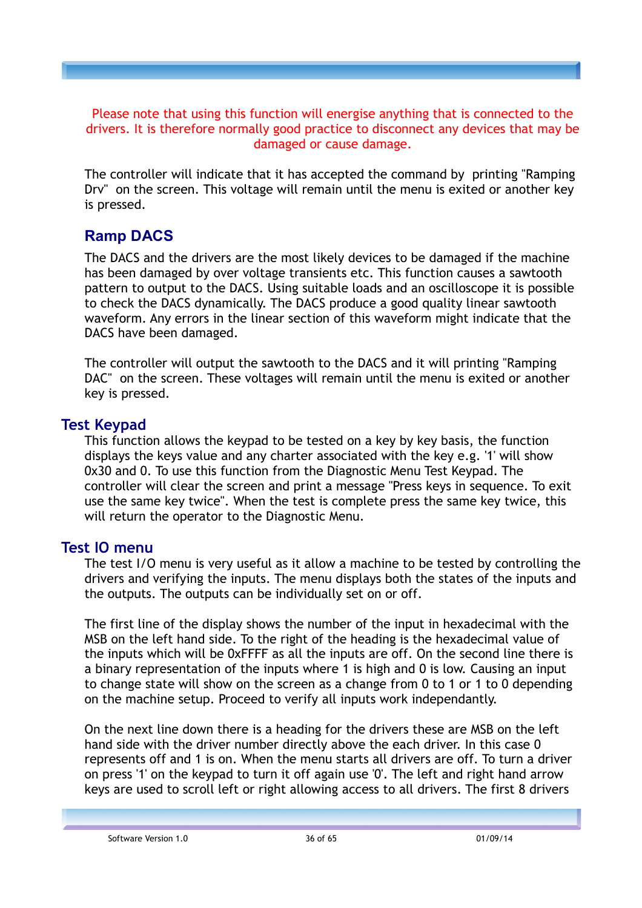Please note that using this function will energise anything that is connected to the drivers. It is therefore normally good practice to disconnect any devices that may be damaged or cause damage.

The controller will indicate that it has accepted the command by printing "Ramping Drv" on the screen. This voltage will remain until the menu is exited or another key is pressed.

### Ramp DACS

The DACS and the drivers are the most likely devices to be damaged if the machine has been damaged by over voltage transients etc. This function causes a sawtooth pattern to output to the DACS. Using suitable loads and an oscilloscope it is possible to check the DACS dynamically. The DACS produce a good quality linear sawtooth waveform. Any errors in the linear section of this waveform might indicate that the DACS have been damaged.

The controller will output the sawtooth to the DACS and it will printing "Ramping DAC" on the screen. These voltages will remain until the menu is exited or another key is pressed.

## Test Keypad

This function allows the keypad to be tested on a key by key basis, the function displays the keys value and any charter associated with the key e.g. '1' will show 0x30 and 0. To use this function from the Diagnostic Menu Test Keypad. The controller will clear the screen and print a message "Press keys in sequence. To exit use the same key twice". When the test is complete press the same key twice, this will return the operator to the Diagnostic Menu.

## Test IO menu

The test I/O menu is very useful as it allow a machine to be tested by controlling the drivers and verifying the inputs. The menu displays both the states of the inputs and the outputs. The outputs can be individually set on or off.

The first line of the display shows the number of the input in hexadecimal with the MSB on the left hand side. To the right of the heading is the hexadecimal value of the inputs which will be 0xFFFF as all the inputs are off. On the second line there is a binary representation of the inputs where 1 is high and 0 is low. Causing an input to change state will show on the screen as a change from 0 to 1 or 1 to 0 depending on the machine setup. Proceed to verify all inputs work independantly.

On the next line down there is a heading for the drivers these are MSB on the left hand side with the driver number directly above the each driver. In this case 0 represents off and 1 is on. When the menu starts all drivers are off. To turn a driver on press '1' on the keypad to turn it off again use '0'. The left and right hand arrow keys are used to scroll left or right allowing access to all drivers. The first 8 drivers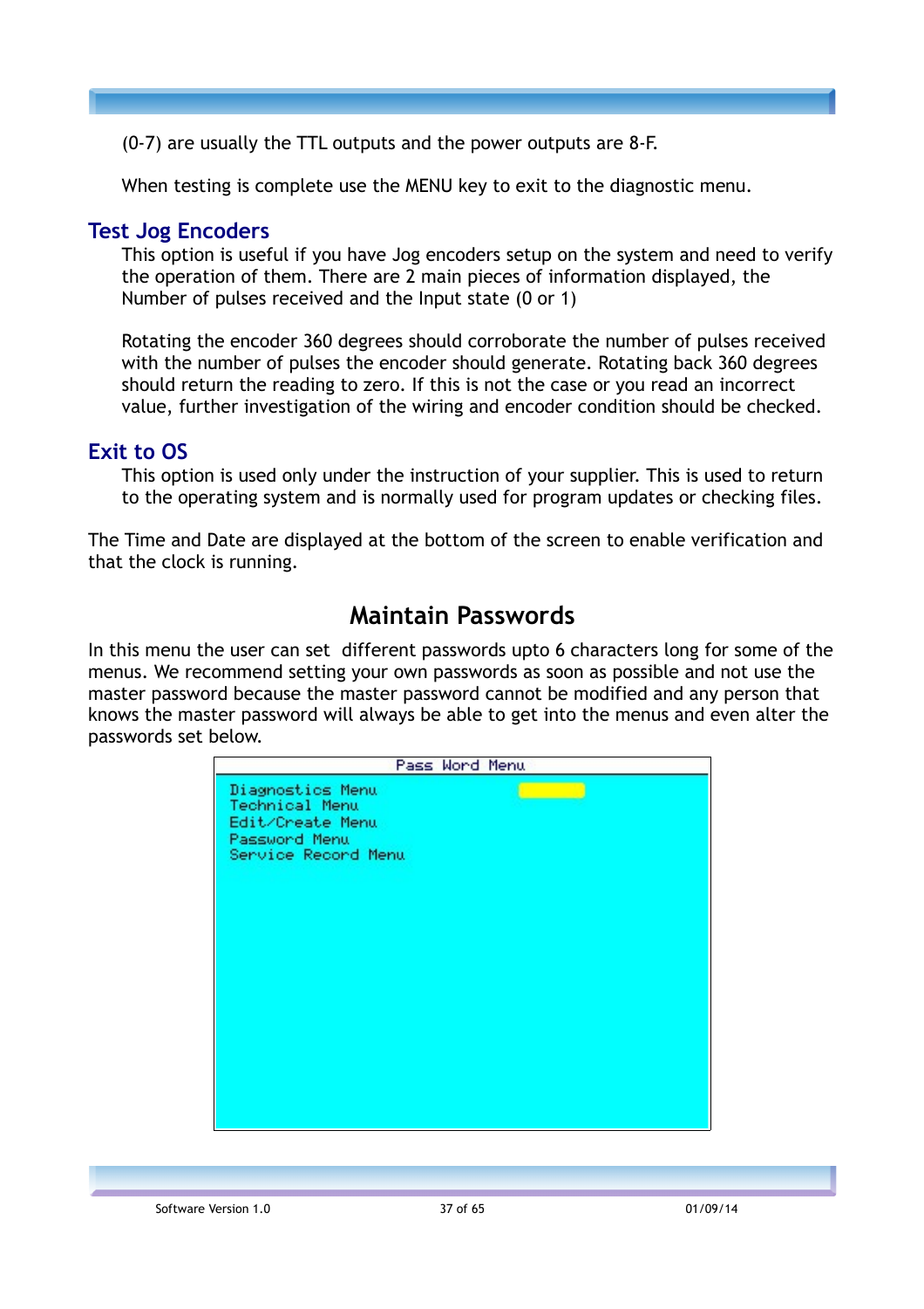(0-7) are usually the TTL outputs and the power outputs are 8-F.

When testing is complete use the MENU key to exit to the diagnostic menu.

### Test Jog Encoders

This option is useful if you have Jog encoders setup on the system and need to verify the operation of them. There are 2 main pieces of information displayed, the Number of pulses received and the Input state (0 or 1)

Rotating the encoder 360 degrees should corroborate the number of pulses received with the number of pulses the encoder should generate. Rotating back 360 degrees should return the reading to zero. If this is not the case or you read an incorrect value, further investigation of the wiring and encoder condition should be checked.

### Exit to OS

This option is used only under the instruction of your supplier. This is used to return to the operating system and is normally used for program updates or checking files.

The Time and Date are displayed at the bottom of the screen to enable verification and that the clock is running.

## Maintain Passwords

In this menu the user can set different passwords upto 6 characters long for some of the menus. We recommend setting your own passwords as soon as possible and not use the master password because the master password cannot be modified and any person that knows the master password will always be able to get into the menus and even alter the passwords set below.

```
Pass Word Menu

Diagnostics Menu
Technical Menu
Edit/Create Menu
Password Menu
Service Record Menu
```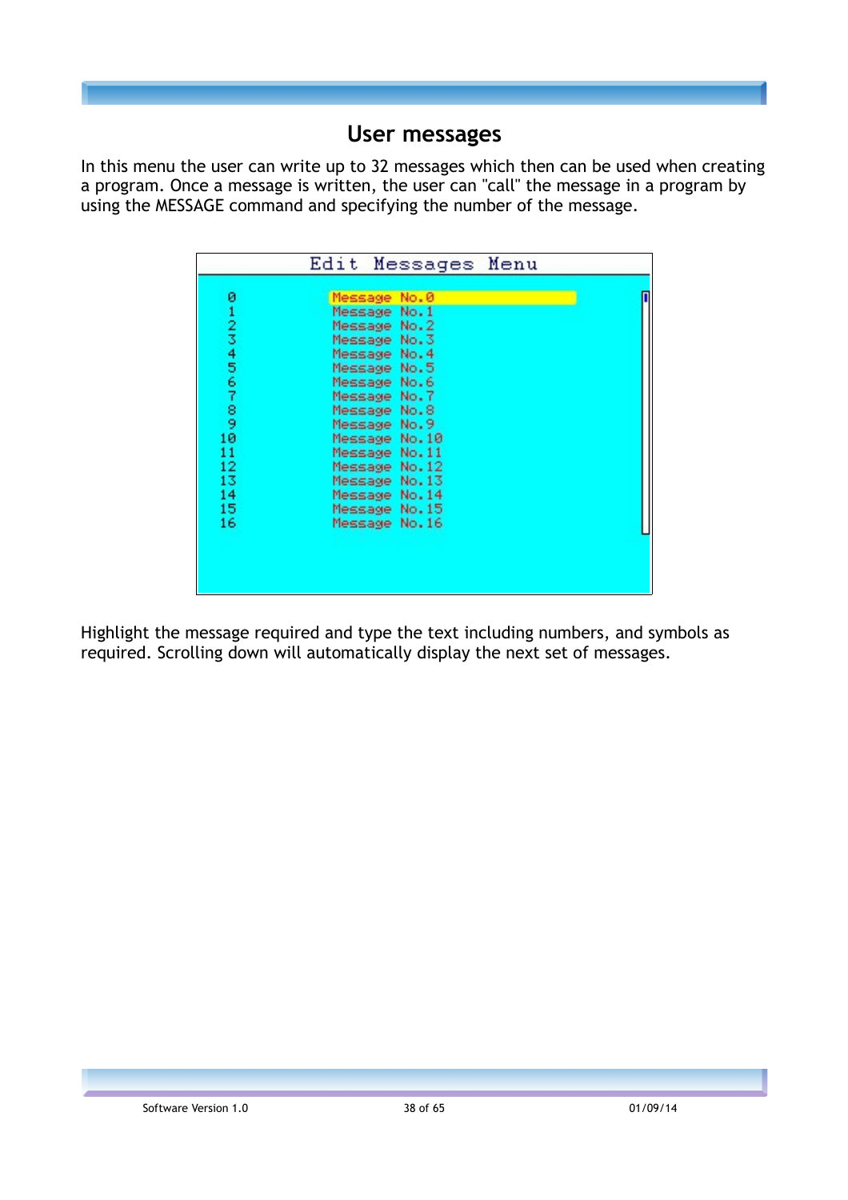## User messages

In this menu the user can write up to 32 messages which then can be used when creating a program. Once a message is written, the user can "call" the message in a program by using the MESSAGE command and specifying the number of the message.

```
Edit Messages Menu

0    Message No.0
1    Message No.1
2    Message No.2
3    Message No.3
4    Message No.4
5    Message No.5
6    Message No.6
7    Message No.7
8    Message No.8
9    Message No.9
10   Message No.10
11   Message No.11
12   Message No.12
13   Message No.13
14   Message No.14
15   Message No.15
16   Message No.16
```

Highlight the message required and type the text including numbers, and symbols as required. Scrolling down will automatically display the next set of messages.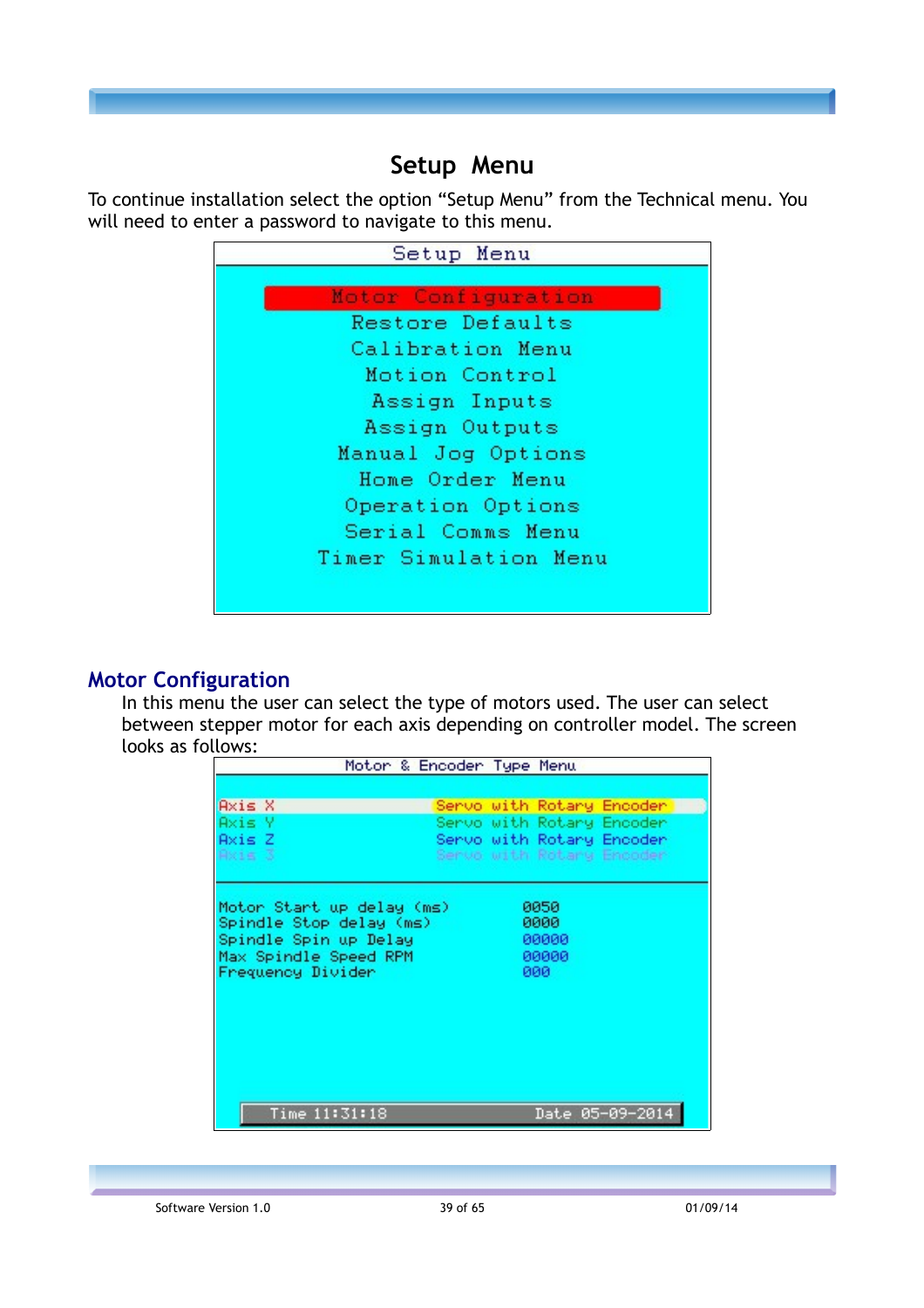## Setup Menu

To continue installation select the option "Setup Menu" from the Technical menu. You will need to enter a password to navigate to this menu.

Setup Menu

- Motor Configuration
- Restore Defaults
- Calibration Menu
- Motion Control
- Assign Inputs
- Assign Outputs
- Manual Jog Options
- Home Order Menu
- Operation Options
- Serial Comms Menu
- Timer Simulation Menu

### Motor Configuration

In this menu the user can select the type of motors used. The user can select between stepper motor for each axis depending on controller model. The screen looks as follows:

Motor & Encoder Type Menu

| | |
|---|---|
| Axis X | Servo with Rotary Encoder |
| Axis Y | Servo with Rotary Encoder |
| Axis Z | Servo with Rotary Encoder |
| Axis 3 | Servo with Rotary Encoder |

| | |
|---|---|
| Motor Start up delay (ms) | 0050 |
| Spindle Stop delay (ms) | 0000 |
| Spindle Spin up Delay | 00000 |
| Max Spindle Speed RPM | 00000 |
| Frequency Divider | 000 |

Time 11:31:18 Date 05-09-2014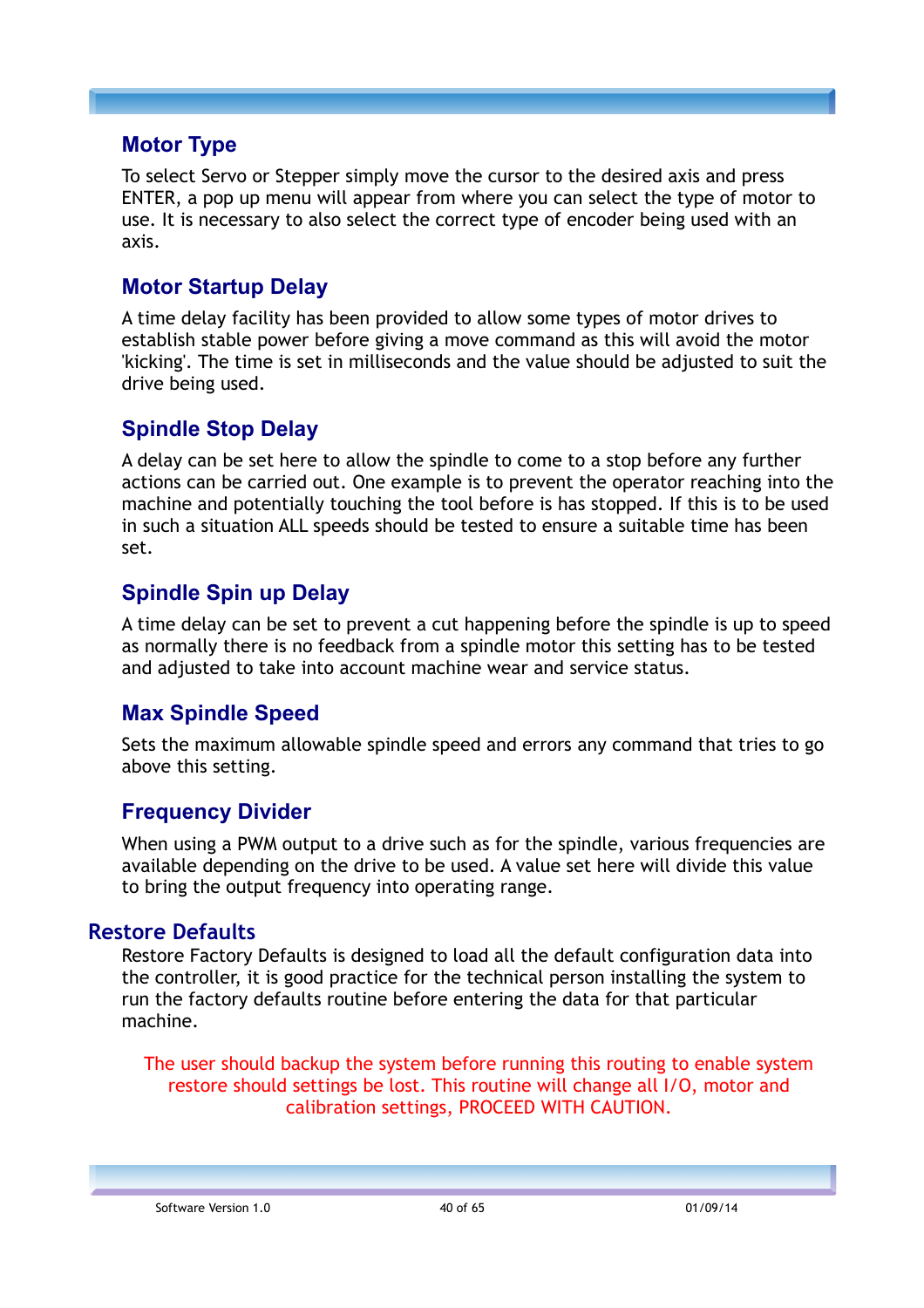### Motor Type

To select Servo or Stepper simply move the cursor to the desired axis and press ENTER, a pop up menu will appear from where you can select the type of motor to use. It is necessary to also select the correct type of encoder being used with an axis.

### Motor Startup Delay

A time delay facility has been provided to allow some types of motor drives to establish stable power before giving a move command as this will avoid the motor 'kicking'. The time is set in milliseconds and the value should be adjusted to suit the drive being used.

### Spindle Stop Delay

A delay can be set here to allow the spindle to come to a stop before any further actions can be carried out. One example is to prevent the operator reaching into the machine and potentially touching the tool before is has stopped. If this is to be used in such a situation ALL speeds should be tested to ensure a suitable time has been set.

### Spindle Spin up Delay

A time delay can be set to prevent a cut happening before the spindle is up to speed as normally there is no feedback from a spindle motor this setting has to be tested and adjusted to take into account machine wear and service status.

### Max Spindle Speed

Sets the maximum allowable spindle speed and errors any command that tries to go above this setting.

### Frequency Divider

When using a PWM output to a drive such as for the spindle, various frequencies are available depending on the drive to be used. A value set here will divide this value to bring the output frequency into operating range.

## Restore Defaults

Restore Factory Defaults is designed to load all the default configuration data into the controller, it is good practice for the technical person installing the system to run the factory defaults routine before entering the data for that particular machine.

The user should backup the system before running this routing to enable system restore should settings be lost. This routine will change all I/O, motor and calibration settings, PROCEED WITH CAUTION.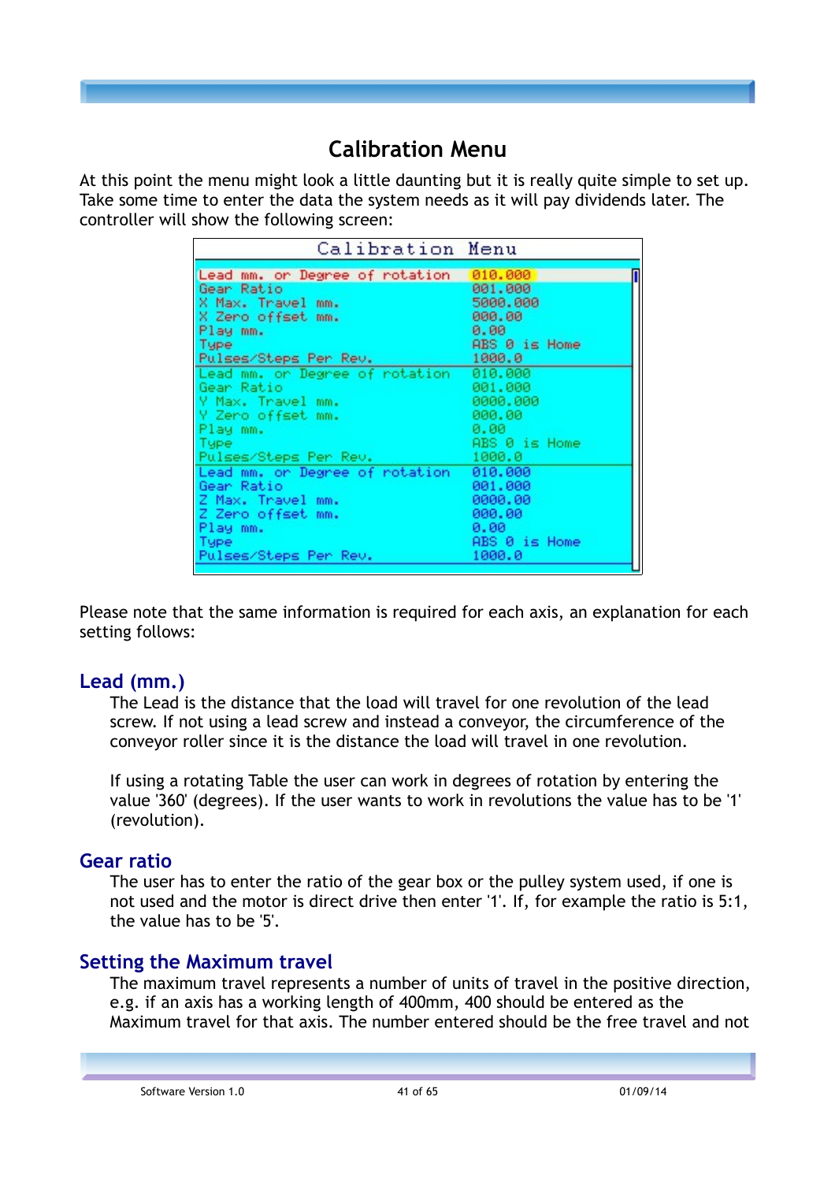# Calibration Menu

At this point the menu might look a little daunting but it is really quite simple to set up. Take some time to enter the data the system needs as it will pay dividends later. The controller will show the following screen:

| Calibration Menu | |
|---|---|
| Lead mm. or Degree of rotation | 010.000 |
| Gear Ratio | 001.000 |
| X Max. Travel mm. | 5000.000 |
| X Zero offset mm. | 000.00 |
| Play mm. | 0.00 |
| Type | ABS 0 is Home |
| Pulses/Steps Per Rev. | 1000.0 |
| Lead mm. or Degree of rotation | 010.000 |
| Gear Ratio | 001.000 |
| Y Max. Travel mm. | 0000.000 |
| Y Zero offset mm. | 000.00 |
| Play mm. | 0.00 |
| Type | ABS 0 is Home |
| Pulses/Steps Per Rev. | 1000.0 |
| Lead mm. or Degree of rotation | 010.000 |
| Gear Ratio | 001.000 |
| Z Max. Travel mm. | 0000.00 |
| Z Zero offset mm. | 000.00 |
| Play mm. | 0.00 |
| Type | ABS 0 is Home |
| Pulses/Steps Per Rev. | 1000.0 |

Please note that the same information is required for each axis, an explanation for each setting follows:

## Lead (mm.)

The Lead is the distance that the load will travel for one revolution of the lead screw. If not using a lead screw and instead a conveyor, the circumference of the conveyor roller since it is the distance the load will travel in one revolution.

If using a rotating Table the user can work in degrees of rotation by entering the value '360' (degrees). If the user wants to work in revolutions the value has to be '1' (revolution).

## Gear ratio

The user has to enter the ratio of the gear box or the pulley system used, if one is not used and the motor is direct drive then enter '1'. If, for example the ratio is 5:1, the value has to be '5'.

## Setting the Maximum travel

The maximum travel represents a number of units of travel in the positive direction, e.g. if an axis has a working length of 400mm, 400 should be entered as the Maximum travel for that axis. The number entered should be the free travel and not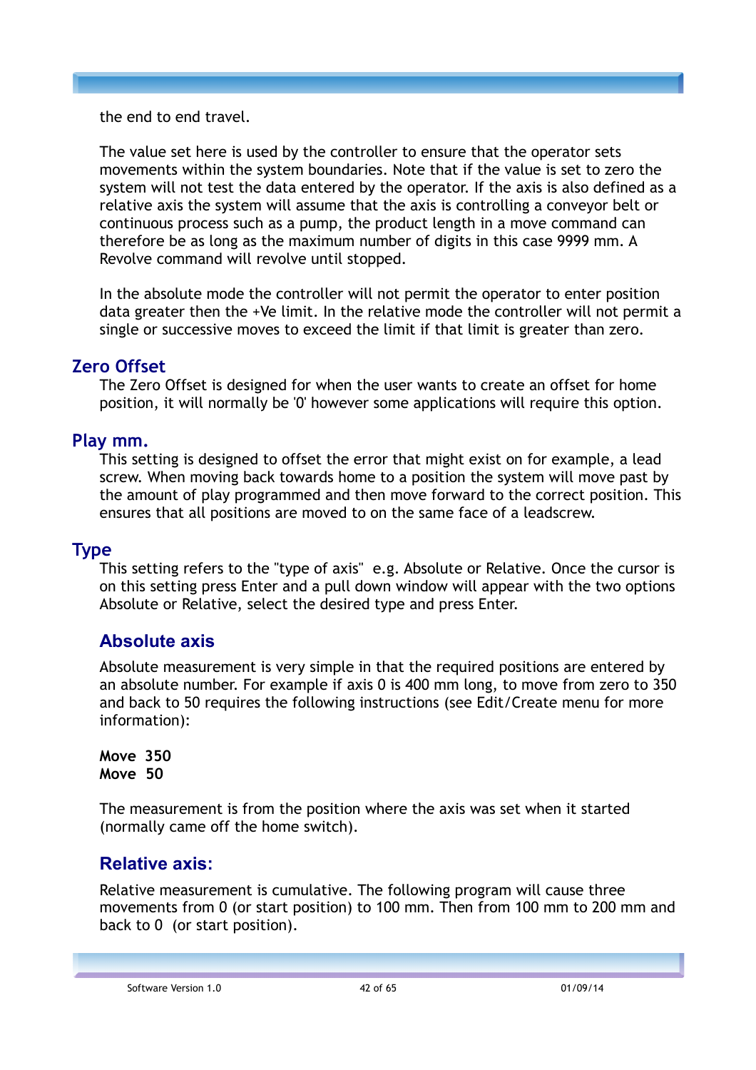the end to end travel.

The value set here is used by the controller to ensure that the operator sets movements within the system boundaries. Note that if the value is set to zero the system will not test the data entered by the operator. If the axis is also defined as a relative axis the system will assume that the axis is controlling a conveyor belt or continuous process such as a pump, the product length in a move command can therefore be as long as the maximum number of digits in this case 9999 mm. A Revolve command will revolve until stopped.

In the absolute mode the controller will not permit the operator to enter position data greater then the +Ve limit. In the relative mode the controller will not permit a single or successive moves to exceed the limit if that limit is greater than zero.

## Zero Offset

The Zero Offset is designed for when the user wants to create an offset for home position, it will normally be '0' however some applications will require this option.

## Play mm.

This setting is designed to offset the error that might exist on for example, a lead screw. When moving back towards home to a position the system will move past by the amount of play programmed and then move forward to the correct position. This ensures that all positions are moved to on the same face of a leadscrew.

## Type

This setting refers to the "type of axis"  e.g. Absolute or Relative. Once the cursor is on this setting press Enter and a pull down window will appear with the two options Absolute or Relative, select the desired type and press Enter.

### Absolute axis

Absolute measurement is very simple in that the required positions are entered by an absolute number. For example if axis 0 is 400 mm long, to move from zero to 350 and back to 50 requires the following instructions (see Edit/Create menu for more information):

**Move  350**
**Move  50**

The measurement is from the position where the axis was set when it started (normally came off the home switch).

### Relative axis:

Relative measurement is cumulative. The following program will cause three movements from 0 (or start position) to 100 mm. Then from 100 mm to 200 mm and back to 0  (or start position).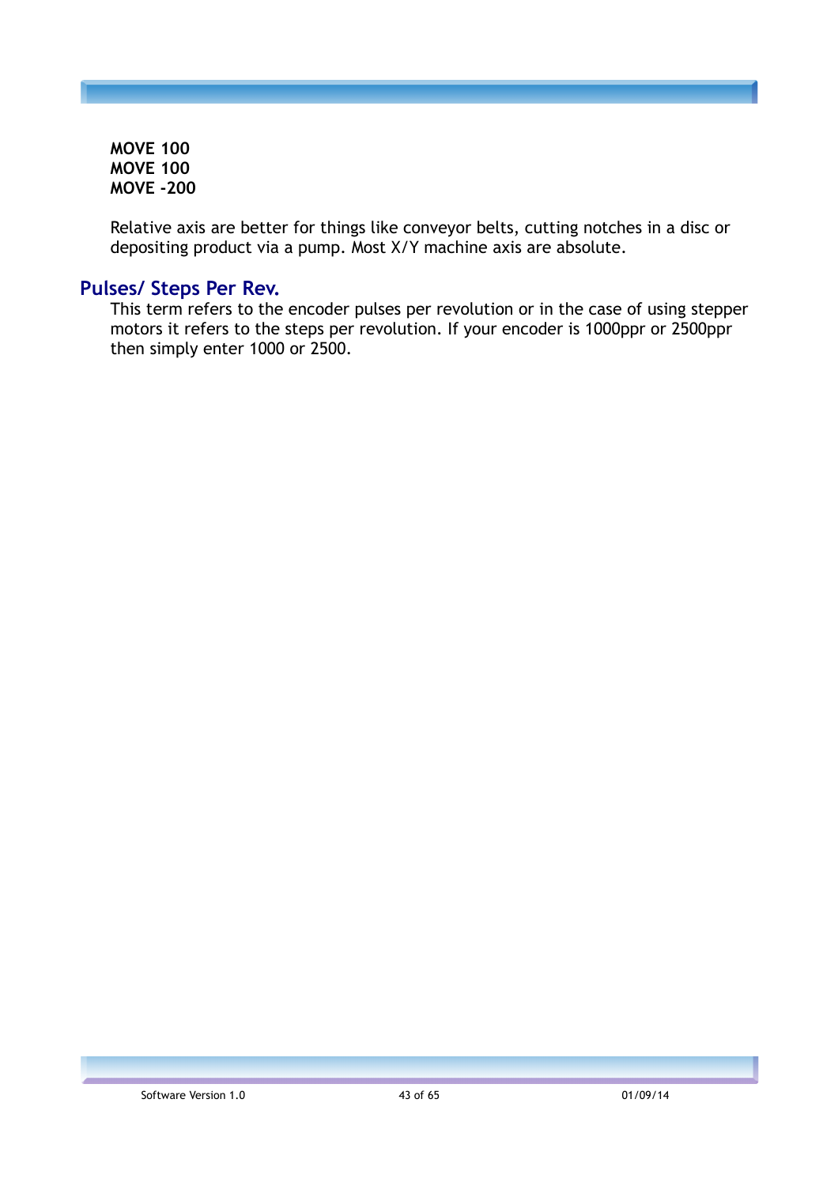**MOVE 100**
**MOVE 100**
**MOVE -200**

Relative axis are better for things like conveyor belts, cutting notches in a disc or depositing product via a pump. Most X/Y machine axis are absolute.

## Pulses/ Steps Per Rev.

This term refers to the encoder pulses per revolution or in the case of using stepper motors it refers to the steps per revolution. If your encoder is 1000ppr or 2500ppr then simply enter 1000 or 2500.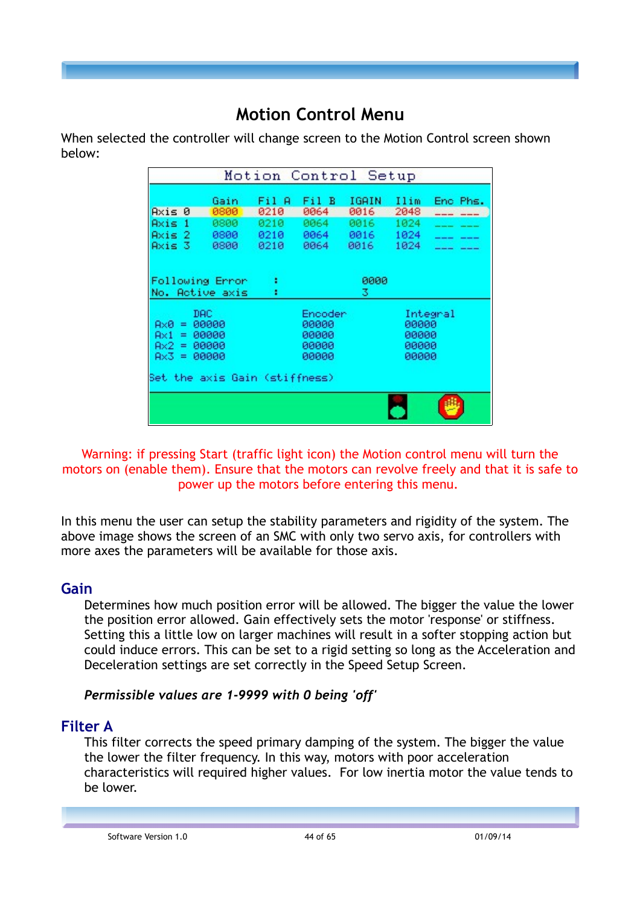# Motion Control Menu

When selected the controller will change screen to the Motion Control screen shown below:

Warning: if pressing Start (traffic light icon) the Motion control menu will turn the motors on (enable them). Ensure that the motors can revolve freely and that it is safe to power up the motors before entering this menu.

In this menu the user can setup the stability parameters and rigidity of the system. The above image shows the screen of an SMC with only two servo axis, for controllers with more axes the parameters will be available for those axis.

## Gain

Determines how much position error will be allowed. The bigger the value the lower the position error allowed. Gain effectively sets the motor 'response' or stiffness. Setting this a little low on larger machines will result in a softer stopping action but could induce errors. This can be set to a rigid setting so long as the Acceleration and Deceleration settings are set correctly in the Speed Setup Screen.

***Permissible values are 1-9999 with 0 being 'off'***

## Filter A

This filter corrects the speed primary damping of the system. The bigger the value the lower the filter frequency. In this way, motors with poor acceleration characteristics will required higher values. For low inertia motor the value tends to be lower.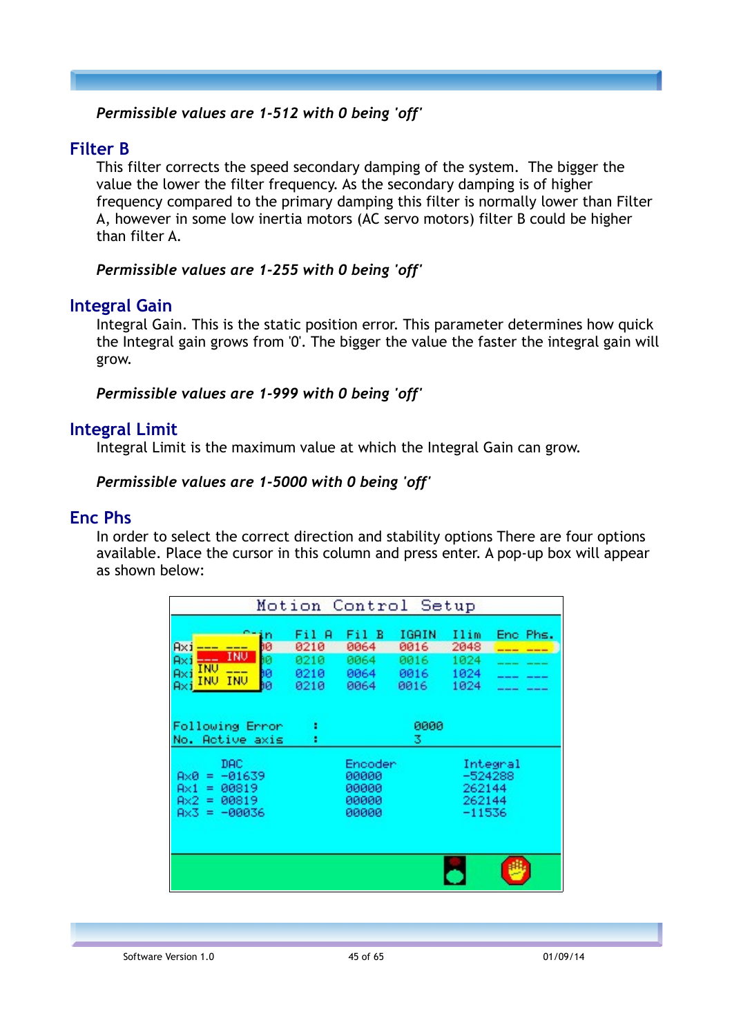*Permissible values are 1-512 with 0 being 'off'*

## Filter B

This filter corrects the speed secondary damping of the system. The bigger the value the lower the filter frequency. As the secondary damping is of higher frequency compared to the primary damping this filter is normally lower than Filter A, however in some low inertia motors (AC servo motors) filter B could be higher than filter A.

*Permissible values are 1-255 with 0 being 'off'*

## Integral Gain

Integral Gain. This is the static position error. This parameter determines how quick the Integral gain grows from '0'. The bigger the value the faster the integral gain will grow.

*Permissible values are 1-999 with 0 being 'off'*

## Integral Limit

Integral Limit is the maximum value at which the Integral Gain can grow.

*Permissible values are 1-5000 with 0 being 'off'*

## Enc Phs

In order to select the correct direction and stability options There are four options available. Place the cursor in this column and press enter. A pop-up box will appear as shown below: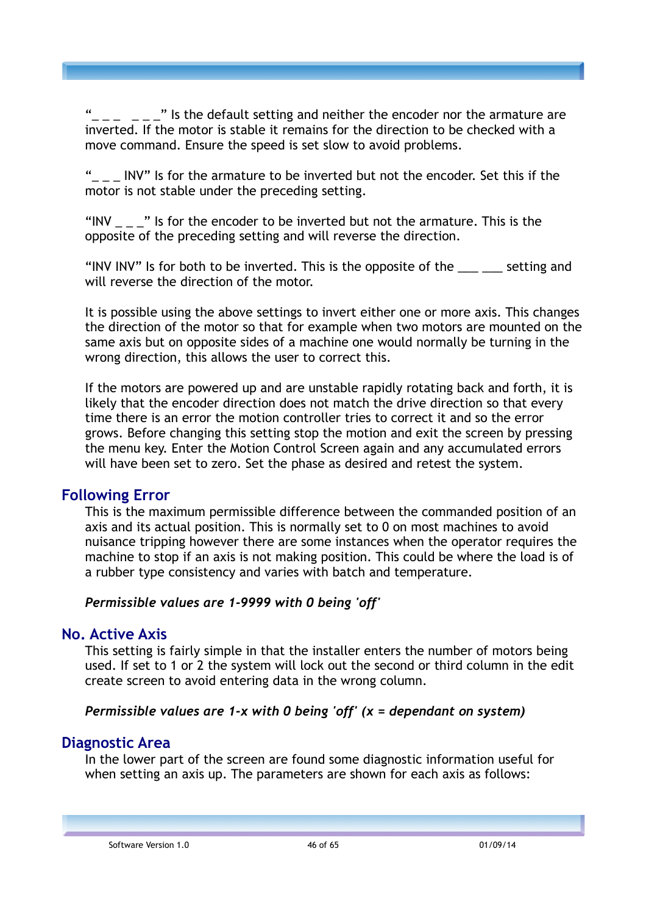"_ _ _  _ _ _" Is the default setting and neither the encoder nor the armature are inverted. If the motor is stable it remains for the direction to be checked with a move command. Ensure the speed is set slow to avoid problems.

"_ _ _ INV" Is for the armature to be inverted but not the encoder. Set this if the motor is not stable under the preceding setting.

"INV _ _ _" Is for the encoder to be inverted but not the armature. This is the opposite of the preceding setting and will reverse the direction.

"INV INV" Is for both to be inverted. This is the opposite of the ___ ___ setting and will reverse the direction of the motor.

It is possible using the above settings to invert either one or more axis. This changes the direction of the motor so that for example when two motors are mounted on the same axis but on opposite sides of a machine one would normally be turning in the wrong direction, this allows the user to correct this.

If the motors are powered up and are unstable rapidly rotating back and forth, it is likely that the encoder direction does not match the drive direction so that every time there is an error the motion controller tries to correct it and so the error grows. Before changing this setting stop the motion and exit the screen by pressing the menu key. Enter the Motion Control Screen again and any accumulated errors will have been set to zero. Set the phase as desired and retest the system.

## Following Error

This is the maximum permissible difference between the commanded position of an axis and its actual position. This is normally set to 0 on most machines to avoid nuisance tripping however there are some instances when the operator requires the machine to stop if an axis is not making position. This could be where the load is of a rubber type consistency and varies with batch and temperature.

***Permissible values are 1-9999 with 0 being 'off'***

## No. Active Axis

This setting is fairly simple in that the installer enters the number of motors being used. If set to 1 or 2 the system will lock out the second or third column in the edit create screen to avoid entering data in the wrong column.

***Permissible values are 1-x with 0 being 'off' (x = dependant on system)***

## Diagnostic Area

In the lower part of the screen are found some diagnostic information useful for when setting an axis up. The parameters are shown for each axis as follows: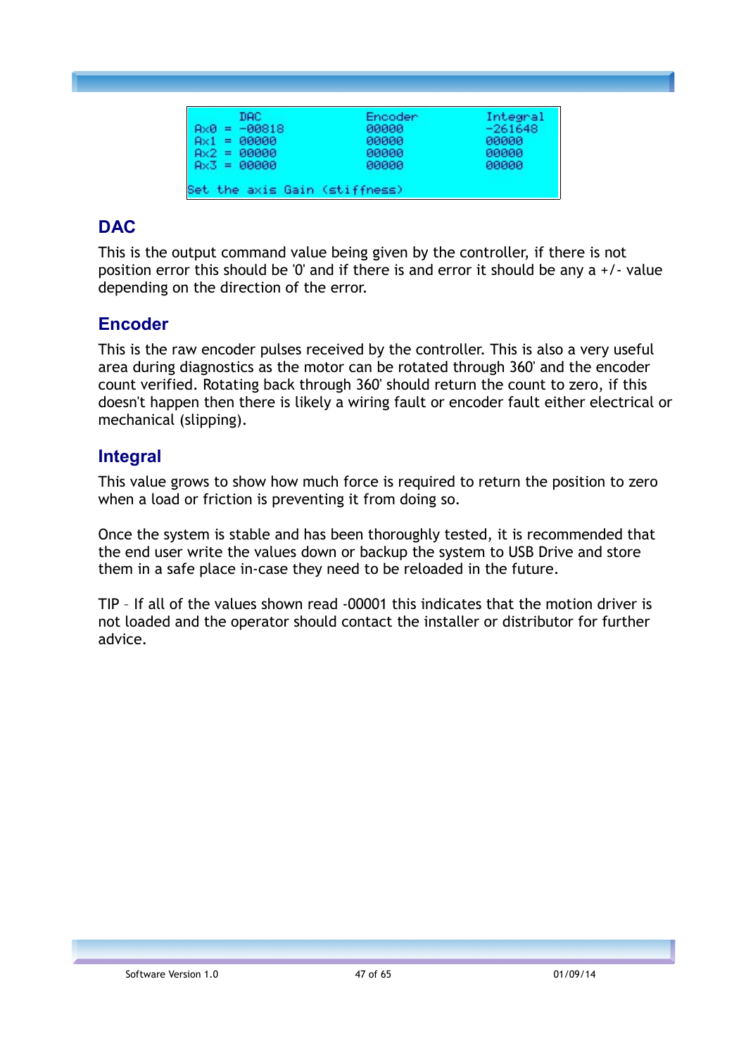|  | DAC | Encoder | Integral |
|---|---|---|---|
| Ax0 = | -00818 | 00000 | -261648 |
| Ax1 = | 00000 | 00000 | 00000 |
| Ax2 = | 00000 | 00000 | 00000 |
| Ax3 = | 00000 | 00000 | 00000 |

Set the axis Gain (stiffness)

## DAC

This is the output command value being given by the controller, if there is not position error this should be '0' and if there is and error it should be any a +/- value depending on the direction of the error.

## Encoder

This is the raw encoder pulses received by the controller. This is also a very useful area during diagnostics as the motor can be rotated through 360' and the encoder count verified. Rotating back through 360' should return the count to zero, if this doesn't happen then there is likely a wiring fault or encoder fault either electrical or mechanical (slipping).

## Integral

This value grows to show how much force is required to return the position to zero when a load or friction is preventing it from doing so.

Once the system is stable and has been thoroughly tested, it is recommended that the end user write the values down or backup the system to USB Drive and store them in a safe place in-case they need to be reloaded in the future.

TIP – If all of the values shown read -00001 this indicates that the motion driver is not loaded and the operator should contact the installer or distributor for further advice.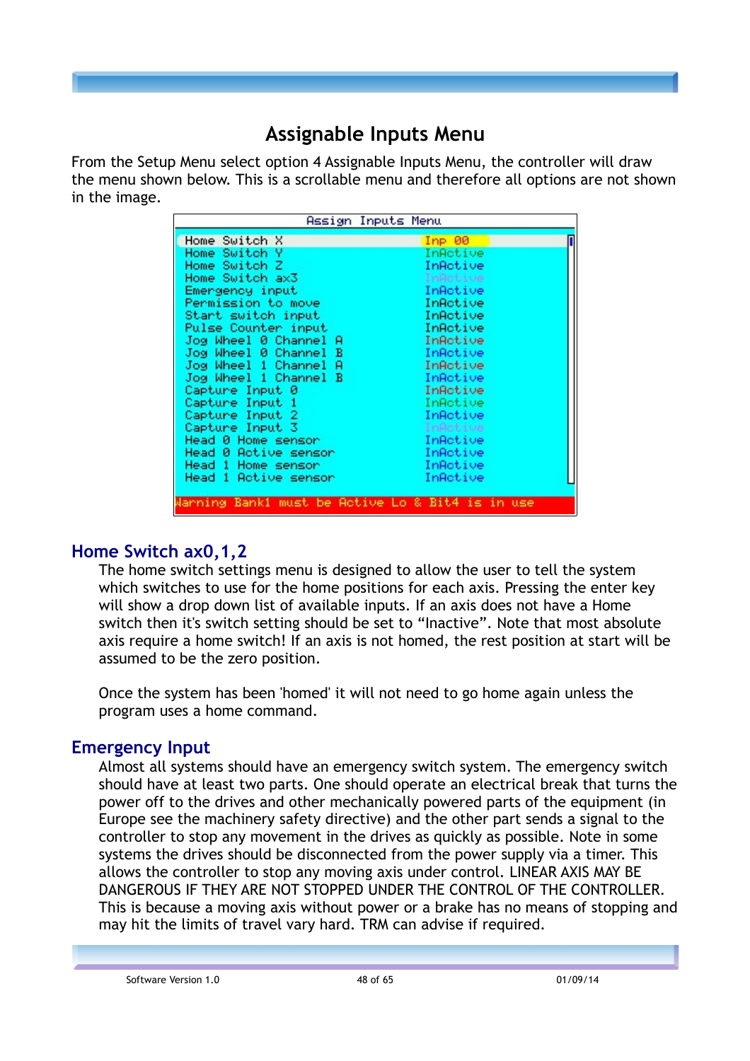# Assignable Inputs Menu

From the Setup Menu select option 4 Assignable Inputs Menu, the controller will draw the menu shown below. This is a scrollable menu and therefore all options are not shown in the image.

| Assign Inputs Menu | |
|---|---|
| Home Switch X | Inp 00 |
| Home Switch Y | InActive |
| Home Switch Z | InActive |
| Home Switch ax3 | InActive |
| Emergency input | InActive |
| Permission to move | InActive |
| Start switch input | InActive |
| Pulse Counter input | InActive |
| Jog Wheel 0 Channel A | InActive |
| Jog Wheel 0 Channel B | InActive |
| Jog Wheel 1 Channel A | InActive |
| Jog Wheel 1 Channel B | InActive |
| Capture Input 0 | InActive |
| Capture Input 1 | InActive |
| Capture Input 2 | InActive |
| Capture Input 3 | InActive |
| Head 0 Home sensor | InActive |
| Head 0 Active sensor | InActive |
| Head 1 Home sensor | InActive |
| Head 1 Active sensor | InActive |

Warning Bank1 must be Active Lo & Bit4 is in use

## Home Switch ax0,1,2

The home switch settings menu is designed to allow the user to tell the system which switches to use for the home positions for each axis. Pressing the enter key will show a drop down list of available inputs. If an axis does not have a Home switch then it's switch setting should be set to “Inactive”. Note that most absolute axis require a home switch! If an axis is not homed, the rest position at start will be assumed to be the zero position.

Once the system has been 'homed' it will not need to go home again unless the program uses a home command.

## Emergency Input

Almost all systems should have an emergency switch system. The emergency switch should have at least two parts. One should operate an electrical break that turns the power off to the drives and other mechanically powered parts of the equipment (in Europe see the machinery safety directive) and the other part sends a signal to the controller to stop any movement in the drives as quickly as possible. Note in some systems the drives should be disconnected from the power supply via a timer. This allows the controller to stop any moving axis under control. LINEAR AXIS MAY BE DANGEROUS IF THEY ARE NOT STOPPED UNDER THE CONTROL OF THE CONTROLLER. This is because a moving axis without power or a brake has no means of stopping and may hit the limits of travel vary hard. TRM can advise if required.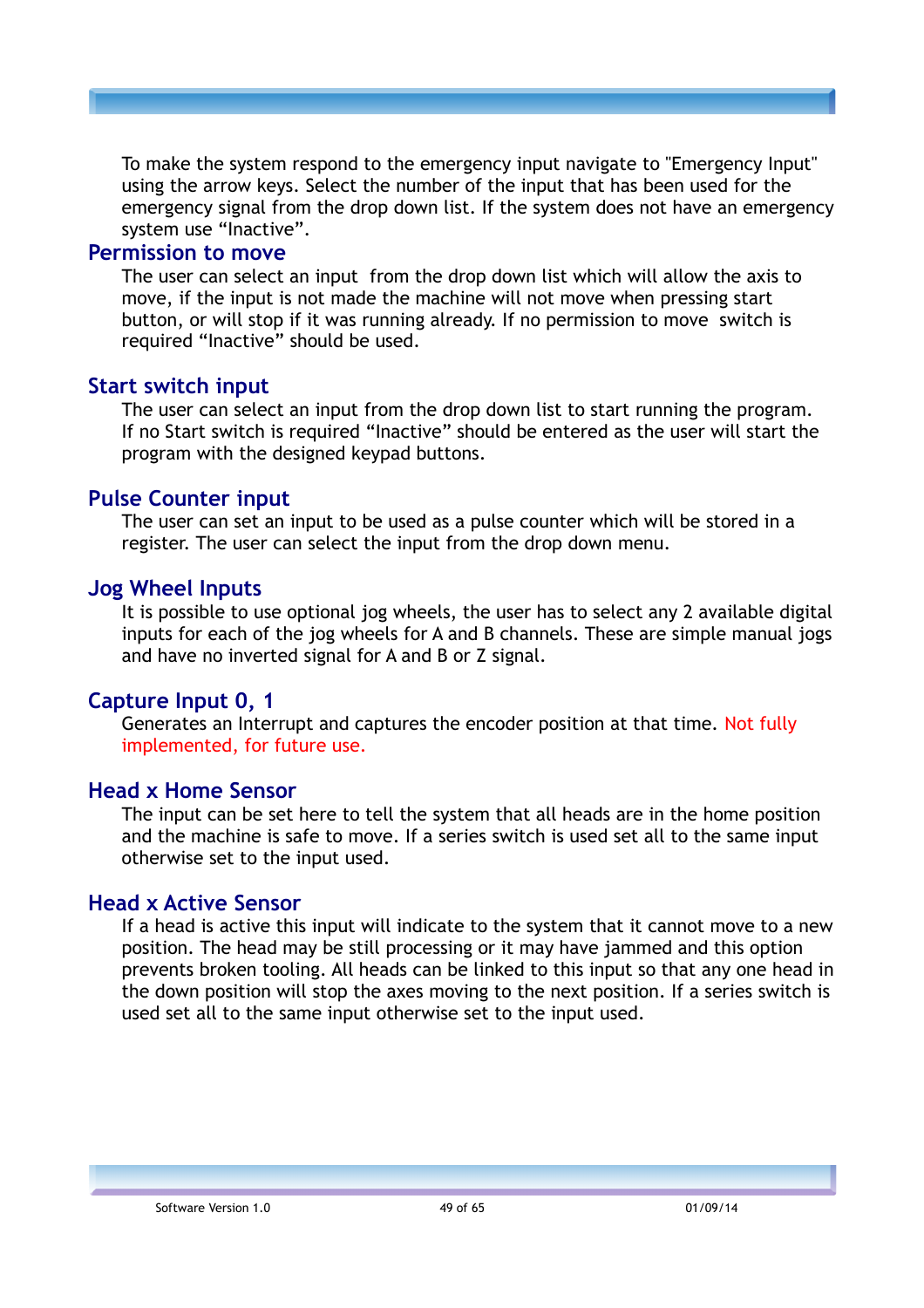To make the system respond to the emergency input navigate to "Emergency Input" using the arrow keys. Select the number of the input that has been used for the emergency signal from the drop down list. If the system does not have an emergency system use “Inactive”.

### Permission to move

The user can select an input  from the drop down list which will allow the axis to move, if the input is not made the machine will not move when pressing start button, or will stop if it was running already. If no permission to move  switch is required “Inactive” should be used.

### Start switch input

The user can select an input from the drop down list to start running the program. If no Start switch is required “Inactive” should be entered as the user will start the program with the designed keypad buttons.

### Pulse Counter input

The user can set an input to be used as a pulse counter which will be stored in a register. The user can select the input from the drop down menu.

### Jog Wheel Inputs

It is possible to use optional jog wheels, the user has to select any 2 available digital inputs for each of the jog wheels for A and B channels. These are simple manual jogs and have no inverted signal for A and B or Z signal.

### Capture Input 0, 1

Generates an Interrupt and captures the encoder position at that time. Not fully implemented, for future use.

### Head x Home Sensor

The input can be set here to tell the system that all heads are in the home position and the machine is safe to move. If a series switch is used set all to the same input otherwise set to the input used.

### Head x Active Sensor

If a head is active this input will indicate to the system that it cannot move to a new position. The head may be still processing or it may have jammed and this option prevents broken tooling. All heads can be linked to this input so that any one head in the down position will stop the axes moving to the next position. If a series switch is used set all to the same input otherwise set to the input used.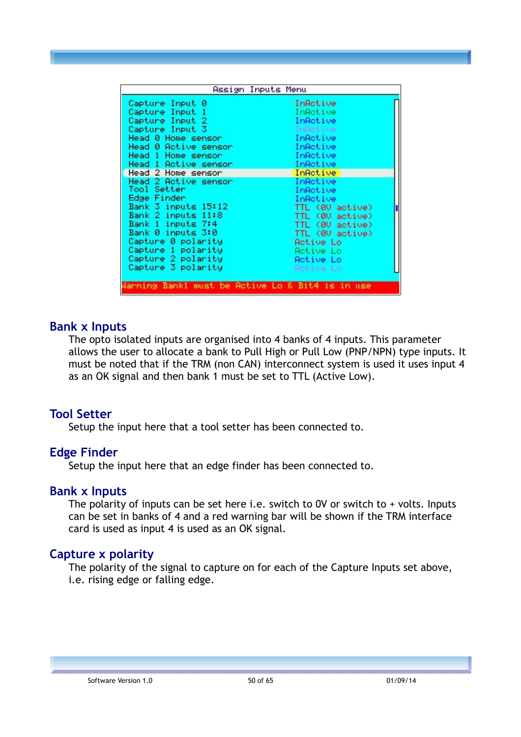| Assign Inputs Menu | |
|---|---|
| Capture Input 0 | InActive |
| Capture Input 1 | InActive |
| Capture Input 2 | InActive |
| Capture Input 3 | InActive |
| Head 0 Home sensor | InActive |
| Head 0 Active sensor | InActive |
| Head 1 Home sensor | InActive |
| Head 1 Active sensor | InActive |
| Head 2 Home sensor | InActive |
| Head 2 Active sensor | InActive |
| Tool Setter | InActive |
| Edge Finder | InActive |
| Bank 3 inputs 15:12 | TTL (0V active) |
| Bank 2 inputs 11:8 | TTL (0V active) |
| Bank 1 inputs 7:4 | TTL (0V active) |
| Bank 0 inputs 3:0 | TTL (0V active) |
| Capture 0 polarity | Active Lo |
| Capture 1 polarity | Active Lo |
| Capture 2 polarity | Active Lo |
| Capture 3 polarity | Active Lo |

Warning Bank1 must be Active Lo & Bit4 is in use

## Bank x Inputs

The opto isolated inputs are organised into 4 banks of 4 inputs. This parameter allows the user to allocate a bank to Pull High or Pull Low (PNP/NPN) type inputs. It must be noted that if the TRM (non CAN) interconnect system is used it uses input 4 as an OK signal and then bank 1 must be set to TTL (Active Low).

## Tool Setter

Setup the input here that a tool setter has been connected to.

## Edge Finder

Setup the input here that an edge finder has been connected to.

## Bank x Inputs

The polarity of inputs can be set here i.e. switch to 0V or switch to + volts. Inputs can be set in banks of 4 and a red warning bar will be shown if the TRM interface card is used as input 4 is used as an OK signal.

## Capture x polarity

The polarity of the signal to capture on for each of the Capture Inputs set above, i.e. rising edge or falling edge.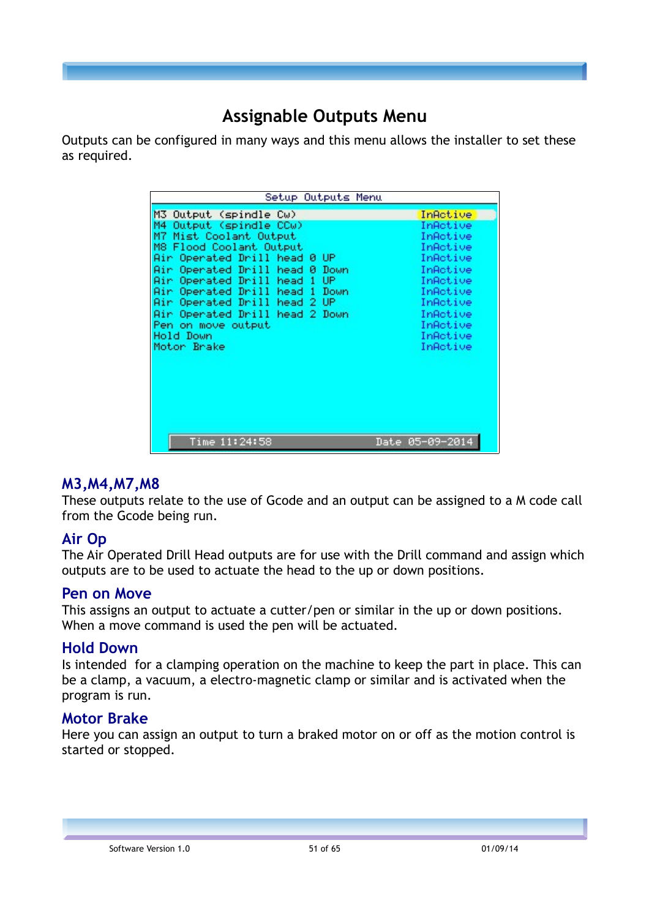# Assignable Outputs Menu

Outputs can be configured in many ways and this menu allows the installer to set these as required.

| Setup Outputs Menu | |
|---|---|
| M3 Output (spindle Cw) | InActive |
| M4 Output (spindle CCw) | InActive |
| M7 Mist Coolant Output | InActive |
| M8 Flood Coolant Output | InActive |
| Air Operated Drill head 0 UP | InActive |
| Air Operated Drill head 0 Down | InActive |
| Air Operated Drill head 1 UP | InActive |
| Air Operated Drill head 1 Down | InActive |
| Air Operated Drill head 2 UP | InActive |
| Air Operated Drill head 2 Down | InActive |
| Pen on move output | InActive |
| Hold Down | InActive |
| Motor Brake | InActive |
| Time 11:24:58 | Date 05-09-2014 |

## M3,M4,M7,M8

These outputs relate to the use of Gcode and an output can be assigned to a M code call from the Gcode being run.

## Air Op

The Air Operated Drill Head outputs are for use with the Drill command and assign which outputs are to be used to actuate the head to the up or down positions.

## Pen on Move

This assigns an output to actuate a cutter/pen or similar in the up or down positions. When a move command is used the pen will be actuated.

## Hold Down

Is intended for a clamping operation on the machine to keep the part in place. This can be a clamp, a vacuum, a electro-magnetic clamp or similar and is activated when the program is run.

## Motor Brake

Here you can assign an output to turn a braked motor on or off as the motion control is started or stopped.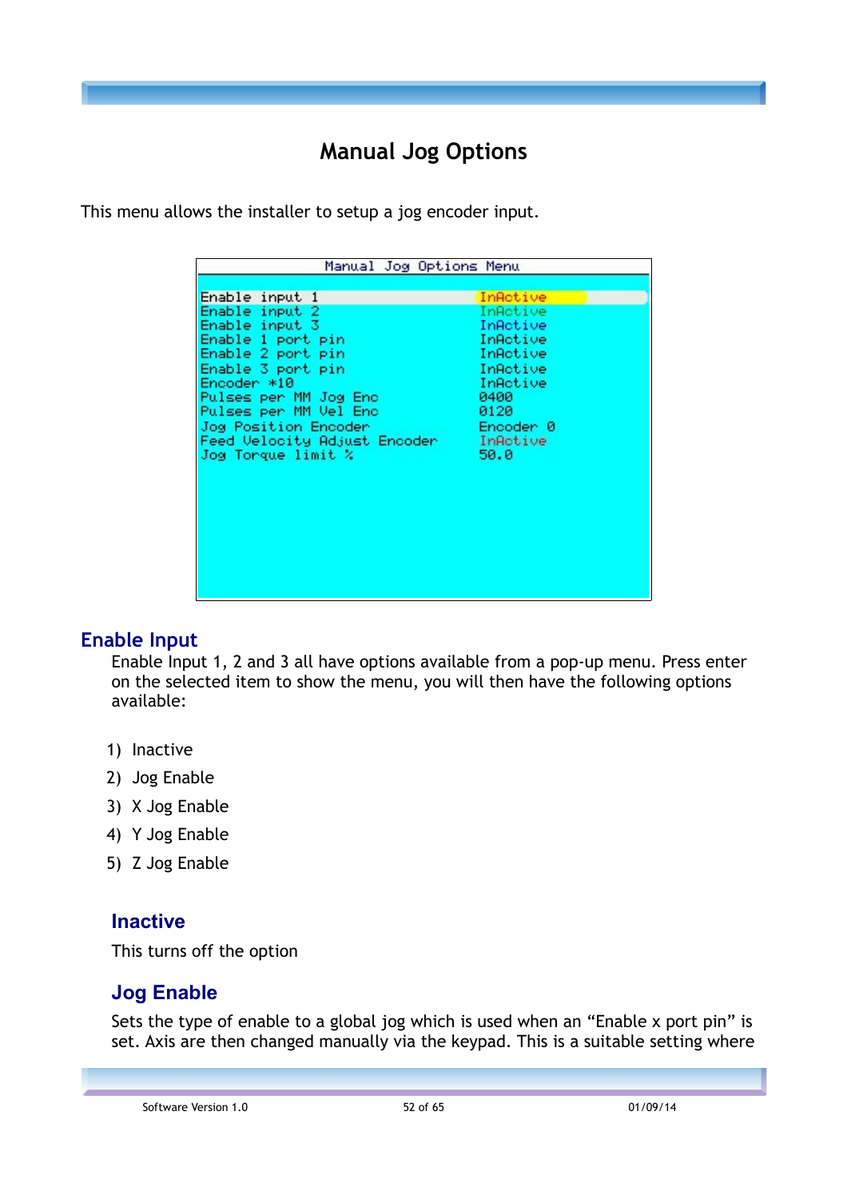# Manual Jog Options

This menu allows the installer to setup a jog encoder input.

| Manual Jog Options Menu | |
|---|---|
| Enable input 1 | InActive |
| Enable input 2 | InActive |
| Enable input 3 | InActive |
| Enable 1 port pin | InActive |
| Enable 2 port pin | InActive |
| Enable 3 port pin | InActive |
| Encoder *10 | InActive |
| Pulses per MM Jog Enc | 0400 |
| Pulses per MM Vel Enc | 0120 |
| Jog Position Encoder | Encoder 0 |
| Feed Velocity Adjust Encoder | InActive |
| Jog Torque limit % | 50.0 |

## Enable Input

Enable Input 1, 2 and 3 all have options available from a pop-up menu. Press enter on the selected item to show the menu, you will then have the following options available:

1) Inactive
2) Jog Enable
3) X Jog Enable
4) Y Jog Enable
5) Z Jog Enable

### Inactive

This turns off the option

### Jog Enable

Sets the type of enable to a global jog which is used when an “Enable x port pin” is set. Axis are then changed manually via the keypad. This is a suitable setting where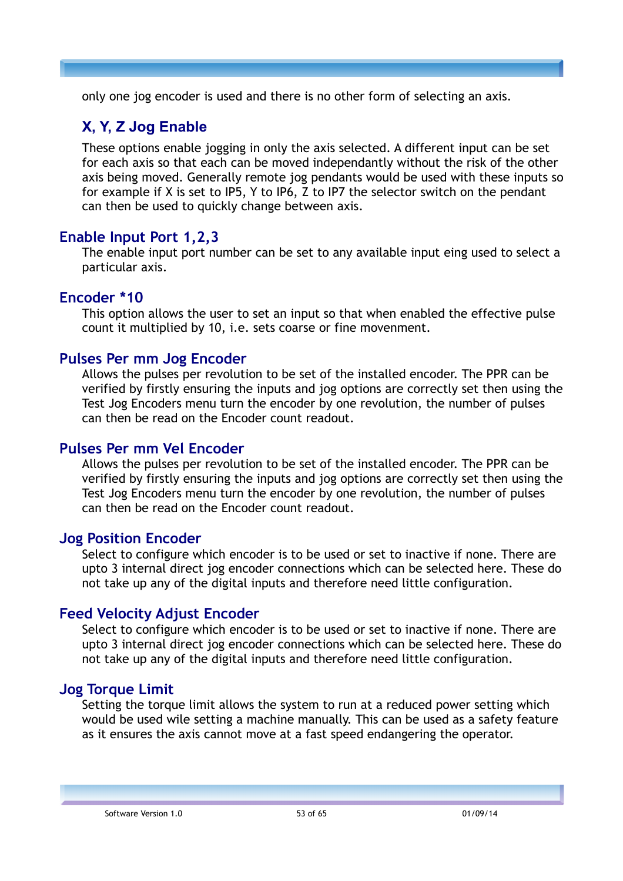only one jog encoder is used and there is no other form of selecting an axis.

### X, Y, Z Jog Enable

These options enable jogging in only the axis selected. A different input can be set for each axis so that each can be moved independantly without the risk of the other axis being moved. Generally remote jog pendants would be used with these inputs so for example if X is set to IP5, Y to IP6, Z to IP7 the selector switch on the pendant can then be used to quickly change between axis.

## Enable Input Port 1,2,3

The enable input port number can be set to any available input eing used to select a particular axis.

## Encoder *10

This option allows the user to set an input so that when enabled the effective pulse count it multiplied by 10, i.e. sets coarse or fine movenment.

## Pulses Per mm Jog Encoder

Allows the pulses per revolution to be set of the installed encoder. The PPR can be verified by firstly ensuring the inputs and jog options are correctly set then using the Test Jog Encoders menu turn the encoder by one revolution, the number of pulses can then be read on the Encoder count readout.

## Pulses Per mm Vel Encoder

Allows the pulses per revolution to be set of the installed encoder. The PPR can be verified by firstly ensuring the inputs and jog options are correctly set then using the Test Jog Encoders menu turn the encoder by one revolution, the number of pulses can then be read on the Encoder count readout.

## Jog Position Encoder

Select to configure which encoder is to be used or set to inactive if none. There are upto 3 internal direct jog encoder connections which can be selected here. These do not take up any of the digital inputs and therefore need little configuration.

## Feed Velocity Adjust Encoder

Select to configure which encoder is to be used or set to inactive if none. There are upto 3 internal direct jog encoder connections which can be selected here. These do not take up any of the digital inputs and therefore need little configuration.

## Jog Torque Limit

Setting the torque limit allows the system to run at a reduced power setting which would be used wile setting a machine manually. This can be used as a safety feature as it ensures the axis cannot move at a fast speed endangering the operator.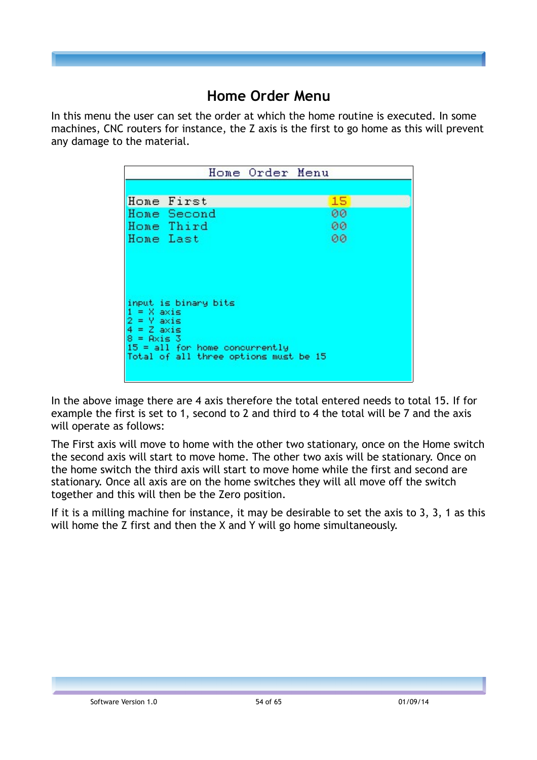# Home Order Menu

In this menu the user can set the order at which the home routine is executed. In some machines, CNC routers for instance, the Z axis is the first to go home as this will prevent any damage to the material.

```
                 Home Order Menu

Home First                        15
Home Second                       00
Home Third                        00
Home Last                         00

input is binary bits
1 = X axis
2 = Y axis
4 = Z axis
8 = Axis 3
15 = all for home concurrently
Total of all three options must be 15
```

In the above image there are 4 axis therefore the total entered needs to total 15. If for example the first is set to 1, second to 2 and third to 4 the total will be 7 and the axis will operate as follows:

The First axis will move to home with the other two stationary, once on the Home switch the second axis will start to move home. The other two axis will be stationary. Once on the home switch the third axis will start to move home while the first and second are stationary. Once all axis are on the home switches they will all move off the switch together and this will then be the Zero position.

If it is a milling machine for instance, it may be desirable to set the axis to 3, 3, 1 as this will home the Z first and then the X and Y will go home simultaneously.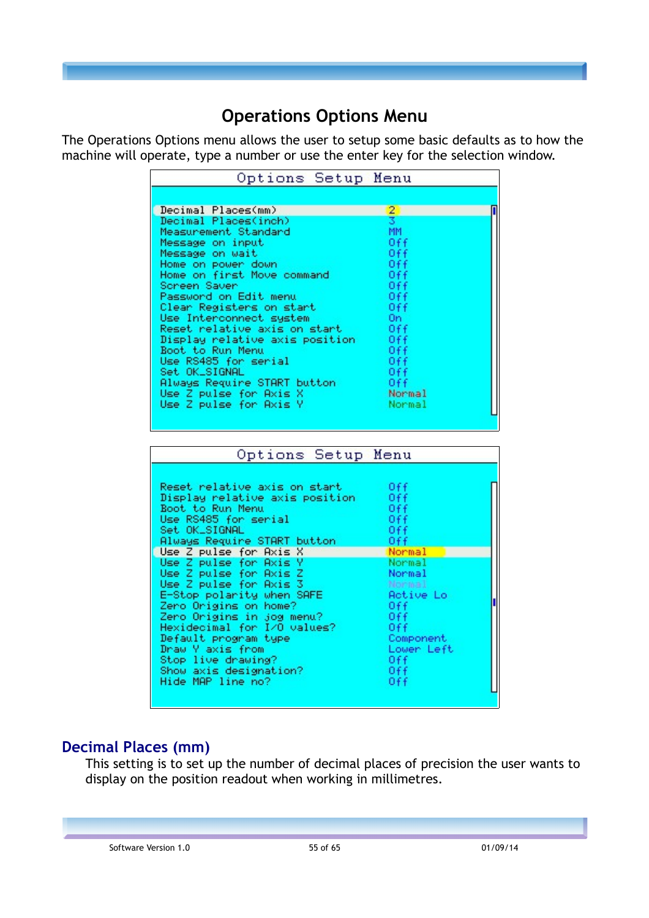## Operations Options Menu

The Operations Options menu allows the user to setup some basic defaults as to how the machine will operate, type a number or use the enter key for the selection window.

```
Options Setup Menu

Decimal Places(mm)                2
Decimal Places(inch)              3
Measurement Standard              MM
Message on input                  Off
Message on wait                   Off
Home on power down                Off
Home on first Move command        Off
Screen Saver                      Off
Password on Edit menu             Off
Clear Registers on start          Off
Use Interconnect system           On
Reset relative axis on start      Off
Display relative axis position    Off
Boot to Run Menu                  Off
Use RS485 for serial              Off
Set OK_SIGNAL                     Off
Always Require START button       Off
Use Z pulse for Axis X            Normal
Use Z pulse for Axis Y            Normal
```

```
Options Setup Menu

Reset relative axis on start      Off
Display relative axis position    Off
Boot to Run Menu                  Off
Use RS485 for serial              Off
Set OK_SIGNAL                     Off
Always Require START button       Off
Use Z pulse for Axis X            Normal
Use Z pulse for Axis Y            Normal
Use Z pulse for Axis Z            Normal
Use Z pulse for Axis 3            Normal
E-Stop polarity when SAFE         Active Lo
Zero Origins on home?             Off
Zero Origins in jog menu?         Off
Hexidecimal for I/O values?       Off
Default program type              Component
Draw Y axis from                  Lower Left
Stop live drawing?                Off
Show axis designation?            Off
Hide MAP line no?                 Off
```

## Decimal Places (mm)

This setting is to set up the number of decimal places of precision the user wants to display on the position readout when working in millimetres.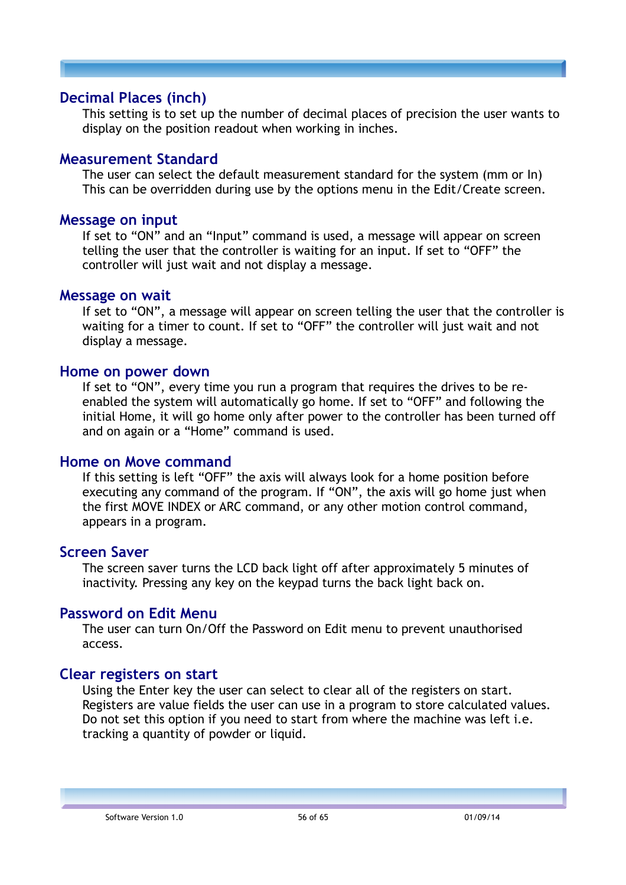## Decimal Places (inch)

This setting is to set up the number of decimal places of precision the user wants to display on the position readout when working in inches.

## Measurement Standard

The user can select the default measurement standard for the system (mm or In) This can be overridden during use by the options menu in the Edit/Create screen.

## Message on input

If set to “ON” and an “Input” command is used, a message will appear on screen telling the user that the controller is waiting for an input. If set to “OFF” the controller will just wait and not display a message.

## Message on wait

If set to “ON”, a message will appear on screen telling the user that the controller is waiting for a timer to count. If set to “OFF” the controller will just wait and not display a message.

## Home on power down

If set to “ON”, every time you run a program that requires the drives to be re-enabled the system will automatically go home. If set to “OFF” and following the initial Home, it will go home only after power to the controller has been turned off and on again or a “Home” command is used.

## Home on Move command

If this setting is left “OFF” the axis will always look for a home position before executing any command of the program. If “ON”, the axis will go home just when the first MOVE INDEX or ARC command, or any other motion control command, appears in a program.

## Screen Saver

The screen saver turns the LCD back light off after approximately 5 minutes of inactivity. Pressing any key on the keypad turns the back light back on.

## Password on Edit Menu

The user can turn On/Off the Password on Edit menu to prevent unauthorised access.

## Clear registers on start

Using the Enter key the user can select to clear all of the registers on start. Registers are value fields the user can use in a program to store calculated values. Do not set this option if you need to start from where the machine was left i.e. tracking a quantity of powder or liquid.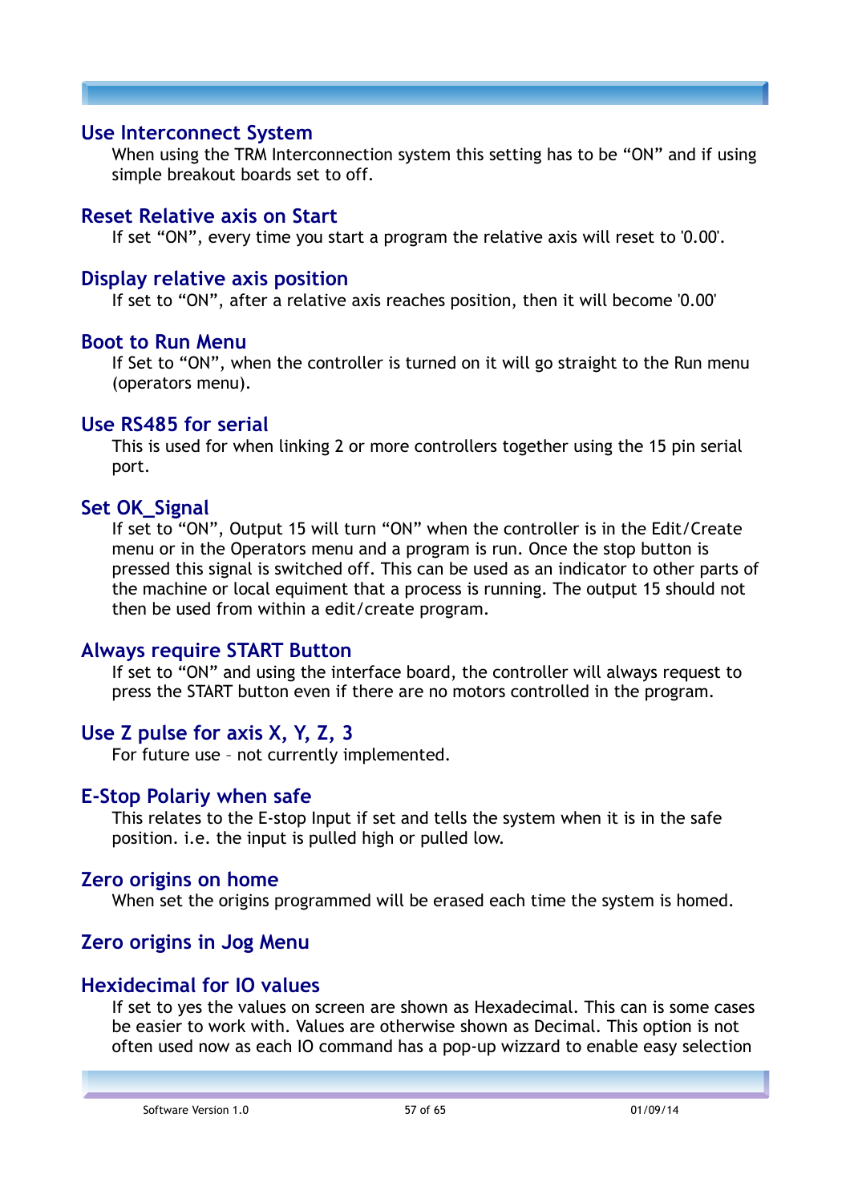## Use Interconnect System

When using the TRM Interconnection system this setting has to be “ON” and if using simple breakout boards set to off.

## Reset Relative axis on Start

If set “ON”, every time you start a program the relative axis will reset to '0.00'.

## Display relative axis position

If set to “ON”, after a relative axis reaches position, then it will become '0.00'

## Boot to Run Menu

If Set to “ON”, when the controller is turned on it will go straight to the Run menu (operators menu).

## Use RS485 for serial

This is used for when linking 2 or more controllers together using the 15 pin serial port.

## Set OK_Signal

If set to “ON”, Output 15 will turn “ON” when the controller is in the Edit/Create menu or in the Operators menu and a program is run. Once the stop button is pressed this signal is switched off. This can be used as an indicator to other parts of the machine or local equiment that a process is running. The output 15 should not then be used from within a edit/create program.

## Always require START Button

If set to “ON” and using the interface board, the controller will always request to press the START button even if there are no motors controlled in the program.

## Use Z pulse for axis X, Y, Z, 3

For future use – not currently implemented.

## E-Stop Polariy when safe

This relates to the E-stop Input if set and tells the system when it is in the safe position. i.e. the input is pulled high or pulled low.

## Zero origins on home

When set the origins programmed will be erased each time the system is homed.

## Zero origins in Jog Menu

## Hexidecimal for IO values

If set to yes the values on screen are shown as Hexadecimal. This can is some cases be easier to work with. Values are otherwise shown as Decimal. This option is not often used now as each IO command has a pop-up wizzard to enable easy selection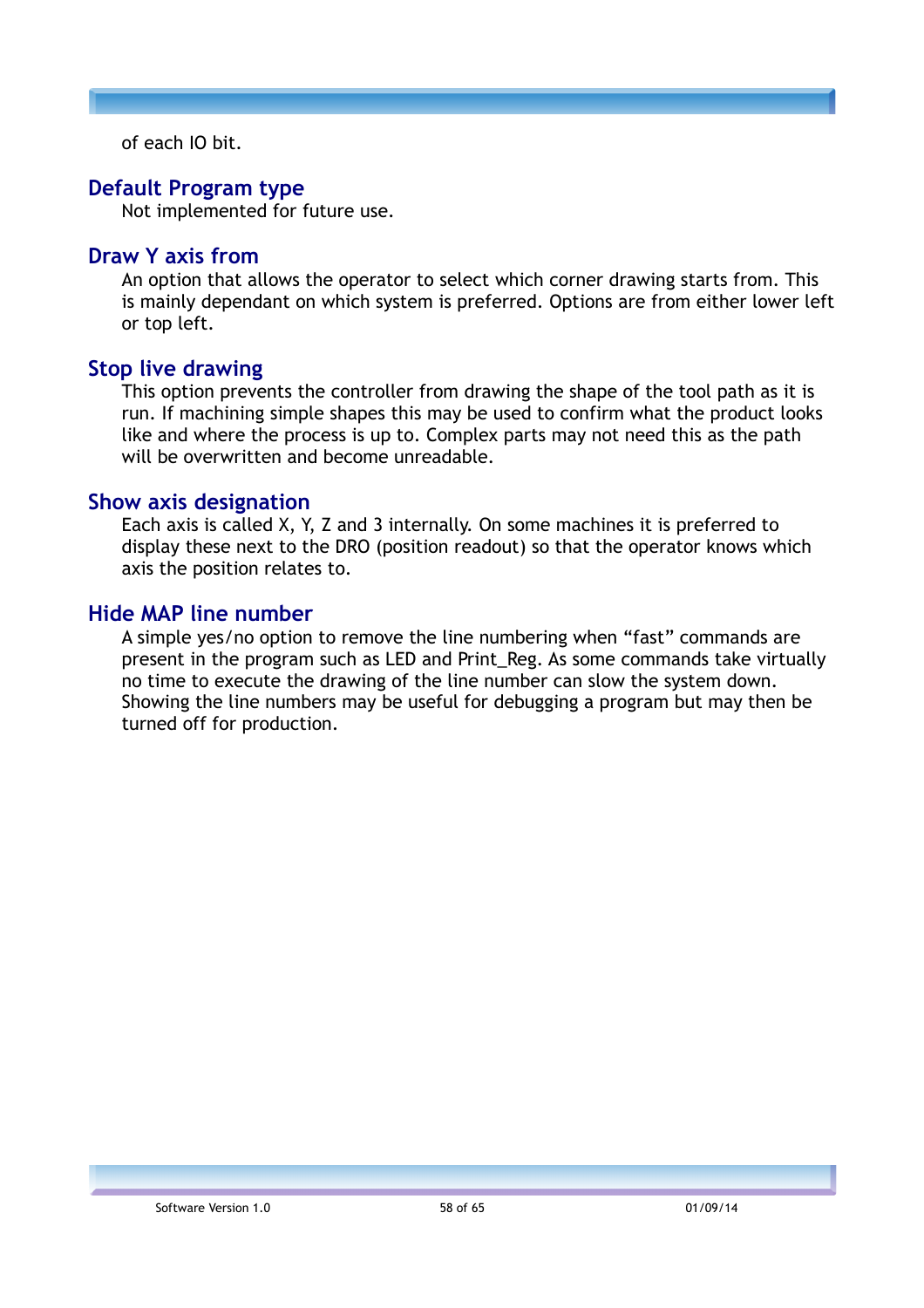of each IO bit.

## Default Program type

Not implemented for future use.

## Draw Y axis from

An option that allows the operator to select which corner drawing starts from. This is mainly dependant on which system is preferred. Options are from either lower left or top left.

## Stop live drawing

This option prevents the controller from drawing the shape of the tool path as it is run. If machining simple shapes this may be used to confirm what the product looks like and where the process is up to. Complex parts may not need this as the path will be overwritten and become unreadable.

## Show axis designation

Each axis is called X, Y, Z and 3 internally. On some machines it is preferred to display these next to the DRO (position readout) so that the operator knows which axis the position relates to.

## Hide MAP line number

A simple yes/no option to remove the line numbering when “fast” commands are present in the program such as LED and Print_Reg. As some commands take virtually no time to execute the drawing of the line number can slow the system down. Showing the line numbers may be useful for debugging a program but may then be turned off for production.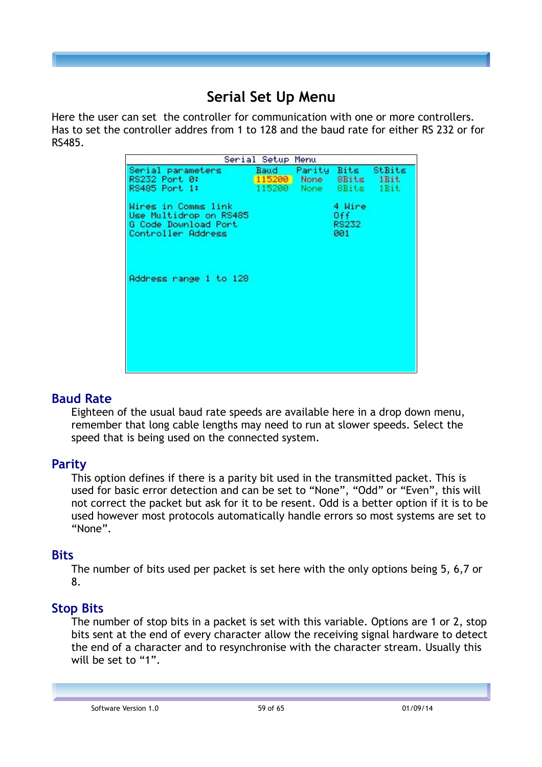# Serial Set Up Menu

Here the user can set the controller for communication with one or more controllers. Has to set the controller addres from 1 to 128 and the baud rate for either RS 232 or for RS485.

| Serial parameters | Baud | Parity | Bits | StBits |
|---|---|---|---|---|
| RS232 Port 0: | 115200 | None | 8Bits | 1Bit |
| RS485 Port 1: | 115200 | None | 8Bits | 1Bit |

| Setting | Value |
|---|---|
| Wires in Comms link | 4 Wire |
| Use Multidrop on RS485 | Off |
| G Code Download Port | RS232 |
| Controller Address | 001 |

Address range 1 to 128

## Baud Rate

Eighteen of the usual baud rate speeds are available here in a drop down menu, remember that long cable lengths may need to run at slower speeds. Select the speed that is being used on the connected system.

## Parity

This option defines if there is a parity bit used in the transmitted packet. This is used for basic error detection and can be set to “None”, “Odd” or “Even”, this will not correct the packet but ask for it to be resent. Odd is a better option if it is to be used however most protocols automatically handle errors so most systems are set to “None”.

## Bits

The number of bits used per packet is set here with the only options being 5, 6,7 or 8.

## Stop Bits

The number of stop bits in a packet is set with this variable. Options are 1 or 2, stop bits sent at the end of every character allow the receiving signal hardware to detect the end of a character and to resynchronise with the character stream. Usually this will be set to “1”.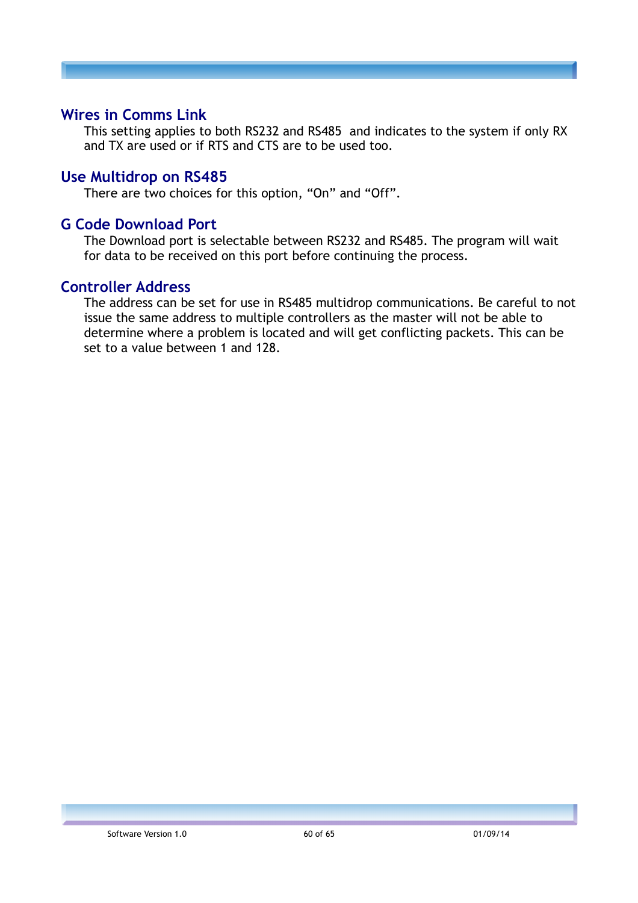## Wires in Comms Link

This setting applies to both RS232 and RS485 and indicates to the system if only RX and TX are used or if RTS and CTS are to be used too.

## Use Multidrop on RS485

There are two choices for this option, “On” and “Off”.

## G Code Download Port

The Download port is selectable between RS232 and RS485. The program will wait for data to be received on this port before continuing the process.

## Controller Address

The address can be set for use in RS485 multidrop communications. Be careful to not issue the same address to multiple controllers as the master will not be able to determine where a problem is located and will get conflicting packets. This can be set to a value between 1 and 128.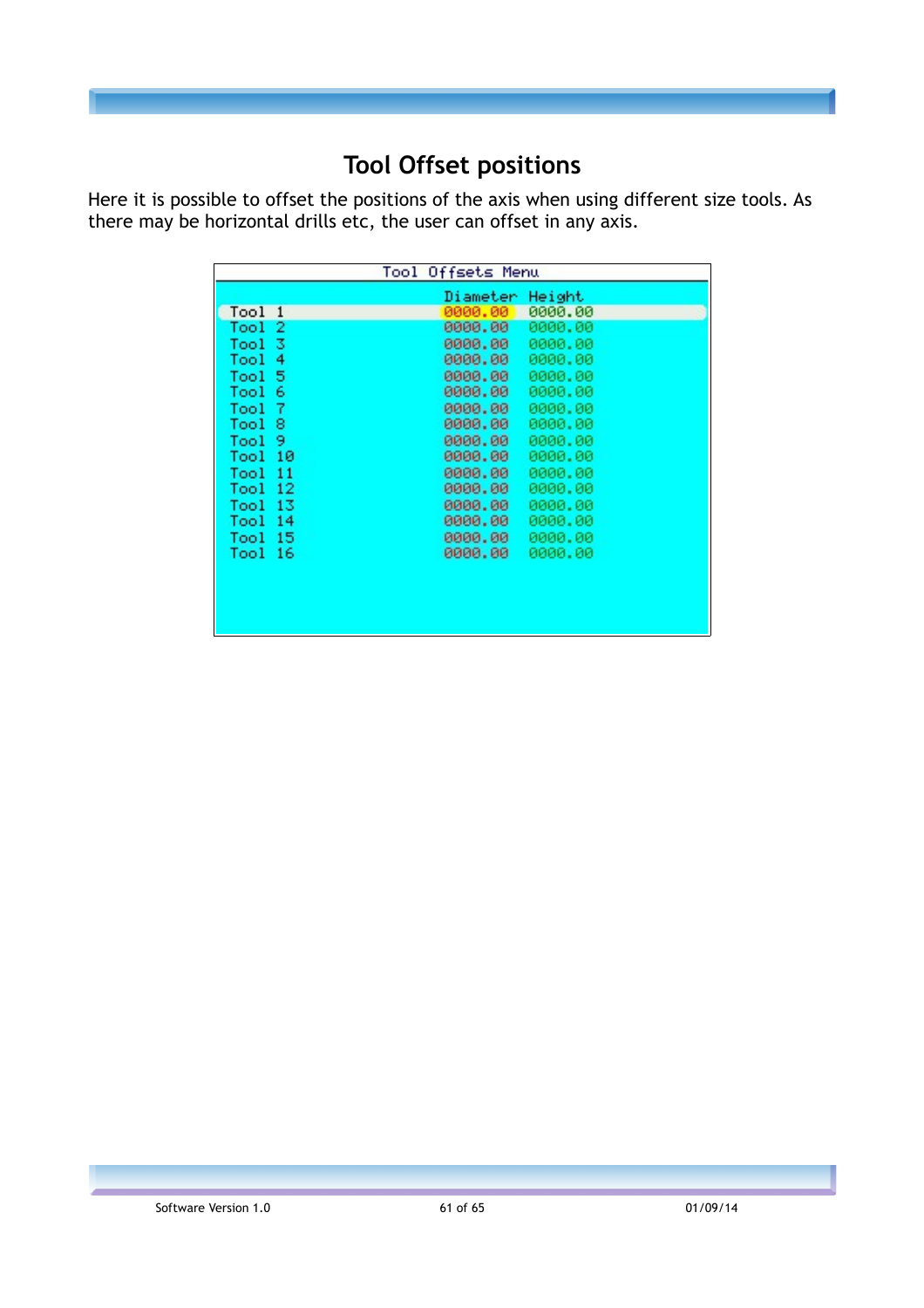## Tool Offset positions

Here it is possible to offset the positions of the axis when using different size tools. As there may be horizontal drills etc, the user can offset in any axis.

Tool Offsets Menu

| | Diameter | Height |
|---|---|---|
| Tool 1 | 0000.00 | 0000.00 |
| Tool 2 | 0000.00 | 0000.00 |
| Tool 3 | 0000.00 | 0000.00 |
| Tool 4 | 0000.00 | 0000.00 |
| Tool 5 | 0000.00 | 0000.00 |
| Tool 6 | 0000.00 | 0000.00 |
| Tool 7 | 0000.00 | 0000.00 |
| Tool 8 | 0000.00 | 0000.00 |
| Tool 9 | 0000.00 | 0000.00 |
| Tool 10 | 0000.00 | 0000.00 |
| Tool 11 | 0000.00 | 0000.00 |
| Tool 12 | 0000.00 | 0000.00 |
| Tool 13 | 0000.00 | 0000.00 |
| Tool 14 | 0000.00 | 0000.00 |
| Tool 15 | 0000.00 | 0000.00 |
| Tool 16 | 0000.00 | 0000.00 |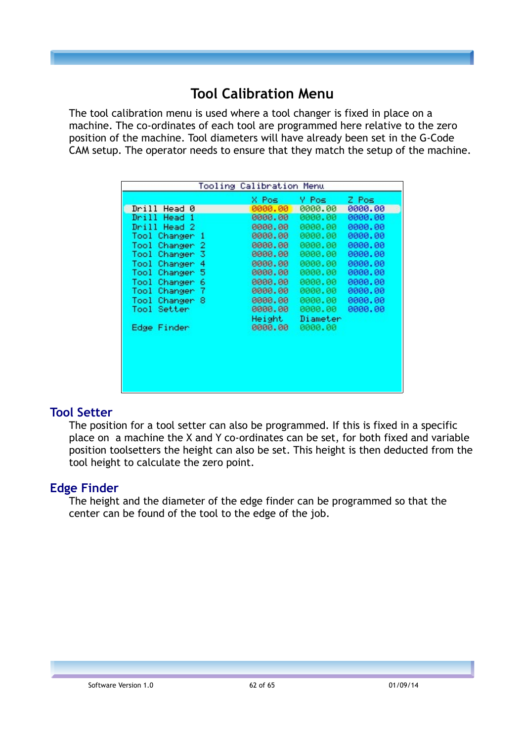# Tool Calibration Menu

The tool calibration menu is used where a tool changer is fixed in place on a machine. The co-ordinates of each tool are programmed here relative to the zero position of the machine. Tool diameters will have already been set in the G-Code CAM setup. The operator needs to ensure that they match the setup of the machine.

Tooling Calibration Menu

| | X Pos | Y Pos | Z Pos |
|---|---|---|---|
| Drill Head 0 | 0000.00 | 0000.00 | 0000.00 |
| Drill Head 1 | 0000.00 | 0000.00 | 0000.00 |
| Drill Head 2 | 0000.00 | 0000.00 | 0000.00 |
| Tool Changer 1 | 0000.00 | 0000.00 | 0000.00 |
| Tool Changer 2 | 0000.00 | 0000.00 | 0000.00 |
| Tool Changer 3 | 0000.00 | 0000.00 | 0000.00 |
| Tool Changer 4 | 0000.00 | 0000.00 | 0000.00 |
| Tool Changer 5 | 0000.00 | 0000.00 | 0000.00 |
| Tool Changer 6 | 0000.00 | 0000.00 | 0000.00 |
| Tool Changer 7 | 0000.00 | 0000.00 | 0000.00 |
| Tool Changer 8 | 0000.00 | 0000.00 | 0000.00 |
| Tool Setter | 0000.00 | 0000.00 | 0000.00 |
| | Height | Diameter | |
| Edge Finder | 0000.00 | 0000.00 | |

## Tool Setter

The position for a tool setter can also be programmed. If this is fixed in a specific place on a machine the X and Y co-ordinates can be set, for both fixed and variable position toolsetters the height can also be set. This height is then deducted from the tool height to calculate the zero point.

## Edge Finder

The height and the diameter of the edge finder can be programmed so that the center can be found of the tool to the edge of the job.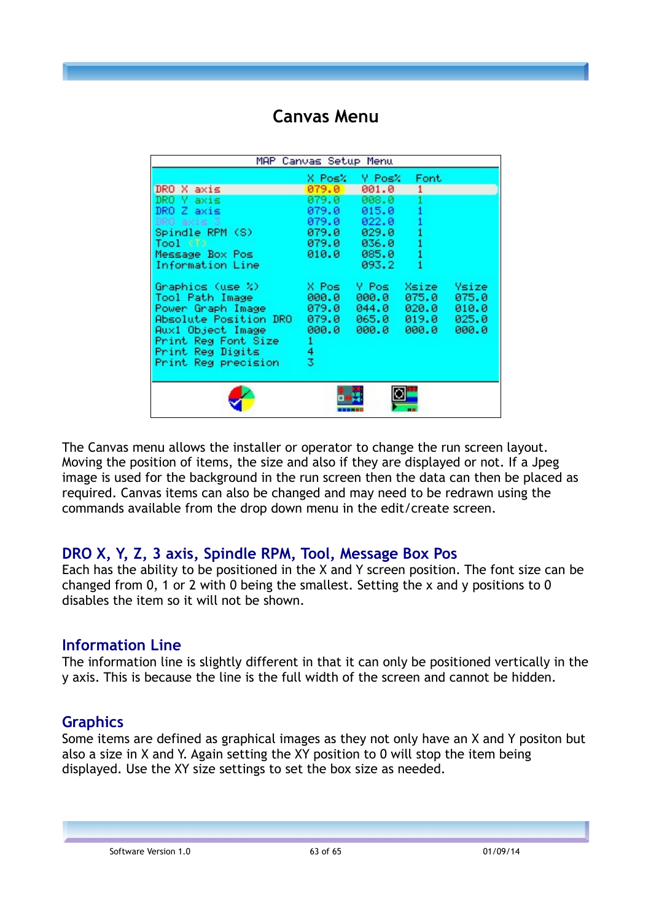# Canvas Menu

| MAP Canvas Setup Menu | | | | |
|---|---|---|---|---|
| | X Pos% | Y Pos% | Font | |
| DRO X axis | 079.0 | 001.0 | 1 | |
| DRO Y axis | 079.0 | 008.0 | 1 | |
| DRO Z axis | 079.0 | 015.0 | 1 | |
| DRO axis 3 | 079.0 | 022.0 | 1 | |
| Spindle RPM (S) | 079.0 | 029.0 | 1 | |
| Tool (T) | 079.0 | 036.0 | 1 | |
| Message Box Pos | 010.0 | 085.0 | 1 | |
| Information Line | | 093.2 | 1 | |
| Graphics (use %) | X Pos | Y Pos | Xsize | Ysize |
| Tool Path Image | 000.0 | 000.0 | 075.0 | 075.0 |
| Power Graph Image | 079.0 | 044.0 | 020.0 | 010.0 |
| Absolute Position DRO | 079.0 | 065.0 | 019.0 | 025.0 |
| Aux1 Object Image | 000.0 | 000.0 | 000.0 | 000.0 |
| Print Reg Font Size | 1 | | | |
| Print Reg Digits | 4 | | | |
| Print Reg precision | 3 | | | |

The Canvas menu allows the installer or operator to change the run screen layout. Moving the position of items, the size and also if they are displayed or not. If a Jpeg image is used for the background in the run screen then the data can then be placed as required. Canvas items can also be changed and may need to be redrawn using the commands available from the drop down menu in the edit/create screen.

## DRO X, Y, Z, 3 axis, Spindle RPM, Tool, Message Box Pos

Each has the ability to be positioned in the X and Y screen position. The font size can be changed from 0, 1 or 2 with 0 being the smallest. Setting the x and y positions to 0 disables the item so it will not be shown.

## Information Line

The information line is slightly different in that it can only be positioned vertically in the y axis. This is because the line is the full width of the screen and cannot be hidden.

## Graphics

Some items are defined as graphical images as they not only have an X and Y positon but also a size in X and Y. Again setting the XY position to 0 will stop the item being displayed. Use the XY size settings to set the box size as needed.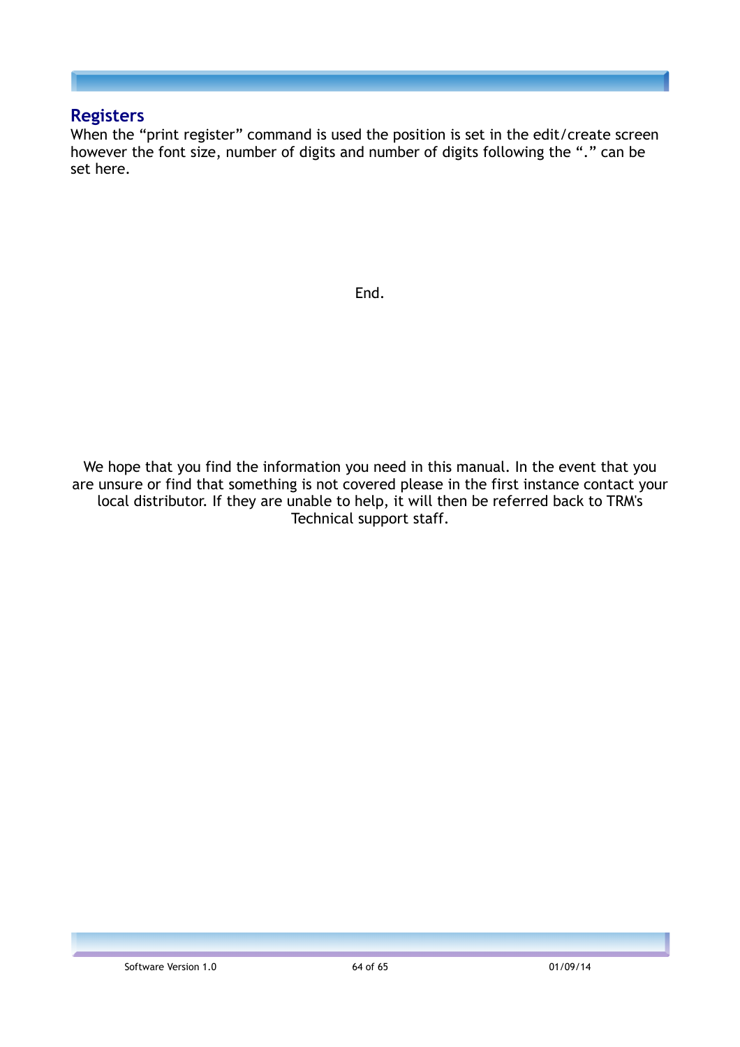## Registers

When the “print register” command is used the position is set in the edit/create screen however the font size, number of digits and number of digits following the “.” can be set here.

End.

We hope that you find the information you need in this manual. In the event that you are unsure or find that something is not covered please in the first instance contact your local distributor. If they are unable to help, it will then be referred back to TRM's Technical support staff.